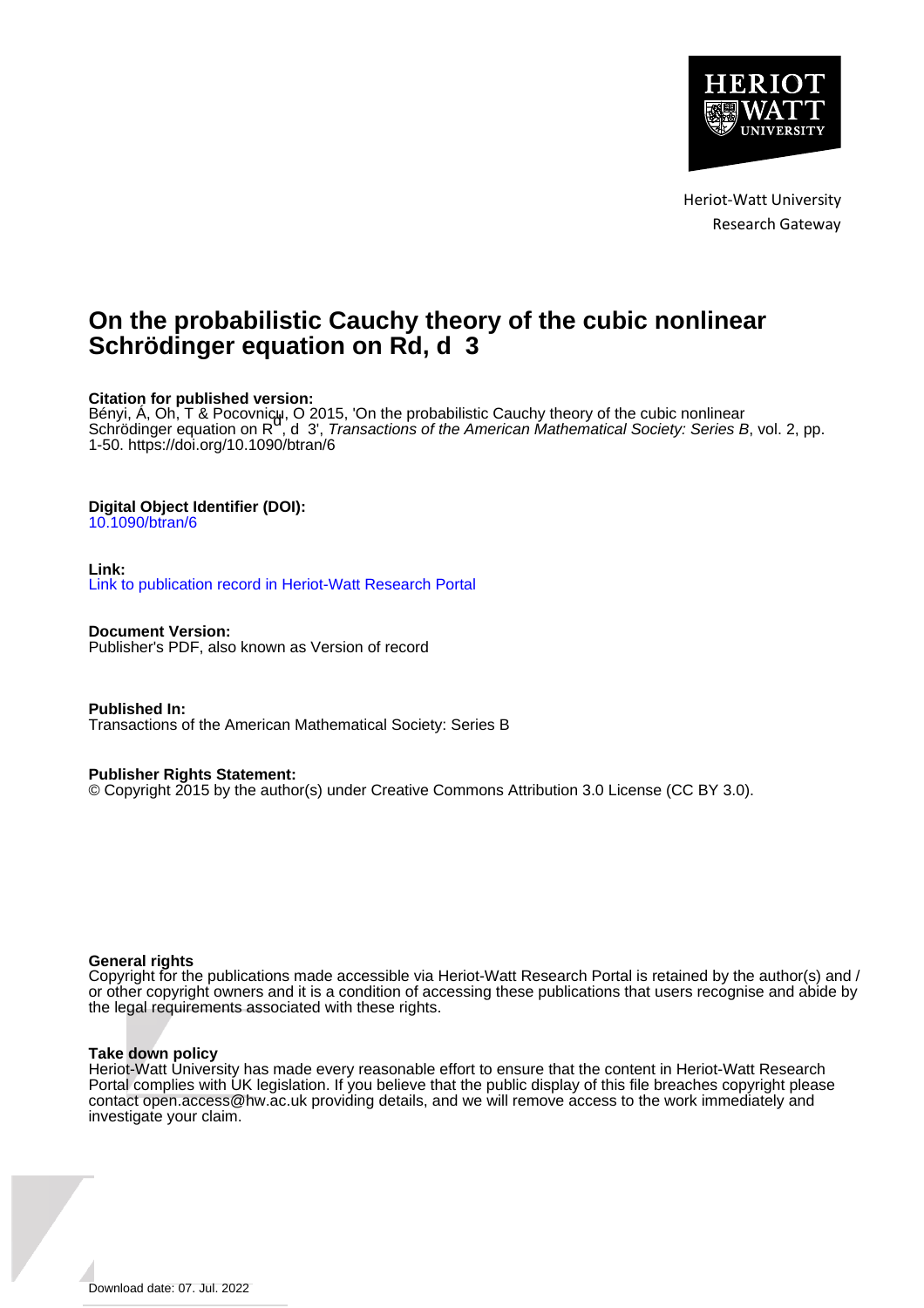Heriot-Watt University
Research Gateway

# On the probabilistic Cauchy theory of the cubic nonlinear Schrödinger equation on Rd, d 3

**Citation for published version:**
Bényi, Á, Oh, T & Pocovnicu, O 2015, 'On the probabilistic Cauchy theory of the cubic nonlinear Schrödinger equation on $R^d$, d 3', *Transactions of the American Mathematical Society: Series B*, vol. 2, pp. 1-50. https://doi.org/10.1090/btran/6

**Digital Object Identifier (DOI):**
10.1090/btran/6

**Link:**
Link to publication record in Heriot-Watt Research Portal

**Document Version:**
Publisher's PDF, also known as Version of record

**Published In:**
Transactions of the American Mathematical Society: Series B

**Publisher Rights Statement:**
© Copyright 2015 by the author(s) under Creative Commons Attribution 3.0 License (CC BY 3.0).

**General rights**
Copyright for the publications made accessible via Heriot-Watt Research Portal is retained by the author(s) and / or other copyright owners and it is a condition of accessing these publications that users recognise and abide by the legal requirements associated with these rights.

**Take down policy**
Heriot-Watt University has made every reasonable effort to ensure that the content in Heriot-Watt Research Portal complies with UK legislation. If you believe that the public display of this file breaches copyright please contact open.access@hw.ac.uk providing details, and we will remove access to the work immediately and investigate your claim.

Download date: 07. Jul. 2022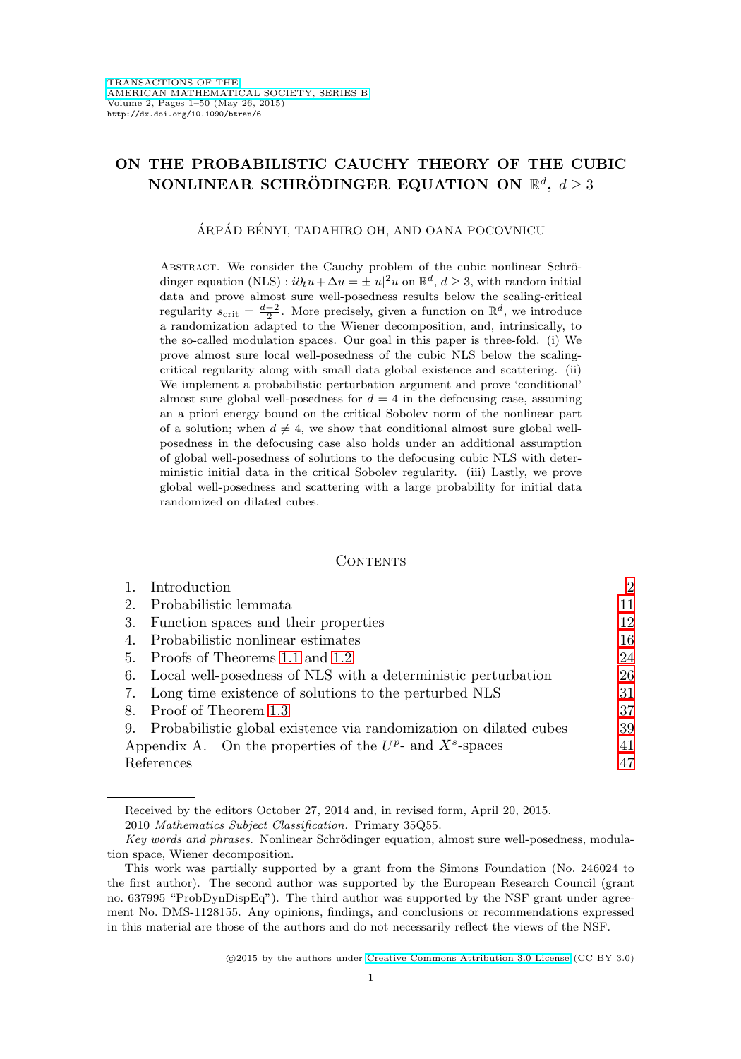# ON THE PROBABILISTIC CAUCHY THEORY OF THE CUBIC NONLINEAR SCHRÖDINGER EQUATION ON $\mathbb{R}^d$, $d \geq 3$

ÁRPÁD BÉNYI, TADAHIRO OH, AND OANA POCOVNICU

Abstract. We consider the Cauchy problem of the cubic nonlinear Schrödinger equation (NLS) : $i\partial_t u + \Delta u = \pm |u|^2 u$ on $\mathbb{R}^d$, $d \geq 3$, with random initial data and prove almost sure well-posedness results below the scaling-critical regularity $s_{\text{crit}} = \frac{d-2}{2}$. More precisely, given a function on $\mathbb{R}^d$, we introduce a randomization adapted to the Wiener decomposition, and, intrinsically, to the so-called modulation spaces. Our goal in this paper is three-fold. (i) We prove almost sure local well-posedness of the cubic NLS below the scaling-critical regularity along with small data global existence and scattering. (ii) We implement a probabilistic perturbation argument and prove 'conditional' almost sure global well-posedness for $d = 4$ in the defocusing case, assuming an a priori energy bound on the critical Sobolev norm of the nonlinear part of a solution; when $d \neq 4$, we show that conditional almost sure global well-posedness in the defocusing case also holds under an additional assumption of global well-posedness of solutions to the defocusing cubic NLS with deterministic initial data in the critical Sobolev regularity. (iii) Lastly, we prove global well-posedness and scattering with a large probability for initial data randomized on dilated cubes.

## Contents

1. Introduction 2
2. Probabilistic lemmata 11
3. Function spaces and their properties 12
4. Probabilistic nonlinear estimates 16
5. Proofs of Theorems 1.1 and 1.2 24
6. Local well-posedness of NLS with a deterministic perturbation 26
7. Long time existence of solutions to the perturbed NLS 31
8. Proof of Theorem 1.3 37
9. Probabilistic global existence via randomization on dilated cubes 39

Appendix A. On the properties of the $U^p$- and $X^s$-spaces 41

References 47

---

Received by the editors October 27, 2014 and, in revised form, April 20, 2015.

2010 *Mathematics Subject Classification.* Primary 35Q55.

*Key words and phrases.* Nonlinear Schrödinger equation, almost sure well-posedness, modulation space, Wiener decomposition.

This work was partially supported by a grant from the Simons Foundation (No. 246024 to the first author). The second author was supported by the European Research Council (grant no. 637995 "ProbDynDispEq"). The third author was supported by the NSF grant under agreement No. DMS-1128155. Any opinions, findings, and conclusions or recommendations expressed in this material are those of the authors and do not necessarily reflect the views of the NSF.

©2015 by the authors under Creative Commons Attribution 3.0 License (CC BY 3.0)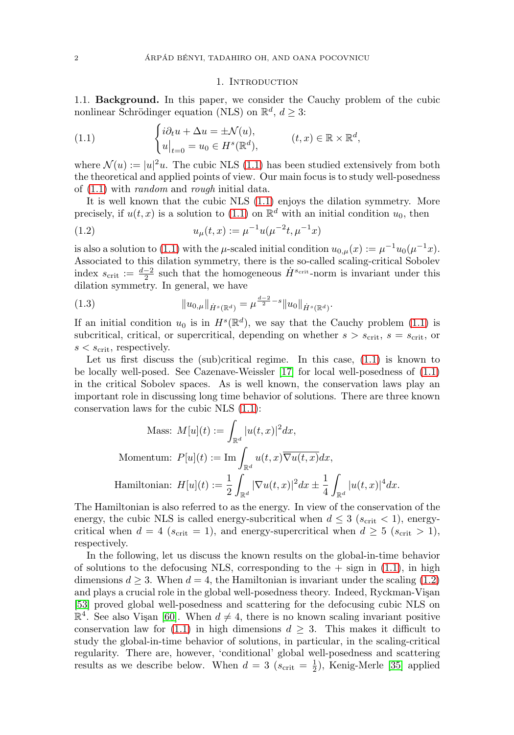## 1. Introduction

1.1. **Background.** In this paper, we consider the Cauchy problem of the cubic nonlinear Schrödinger equation (NLS) on $\mathbb{R}^d$, $d \geq 3$:

$$
\begin{cases} i\partial_t u + \Delta u = \pm \mathcal{N}(u), \\ u\big|_{t=0} = u_0 \in H^s(\mathbb{R}^d), \end{cases} \qquad (t,x) \in \mathbb{R} \times \mathbb{R}^d, \tag{1.1}
$$

where $\mathcal{N}(u) := |u|^2 u$. The cubic NLS (1.1) has been studied extensively from both the theoretical and applied points of view. Our main focus is to study well-posedness of (1.1) with *random* and *rough* initial data.

It is well known that the cubic NLS (1.1) enjoys the dilation symmetry. More precisely, if $u(t,x)$ is a solution to (1.1) on $\mathbb{R}^d$ with an initial condition $u_0$, then

$$
u_\mu(t,x) := \mu^{-1} u(\mu^{-2}t, \mu^{-1}x) \tag{1.2}
$$

is also a solution to (1.1) with the $\mu$-scaled initial condition $u_{0,\mu}(x) := \mu^{-1}u_0(\mu^{-1}x)$. Associated to this dilation symmetry, there is the so-called scaling-critical Sobolev index $s_{\text{crit}} := \frac{d-2}{2}$ such that the homogeneous $\dot{H}^{s_{\text{crit}}}$-norm is invariant under this dilation symmetry. In general, we have

$$
\|u_{0,\mu}\|_{\dot{H}^s(\mathbb{R}^d)} = \mu^{\frac{d-2}{2}-s}\|u_0\|_{\dot{H}^s(\mathbb{R}^d)}. \tag{1.3}
$$

If an initial condition $u_0$ is in $H^s(\mathbb{R}^d)$, we say that the Cauchy problem (1.1) is subcritical, critical, or supercritical, depending on whether $s > s_{\text{crit}}$, $s = s_{\text{crit}}$, or $s < s_{\text{crit}}$, respectively.

Let us first discuss the (sub)critical regime. In this case, (1.1) is known to be locally well-posed. See Cazenave-Weissler [17] for local well-posedness of (1.1) in the critical Sobolev spaces. As is well known, the conservation laws play an important role in discussing long time behavior of solutions. There are three known conservation laws for the cubic NLS (1.1):

$$
\text{Mass: } M[u](t) := \int_{\mathbb{R}^d} |u(t,x)|^2 dx,
$$

$$
\text{Momentum: } P[u](t) := \operatorname{Im} \int_{\mathbb{R}^d} u(t,x)\overline{\nabla u(t,x)} dx,
$$

$$
\text{Hamiltonian: } H[u](t) := \frac{1}{2}\int_{\mathbb{R}^d} |\nabla u(t,x)|^2 dx \pm \frac{1}{4}\int_{\mathbb{R}^d} |u(t,x)|^4 dx.
$$

The Hamiltonian is also referred to as the energy. In view of the conservation of the energy, the cubic NLS is called energy-subcritical when $d \leq 3$ ($s_{\text{crit}} < 1$), energy-critical when $d = 4$ ($s_{\text{crit}} = 1$), and energy-supercritical when $d \geq 5$ ($s_{\text{crit}} > 1$), respectively.

In the following, let us discuss the known results on the global-in-time behavior of solutions to the defocusing NLS, corresponding to the $+$ sign in (1.1), in high dimensions $d \geq 3$. When $d = 4$, the Hamiltonian is invariant under the scaling (1.2) and plays a crucial role in the global well-posedness theory. Indeed, Ryckman-Vişan [53] proved global well-posedness and scattering for the defocusing cubic NLS on $\mathbb{R}^4$. See also Vişan [60]. When $d \neq 4$, there is no known scaling invariant positive conservation law for (1.1) in high dimensions $d \geq 3$. This makes it difficult to study the global-in-time behavior of solutions, in particular, in the scaling-critical regularity. There are, however, 'conditional' global well-posedness and scattering results as we describe below. When $d = 3$ ($s_{\text{crit}} = \frac{1}{2}$), Kenig-Merle [35] applied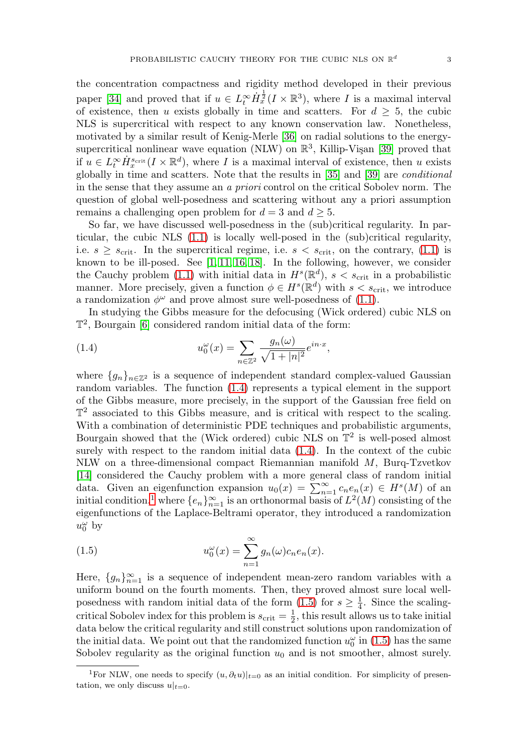the concentration compactness and rigidity method developed in their previous paper [34] and proved that if $u \in L_t^\infty \dot{H}_x^{\frac{1}{2}}(I \times \mathbb{R}^3)$, where $I$ is a maximal interval of existence, then $u$ exists globally in time and scatters. For $d \geq 5$, the cubic NLS is supercritical with respect to any known conservation law. Nonetheless, motivated by a similar result of Kenig-Merle [36] on radial solutions to the energy-supercritical nonlinear wave equation (NLW) on $\mathbb{R}^3$, Killip-Vişan [39] proved that if $u \in L_t^\infty \dot{H}_x^{s_{\text{crit}}}(I \times \mathbb{R}^d)$, where $I$ is a maximal interval of existence, then $u$ exists globally in time and scatters. Note that the results in [35] and [39] are *conditional* in the sense that they assume an *a priori* control on the critical Sobolev norm. The question of global well-posedness and scattering without any a priori assumption remains a challenging open problem for $d = 3$ and $d \geq 5$.

So far, we have discussed well-posedness in the (sub)critical regularity. In particular, the cubic NLS (1.1) is locally well-posed in the (sub)critical regularity, i.e. $s \geq s_{\text{crit}}$. In the supercritical regime, i.e. $s < s_{\text{crit}}$, on the contrary, (1.1) is known to be ill-posed. See [1, 11, 16, 18]. In the following, however, we consider the Cauchy problem (1.1) with initial data in $H^s(\mathbb{R}^d)$, $s < s_{\text{crit}}$ in a probabilistic manner. More precisely, given a function $\phi \in H^s(\mathbb{R}^d)$ with $s < s_{\text{crit}}$, we introduce a randomization $\phi^\omega$ and prove almost sure well-posedness of (1.1).

In studying the Gibbs measure for the defocusing (Wick ordered) cubic NLS on $\mathbb{T}^2$, Bourgain [6] considered random initial data of the form:

$$u_0^\omega(x) = \sum_{n \in \mathbb{Z}^2} \frac{g_n(\omega)}{\sqrt{1 + |n|^2}} e^{in \cdot x}, \tag{1.4}$$

where $\{g_n\}_{n \in \mathbb{Z}^2}$ is a sequence of independent standard complex-valued Gaussian random variables. The function (1.4) represents a typical element in the support of the Gibbs measure, more precisely, in the support of the Gaussian free field on $\mathbb{T}^2$ associated to this Gibbs measure, and is critical with respect to the scaling. With a combination of deterministic PDE techniques and probabilistic arguments, Bourgain showed that the (Wick ordered) cubic NLS on $\mathbb{T}^2$ is well-posed almost surely with respect to the random initial data (1.4). In the context of the cubic NLW on a three-dimensional compact Riemannian manifold $M$, Burq-Tzvetkov [14] considered the Cauchy problem with a more general class of random initial data. Given an eigenfunction expansion $u_0(x) = \sum_{n=1}^\infty c_n e_n(x) \in H^s(M)$ of an initial condition,[1] where $\{e_n\}_{n=1}^\infty$ is an orthonormal basis of $L^2(M)$ consisting of the eigenfunctions of the Laplace-Beltrami operator, they introduced a randomization $u_0^\omega$ by

$$u_0^\omega(x) = \sum_{n=1}^\infty g_n(\omega) c_n e_n(x). \tag{1.5}$$

Here, $\{g_n\}_{n=1}^\infty$ is a sequence of independent mean-zero random variables with a uniform bound on the fourth moments. Then, they proved almost sure local well-posedness with random initial data of the form (1.5) for $s \geq \frac{1}{4}$. Since the scaling-critical Sobolev index for this problem is $s_{\text{crit}} = \frac{1}{2}$, this result allows us to take initial data below the critical regularity and still construct solutions upon randomization of the initial data. We point out that the randomized function $u_0^\omega$ in (1.5) has the same Sobolev regularity as the original function $u_0$ and is not smoother, almost surely.

[1] For NLW, one needs to specify $(u, \partial_t u)|_{t=0}$ as an initial condition. For simplicity of presentation, we only discuss $u|_{t=0}$.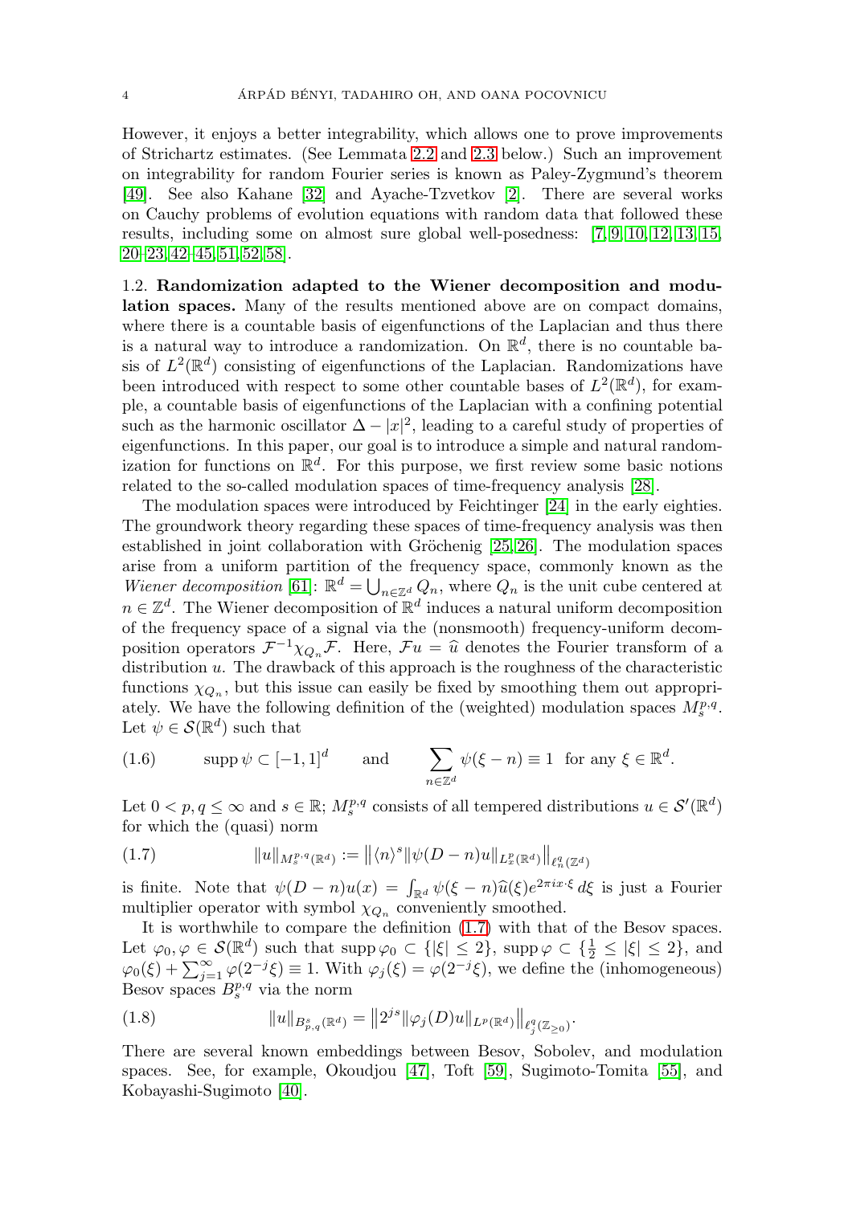However, it enjoys a better integrability, which allows one to prove improvements of Strichartz estimates. (See Lemmata 2.2 and 2.3 below.) Such an improvement on integrability for random Fourier series is known as Paley-Zygmund's theorem [49]. See also Kahane [32] and Ayache-Tzvetkov [2]. There are several works on Cauchy problems of evolution equations with random data that followed these results, including some on almost sure global well-posedness: [7, 9, 10, 12, 13, 15, 20–23, 42–45, 51, 52, 58].

**1.2. Randomization adapted to the Wiener decomposition and modulation spaces.** Many of the results mentioned above are on compact domains, where there is a countable basis of eigenfunctions of the Laplacian and thus there is a natural way to introduce a randomization. On $\mathbb{R}^d$, there is no countable basis of $L^2(\mathbb{R}^d)$ consisting of eigenfunctions of the Laplacian. Randomizations have been introduced with respect to some other countable bases of $L^2(\mathbb{R}^d)$, for example, a countable basis of eigenfunctions of the Laplacian with a confining potential such as the harmonic oscillator $\Delta - |x|^2$, leading to a careful study of properties of eigenfunctions. In this paper, our goal is to introduce a simple and natural randomization for functions on $\mathbb{R}^d$. For this purpose, we first review some basic notions related to the so-called modulation spaces of time-frequency analysis [28].

The modulation spaces were introduced by Feichtinger [24] in the early eighties. The groundwork theory regarding these spaces of time-frequency analysis was then established in joint collaboration with Gröchenig [25, 26]. The modulation spaces arise from a uniform partition of the frequency space, commonly known as the *Wiener decomposition* [61]: $\mathbb{R}^d = \bigcup_{n \in \mathbb{Z}^d} Q_n$, where $Q_n$ is the unit cube centered at $n \in \mathbb{Z}^d$. The Wiener decomposition of $\mathbb{R}^d$ induces a natural uniform decomposition of the frequency space of a signal via the (nonsmooth) frequency-uniform decomposition operators $\mathcal{F}^{-1}\chi_{Q_n}\mathcal{F}$. Here, $\mathcal{F}u = \widehat{u}$ denotes the Fourier transform of a distribution $u$. The drawback of this approach is the roughness of the characteristic functions $\chi_{Q_n}$, but this issue can easily be fixed by smoothing them out appropriately. We have the following definition of the (weighted) modulation spaces $M_s^{p,q}$. Let $\psi \in \mathcal{S}(\mathbb{R}^d)$ such that

$$\operatorname{supp} \psi \subset [-1,1]^d \qquad \text{and} \qquad \sum_{n \in \mathbb{Z}^d} \psi(\xi - n) \equiv 1 \ \text{ for any } \xi \in \mathbb{R}^d. \tag{1.6}$$

Let $0 < p, q \leq \infty$ and $s \in \mathbb{R}$; $M_s^{p,q}$ consists of all tempered distributions $u \in \mathcal{S}'(\mathbb{R}^d)$ for which the (quasi) norm

$$\|u\|_{M_s^{p,q}(\mathbb{R}^d)} := \big\| \langle n \rangle^s \|\psi(D-n)u\|_{L_x^p(\mathbb{R}^d)} \big\|_{\ell_n^q(\mathbb{Z}^d)} \tag{1.7}$$

is finite. Note that $\psi(D-n)u(x) = \int_{\mathbb{R}^d} \psi(\xi - n)\widehat{u}(\xi)e^{2\pi i x\cdot\xi}\, d\xi$ is just a Fourier multiplier operator with symbol $\chi_{Q_n}$ conveniently smoothed.

It is worthwhile to compare the definition (1.7) with that of the Besov spaces. Let $\varphi_0, \varphi \in \mathcal{S}(\mathbb{R}^d)$ such that $\operatorname{supp} \varphi_0 \subset \{|\xi| \leq 2\}$, $\operatorname{supp} \varphi \subset \{\frac{1}{2} \leq |\xi| \leq 2\}$, and $\varphi_0(\xi) + \sum_{j=1}^\infty \varphi(2^{-j}\xi) \equiv 1$. With $\varphi_j(\xi) = \varphi(2^{-j}\xi)$, we define the (inhomogeneous) Besov spaces $B_s^{p,q}$ via the norm

$$\|u\|_{B^s_{p,q}(\mathbb{R}^d)} = \big\| 2^{js} \|\varphi_j(D)u\|_{L^p(\mathbb{R}^d)} \big\|_{\ell_j^q(\mathbb{Z}_{\geq 0})}. \tag{1.8}$$

There are several known embeddings between Besov, Sobolev, and modulation spaces. See, for example, Okoudjou [47], Toft [59], Sugimoto-Tomita [55], and Kobayashi-Sugimoto [40].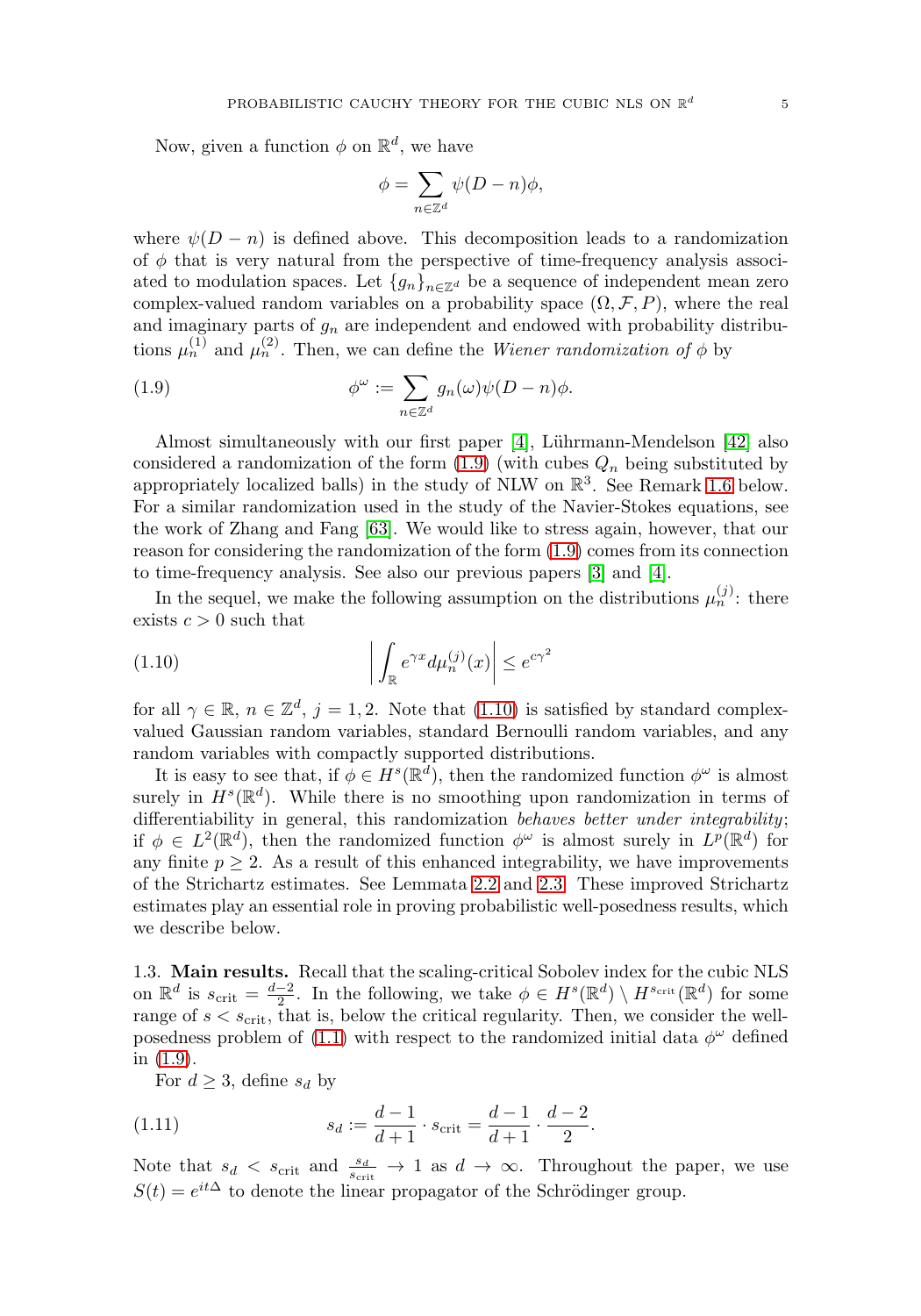Now, given a function $\phi$ on $\mathbb{R}^d$, we have

$$\phi = \sum_{n \in \mathbb{Z}^d} \psi(D - n)\phi,$$

where $\psi(D-n)$ is defined above. This decomposition leads to a randomization of $\phi$ that is very natural from the perspective of time-frequency analysis associated to modulation spaces. Let $\{g_n\}_{n \in \mathbb{Z}^d}$ be a sequence of independent mean zero complex-valued random variables on a probability space $(\Omega, \mathcal{F}, P)$, where the real and imaginary parts of $g_n$ are independent and endowed with probability distributions $\mu_n^{(1)}$ and $\mu_n^{(2)}$. Then, we can define the *Wiener randomization of* $\phi$ by

$$\phi^\omega := \sum_{n \in \mathbb{Z}^d} g_n(\omega)\psi(D - n)\phi. \tag{1.9}$$

Almost simultaneously with our first paper [4], Lührmann-Mendelson [42] also considered a randomization of the form (1.9) (with cubes $Q_n$ being substituted by appropriately localized balls) in the study of NLW on $\mathbb{R}^3$. See Remark 1.6 below. For a similar randomization used in the study of the Navier-Stokes equations, see the work of Zhang and Fang [63]. We would like to stress again, however, that our reason for considering the randomization of the form (1.9) comes from its connection to time-frequency analysis. See also our previous papers [3] and [4].

In the sequel, we make the following assumption on the distributions $\mu_n^{(j)}$: there exists $c > 0$ such that

$$\left| \int_{\mathbb{R}} e^{\gamma x} d\mu_n^{(j)}(x) \right| \leq e^{c\gamma^2} \tag{1.10}$$

for all $\gamma \in \mathbb{R}$, $n \in \mathbb{Z}^d$, $j = 1, 2$. Note that (1.10) is satisfied by standard complex-valued Gaussian random variables, standard Bernoulli random variables, and any random variables with compactly supported distributions.

It is easy to see that, if $\phi \in H^s(\mathbb{R}^d)$, then the randomized function $\phi^\omega$ is almost surely in $H^s(\mathbb{R}^d)$. While there is no smoothing upon randomization in terms of differentiability in general, this randomization *behaves better under integrability*; if $\phi \in L^2(\mathbb{R}^d)$, then the randomized function $\phi^\omega$ is almost surely in $L^p(\mathbb{R}^d)$ for any finite $p \geq 2$. As a result of this enhanced integrability, we have improvements of the Strichartz estimates. See Lemmata 2.2 and 2.3. These improved Strichartz estimates play an essential role in proving probabilistic well-posedness results, which we describe below.

### 1.3. Main results.

Recall that the scaling-critical Sobolev index for the cubic NLS on $\mathbb{R}^d$ is $s_{\text{crit}} = \frac{d-2}{2}$. In the following, we take $\phi \in H^s(\mathbb{R}^d) \setminus H^{s_{\text{crit}}}(\mathbb{R}^d)$ for some range of $s < s_{\text{crit}}$, that is, below the critical regularity. Then, we consider the well-posedness problem of (1.1) with respect to the randomized initial data $\phi^\omega$ defined in (1.9).

For $d \geq 3$, define $s_d$ by

$$s_d := \frac{d-1}{d+1} \cdot s_{\text{crit}} = \frac{d-1}{d+1} \cdot \frac{d-2}{2}. \tag{1.11}$$

Note that $s_d < s_{\text{crit}}$ and $\frac{s_d}{s_{\text{crit}}} \to 1$ as $d \to \infty$. Throughout the paper, we use $S(t) = e^{it\Delta}$ to denote the linear propagator of the Schrödinger group.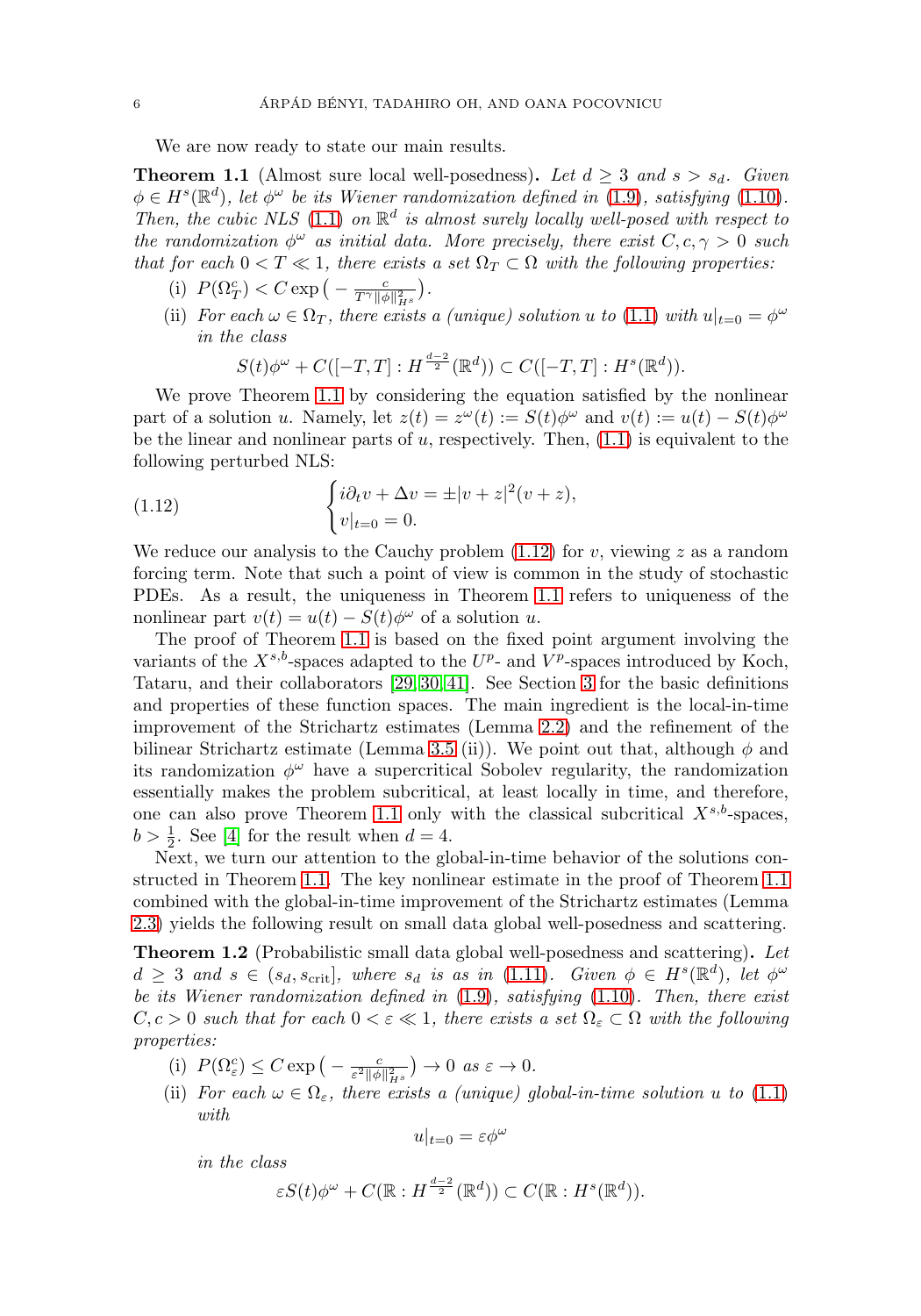We are now ready to state our main results.

**Theorem 1.1** (Almost sure local well-posedness)**.** *Let $d \geq 3$ and $s > s_d$. Given $\phi \in H^s(\mathbb{R}^d)$, let $\phi^\omega$ be its Wiener randomization defined in (1.9), satisfying (1.10). Then, the cubic NLS (1.1) on $\mathbb{R}^d$ is almost surely locally well-posed with respect to the randomization $\phi^\omega$ as initial data. More precisely, there exist $C, c, \gamma > 0$ such that for each $0 < T \ll 1$, there exists a set $\Omega_T \subset \Omega$ with the following properties:*

(i) *$P(\Omega_T^c) < C \exp\big(-\frac{c}{T^\gamma \|\phi\|_{H^s}^2}\big)$.*

(ii) *For each $\omega \in \Omega_T$, there exists a (unique) solution $u$ to (1.1) with $u|_{t=0} = \phi^\omega$ in the class*

$$S(t)\phi^\omega + C([-T,T] : H^{\frac{d-2}{2}}(\mathbb{R}^d)) \subset C([-T,T] : H^s(\mathbb{R}^d)).$$

We prove Theorem 1.1 by considering the equation satisfied by the nonlinear part of a solution $u$. Namely, let $z(t) = z^\omega(t) := S(t)\phi^\omega$ and $v(t) := u(t) - S(t)\phi^\omega$ be the linear and nonlinear parts of $u$, respectively. Then, (1.1) is equivalent to the following perturbed NLS:

$$\begin{cases} i\partial_t v + \Delta v = \pm |v + z|^2 (v + z), \\ v|_{t=0} = 0. \end{cases} \tag{1.12}$$

We reduce our analysis to the Cauchy problem (1.12) for $v$, viewing $z$ as a random forcing term. Note that such a point of view is common in the study of stochastic PDEs. As a result, the uniqueness in Theorem 1.1 refers to uniqueness of the nonlinear part $v(t) = u(t) - S(t)\phi^\omega$ of a solution $u$.

The proof of Theorem 1.1 is based on the fixed point argument involving the variants of the $X^{s,b}$-spaces adapted to the $U^p$- and $V^p$-spaces introduced by Koch, Tataru, and their collaborators [29, 30, 41]. See Section 3 for the basic definitions and properties of these function spaces. The main ingredient is the local-in-time improvement of the Strichartz estimates (Lemma 2.2) and the refinement of the bilinear Strichartz estimate (Lemma 3.5 (ii)). We point out that, although $\phi$ and its randomization $\phi^\omega$ have a supercritical Sobolev regularity, the randomization essentially makes the problem subcritical, at least locally in time, and therefore, one can also prove Theorem 1.1 only with the classical subcritical $X^{s,b}$-spaces, $b > \frac{1}{2}$. See [4] for the result when $d = 4$.

Next, we turn our attention to the global-in-time behavior of the solutions constructed in Theorem 1.1. The key nonlinear estimate in the proof of Theorem 1.1 combined with the global-in-time improvement of the Strichartz estimates (Lemma 2.3) yields the following result on small data global well-posedness and scattering.

**Theorem 1.2** (Probabilistic small data global well-posedness and scattering)**.** *Let $d \geq 3$ and $s \in (s_d, s_{\text{crit}}]$, where $s_d$ is as in (1.11). Given $\phi \in H^s(\mathbb{R}^d)$, let $\phi^\omega$ be its Wiener randomization defined in (1.9), satisfying (1.10). Then, there exist $C, c > 0$ such that for each $0 < \varepsilon \ll 1$, there exists a set $\Omega_\varepsilon \subset \Omega$ with the following properties:*

(i) *$P(\Omega_\varepsilon^c) \leq C \exp\big(-\frac{c}{\varepsilon^2 \|\phi\|_{H^s}^2}\big) \to 0$ as $\varepsilon \to 0$.*

(ii) *For each $\omega \in \Omega_\varepsilon$, there exists a (unique) global-in-time solution $u$ to (1.1) with*

$$u|_{t=0} = \varepsilon \phi^\omega$$

*in the class*

$$\varepsilon S(t)\phi^\omega + C(\mathbb{R} : H^{\frac{d-2}{2}}(\mathbb{R}^d)) \subset C(\mathbb{R} : H^s(\mathbb{R}^d)).$$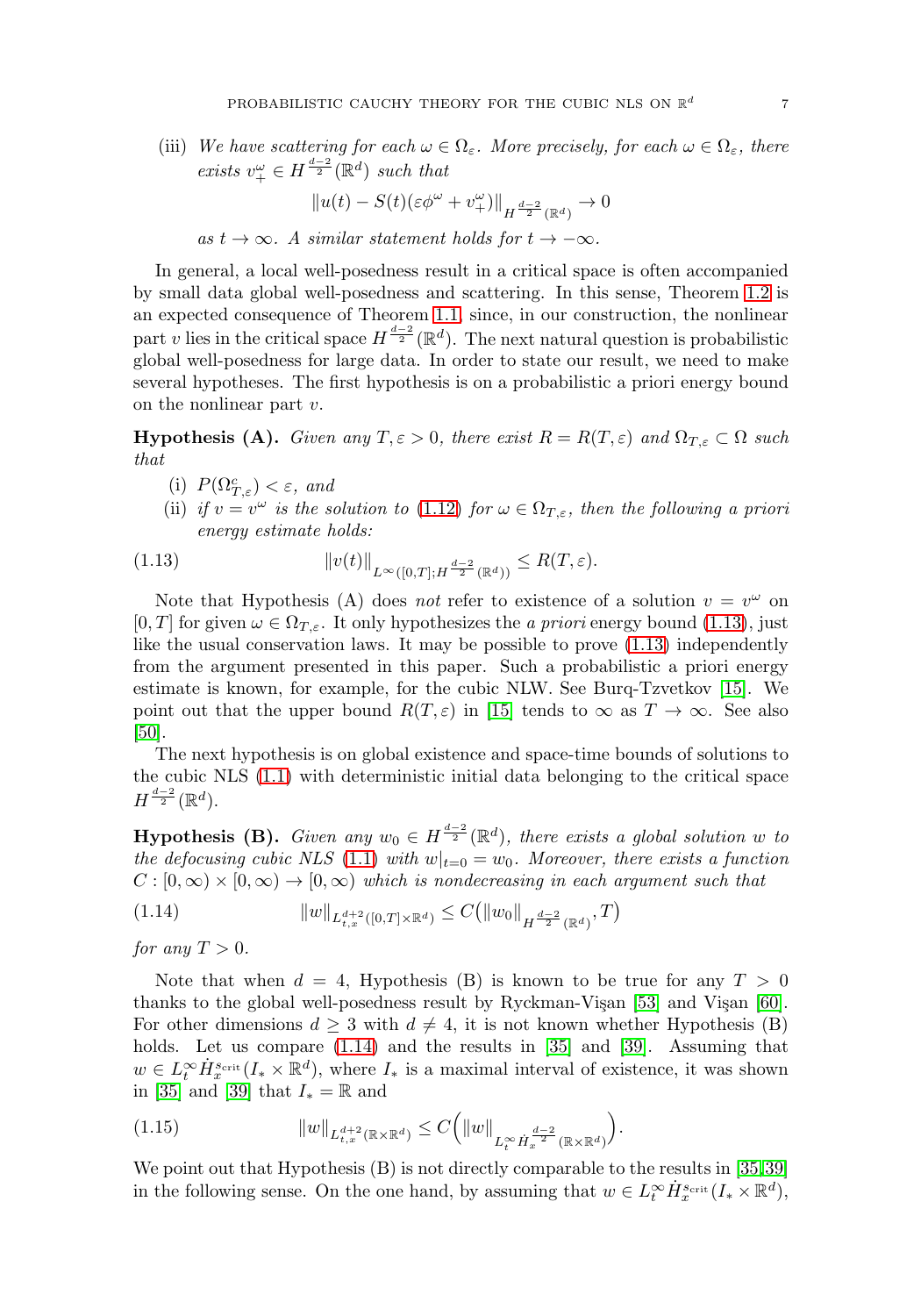(iii) *We have scattering for each* $\omega \in \Omega_\varepsilon$. *More precisely, for each* $\omega \in \Omega_\varepsilon$, *there exists* $v_+^\omega \in H^{\frac{d-2}{2}}(\mathbb{R}^d)$ *such that*

$$\|u(t) - S(t)(\varepsilon\phi^\omega + v_+^\omega)\|_{H^{\frac{d-2}{2}}(\mathbb{R}^d)} \to 0$$

*as* $t \to \infty$. *A similar statement holds for* $t \to -\infty$.

In general, a local well-posedness result in a critical space is often accompanied by small data global well-posedness and scattering. In this sense, Theorem 1.2 is an expected consequence of Theorem 1.1, since, in our construction, the nonlinear part $v$ lies in the critical space $H^{\frac{d-2}{2}}(\mathbb{R}^d)$. The next natural question is probabilistic global well-posedness for large data. In order to state our result, we need to make several hypotheses. The first hypothesis is on a probabilistic a priori energy bound on the nonlinear part $v$.

**Hypothesis (A).** *Given any* $T, \varepsilon > 0$, *there exist* $R = R(T, \varepsilon)$ *and* $\Omega_{T,\varepsilon} \subset \Omega$ *such that*

(i) $P(\Omega_{T,\varepsilon}^c) < \varepsilon$, *and*

(ii) *if* $v = v^\omega$ *is the solution to* (1.12) *for* $\omega \in \Omega_{T,\varepsilon}$, *then the following a priori energy estimate holds:*

$$\|v(t)\|_{L^\infty([0,T];H^{\frac{d-2}{2}}(\mathbb{R}^d))} \leq R(T, \varepsilon). \tag{1.13}$$

Note that Hypothesis (A) does *not* refer to existence of a solution $v = v^\omega$ on $[0, T]$ for given $\omega \in \Omega_{T,\varepsilon}$. It only hypothesizes the *a priori* energy bound (1.13), just like the usual conservation laws. It may be possible to prove (1.13) independently from the argument presented in this paper. Such a probabilistic a priori energy estimate is known, for example, for the cubic NLW. See Burq-Tzvetkov [15]. We point out that the upper bound $R(T, \varepsilon)$ in [15] tends to $\infty$ as $T \to \infty$. See also [50].

The next hypothesis is on global existence and space-time bounds of solutions to the cubic NLS (1.1) with deterministic initial data belonging to the critical space $H^{\frac{d-2}{2}}(\mathbb{R}^d)$.

**Hypothesis (B).** *Given any* $w_0 \in H^{\frac{d-2}{2}}(\mathbb{R}^d)$, *there exists a global solution* $w$ *to the defocusing cubic NLS* (1.1) *with* $w|_{t=0} = w_0$. *Moreover, there exists a function* $C : [0, \infty) \times [0, \infty) \to [0, \infty)$ *which is nondecreasing in each argument such that*

$$\|w\|_{L^{d+2}_{t,x}([0,T]\times\mathbb{R}^d)} \leq C\big(\|w_0\|_{H^{\frac{d-2}{2}}(\mathbb{R}^d)}, T\big) \tag{1.14}$$

*for any* $T > 0$.

Note that when $d = 4$, Hypothesis (B) is known to be true for any $T > 0$ thanks to the global well-posedness result by Ryckman-Vişan [53] and Vişan [60]. For other dimensions $d \geq 3$ with $d \neq 4$, it is not known whether Hypothesis (B) holds. Let us compare (1.14) and the results in [35] and [39]. Assuming that $w \in L_t^\infty \dot{H}_x^{s_{\text{crit}}}(I_* \times \mathbb{R}^d)$, where $I_*$ is a maximal interval of existence, it was shown in [35] and [39] that $I_* = \mathbb{R}$ and

$$\|w\|_{L^{d+2}_{t,x}(\mathbb{R}\times\mathbb{R}^d)} \leq C\Big(\|w\|_{L_t^\infty \dot{H}_x^{\frac{d-2}{2}}(\mathbb{R}\times\mathbb{R}^d)}\Big). \tag{1.15}$$

We point out that Hypothesis (B) is not directly comparable to the results in [35,39] in the following sense. On the one hand, by assuming that $w \in L_t^\infty \dot{H}_x^{s_{\text{crit}}}(I_* \times \mathbb{R}^d)$,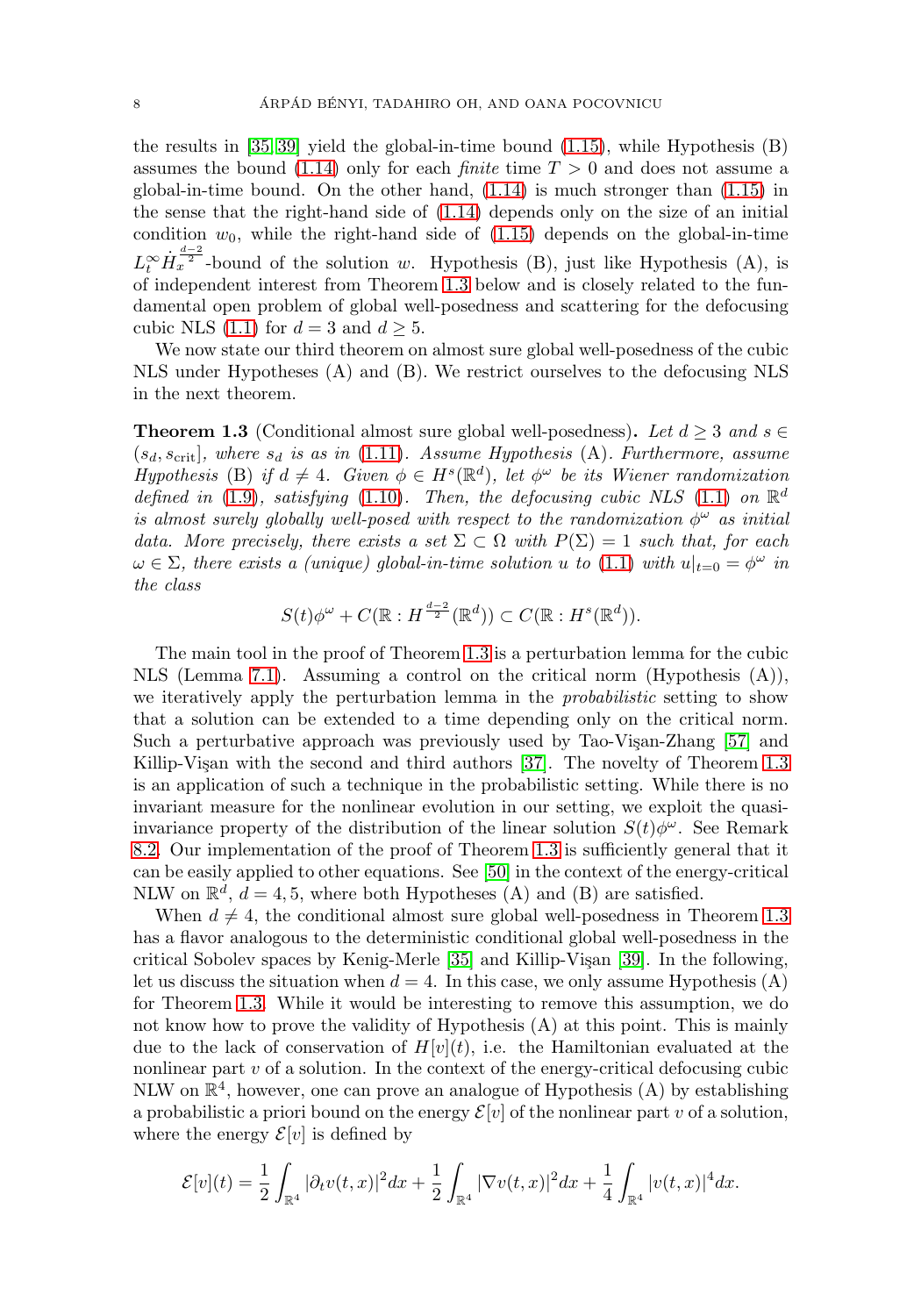the results in [35, 39] yield the global-in-time bound (1.15), while Hypothesis (B) assumes the bound (1.14) only for each *finite* time $T > 0$ and does not assume a global-in-time bound. On the other hand, (1.14) is much stronger than (1.15) in the sense that the right-hand side of (1.14) depends only on the size of an initial condition $w_0$, while the right-hand side of (1.15) depends on the global-in-time $L_t^\infty \dot{H}_x^{\frac{d-2}{2}}$-bound of the solution $w$. Hypothesis (B), just like Hypothesis (A), is of independent interest from Theorem 1.3 below and is closely related to the fundamental open problem of global well-posedness and scattering for the defocusing cubic NLS (1.1) for $d = 3$ and $d \geq 5$.

We now state our third theorem on almost sure global well-posedness of the cubic NLS under Hypotheses (A) and (B). We restrict ourselves to the defocusing NLS in the next theorem.

**Theorem 1.3** (Conditional almost sure global well-posedness)**.** *Let $d \geq 3$ and $s \in (s_d, s_{\text{crit}}]$, where $s_d$ is as in (1.11). Assume Hypothesis (A). Furthermore, assume Hypothesis (B) if $d \neq 4$. Given $\phi \in H^s(\mathbb{R}^d)$, let $\phi^\omega$ be its Wiener randomization defined in (1.9), satisfying (1.10). Then, the defocusing cubic NLS (1.1) on $\mathbb{R}^d$ is almost surely globally well-posed with respect to the randomization $\phi^\omega$ as initial data. More precisely, there exists a set $\Sigma \subset \Omega$ with $P(\Sigma) = 1$ such that, for each $\omega \in \Sigma$, there exists a (unique) global-in-time solution $u$ to (1.1) with $u|_{t=0} = \phi^\omega$ in the class*

$$S(t)\phi^\omega + C(\mathbb{R} : H^{\frac{d-2}{2}}(\mathbb{R}^d)) \subset C(\mathbb{R} : H^s(\mathbb{R}^d)).$$

The main tool in the proof of Theorem 1.3 is a perturbation lemma for the cubic NLS (Lemma 7.1). Assuming a control on the critical norm (Hypothesis (A)), we iteratively apply the perturbation lemma in the *probabilistic* setting to show that a solution can be extended to a time depending only on the critical norm. Such a perturbative approach was previously used by Tao-Vişan-Zhang [57] and Killip-Vişan with the second and third authors [37]. The novelty of Theorem 1.3 is an application of such a technique in the probabilistic setting. While there is no invariant measure for the nonlinear evolution in our setting, we exploit the quasi-invariance property of the distribution of the linear solution $S(t)\phi^\omega$. See Remark 8.2. Our implementation of the proof of Theorem 1.3 is sufficiently general that it can be easily applied to other equations. See [50] in the context of the energy-critical NLW on $\mathbb{R}^d$, $d = 4, 5$, where both Hypotheses (A) and (B) are satisfied.

When $d \neq 4$, the conditional almost sure global well-posedness in Theorem 1.3 has a flavor analogous to the deterministic conditional global well-posedness in the critical Sobolev spaces by Kenig-Merle [35] and Killip-Vişan [39]. In the following, let us discuss the situation when $d = 4$. In this case, we only assume Hypothesis (A) for Theorem 1.3. While it would be interesting to remove this assumption, we do not know how to prove the validity of Hypothesis (A) at this point. This is mainly due to the lack of conservation of $H[v](t)$, i.e. the Hamiltonian evaluated at the nonlinear part $v$ of a solution. In the context of the energy-critical defocusing cubic NLW on $\mathbb{R}^4$, however, one can prove an analogue of Hypothesis (A) by establishing a probabilistic a priori bound on the energy $\mathcal{E}[v]$ of the nonlinear part $v$ of a solution, where the energy $\mathcal{E}[v]$ is defined by

$$\mathcal{E}[v](t) = \frac{1}{2}\int_{\mathbb{R}^4} |\partial_t v(t,x)|^2 dx + \frac{1}{2}\int_{\mathbb{R}^4} |\nabla v(t,x)|^2 dx + \frac{1}{4}\int_{\mathbb{R}^4} |v(t,x)|^4 dx.$$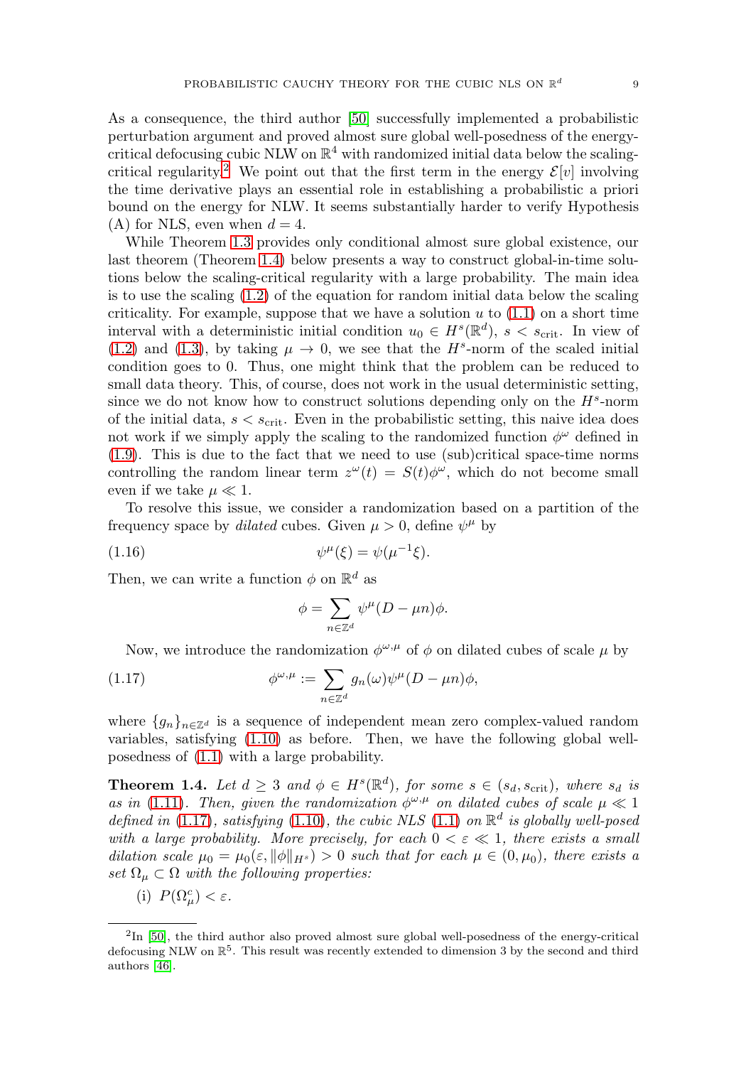As a consequence, the third author [50] successfully implemented a probabilistic perturbation argument and proved almost sure global well-posedness of the energy-critical defocusing cubic NLW on $\mathbb{R}^4$ with randomized initial data below the scaling-critical regularity.[2] We point out that the first term in the energy $\mathcal{E}[v]$ involving the time derivative plays an essential role in establishing a probabilistic a priori bound on the energy for NLW. It seems substantially harder to verify Hypothesis (A) for NLS, even when $d = 4$.

While Theorem 1.3 provides only conditional almost sure global existence, our last theorem (Theorem 1.4) below presents a way to construct global-in-time solutions below the scaling-critical regularity with a large probability. The main idea is to use the scaling (1.2) of the equation for random initial data below the scaling criticality. For example, suppose that we have a solution $u$ to (1.1) on a short time interval with a deterministic initial condition $u_0 \in H^s(\mathbb{R}^d)$, $s < s_{\text{crit}}$. In view of (1.2) and (1.3), by taking $\mu \to 0$, we see that the $H^s$-norm of the scaled initial condition goes to 0. Thus, one might think that the problem can be reduced to small data theory. This, of course, does not work in the usual deterministic setting, since we do not know how to construct solutions depending only on the $H^s$-norm of the initial data, $s < s_{\text{crit}}$. Even in the probabilistic setting, this naive idea does not work if we simply apply the scaling to the randomized function $\phi^\omega$ defined in (1.9). This is due to the fact that we need to use (sub)critical space-time norms controlling the random linear term $z^\omega(t) = S(t)\phi^\omega$, which do not become small even if we take $\mu \ll 1$.

To resolve this issue, we consider a randomization based on a partition of the frequency space by *dilated* cubes. Given $\mu > 0$, define $\psi^\mu$ by

$$\psi^\mu(\xi) = \psi(\mu^{-1}\xi). \tag{1.16}$$

Then, we can write a function $\phi$ on $\mathbb{R}^d$ as

$$\phi = \sum_{n \in \mathbb{Z}^d} \psi^\mu(D - \mu n)\phi.$$

Now, we introduce the randomization $\phi^{\omega,\mu}$ of $\phi$ on dilated cubes of scale $\mu$ by

$$\phi^{\omega,\mu} := \sum_{n \in \mathbb{Z}^d} g_n(\omega)\psi^\mu(D - \mu n)\phi, \tag{1.17}$$

where $\{g_n\}_{n \in \mathbb{Z}^d}$ is a sequence of independent mean zero complex-valued random variables, satisfying (1.10) as before. Then, we have the following global well-posedness of (1.1) with a large probability.

**Theorem 1.4.** *Let $d \geq 3$ and $\phi \in H^s(\mathbb{R}^d)$, for some $s \in (s_d, s_{\text{crit}})$, where $s_d$ is as in (1.11). Then, given the randomization $\phi^{\omega,\mu}$ on dilated cubes of scale $\mu \ll 1$ defined in (1.17), satisfying (1.10), the cubic NLS (1.1) on $\mathbb{R}^d$ is globally well-posed with a large probability. More precisely, for each $0 < \varepsilon \ll 1$, there exists a small dilation scale $\mu_0 = \mu_0(\varepsilon, \|\phi\|_{H^s}) > 0$ such that for each $\mu \in (0, \mu_0)$, there exists a set $\Omega_\mu \subset \Omega$ with the following properties:*

(i) $P(\Omega_\mu^c) < \varepsilon$.

---

[2] In [50], the third author also proved almost sure global well-posedness of the energy-critical defocusing NLW on $\mathbb{R}^5$. This result was recently extended to dimension 3 by the second and third authors [46].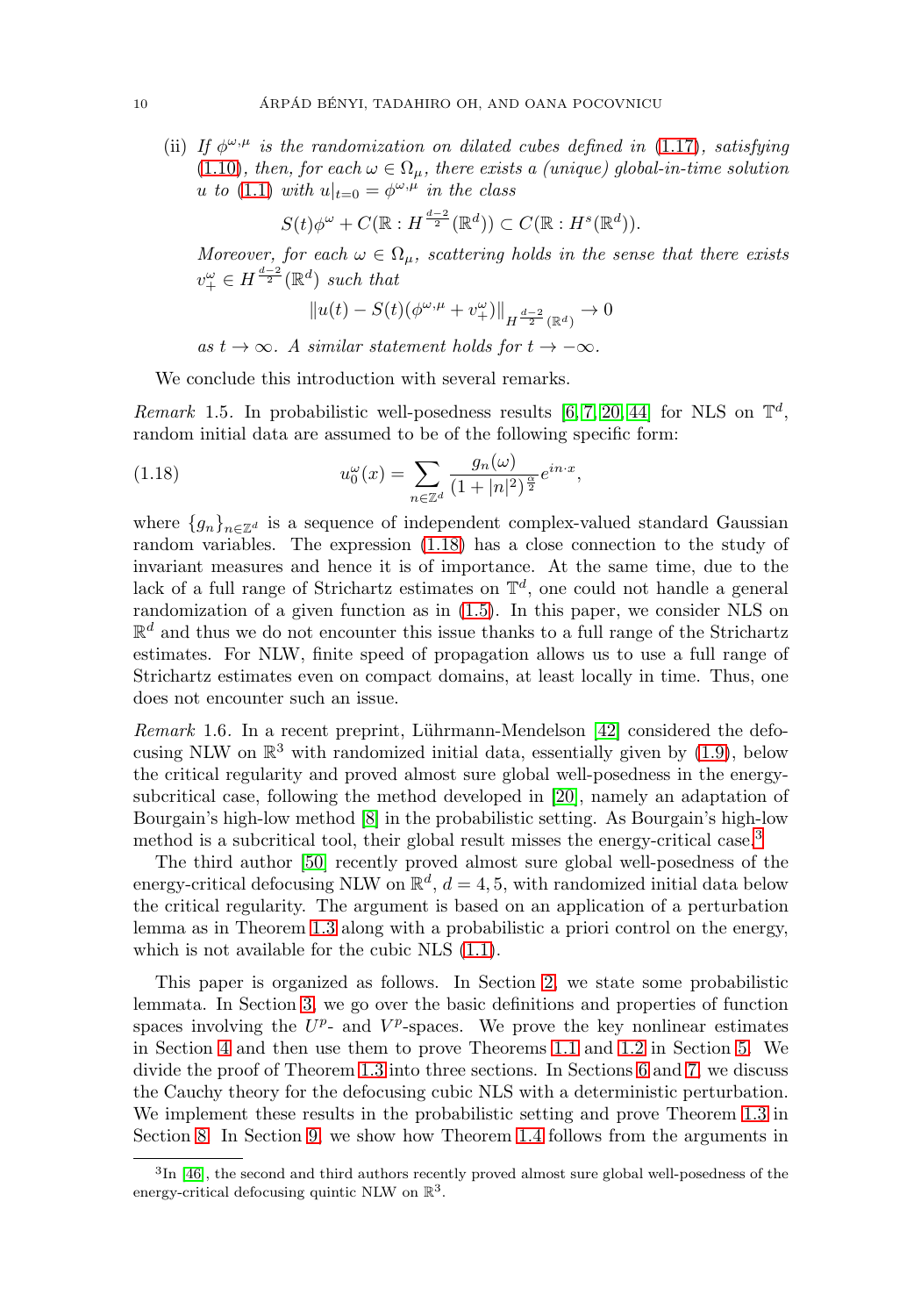(ii) *If $\phi^{\omega,\mu}$ is the randomization on dilated cubes defined in (1.17), satisfying (1.10), then, for each $\omega \in \Omega_\mu$, there exists a (unique) global-in-time solution $u$ to (1.1) with $u|_{t=0} = \phi^{\omega,\mu}$ in the class*

$$S(t)\phi^\omega + C(\mathbb{R} : H^{\frac{d-2}{2}}(\mathbb{R}^d)) \subset C(\mathbb{R} : H^s(\mathbb{R}^d)).$$

*Moreover, for each $\omega \in \Omega_\mu$, scattering holds in the sense that there exists $v_+^\omega \in H^{\frac{d-2}{2}}(\mathbb{R}^d)$ such that*

$$\|u(t) - S(t)(\phi^{\omega,\mu} + v_+^\omega)\|_{H^{\frac{d-2}{2}}(\mathbb{R}^d)} \to 0$$

*as $t \to \infty$. A similar statement holds for $t \to -\infty$.*

We conclude this introduction with several remarks.

*Remark* 1.5. In probabilistic well-posedness results [6, 7, 20, 44] for NLS on $\mathbb{T}^d$, random initial data are assumed to be of the following specific form:

$$u_0^\omega(x) = \sum_{n\in\mathbb{Z}^d} \frac{g_n(\omega)}{(1+|n|^2)^{\frac{\alpha}{2}}} e^{in\cdot x}, \tag{1.18}$$

where $\{g_n\}_{n\in\mathbb{Z}^d}$ is a sequence of independent complex-valued standard Gaussian random variables. The expression (1.18) has a close connection to the study of invariant measures and hence it is of importance. At the same time, due to the lack of a full range of Strichartz estimates on $\mathbb{T}^d$, one could not handle a general randomization of a given function as in (1.5). In this paper, we consider NLS on $\mathbb{R}^d$ and thus we do not encounter this issue thanks to a full range of the Strichartz estimates. For NLW, finite speed of propagation allows us to use a full range of Strichartz estimates even on compact domains, at least locally in time. Thus, one does not encounter such an issue.

*Remark* 1.6. In a recent preprint, Lührmann-Mendelson [42] considered the defocusing NLW on $\mathbb{R}^3$ with randomized initial data, essentially given by (1.9), below the critical regularity and proved almost sure global well-posedness in the energy-subcritical case, following the method developed in [20], namely an adaptation of Bourgain's high-low method [8] in the probabilistic setting. As Bourgain's high-low method is a subcritical tool, their global result misses the energy-critical case.[3]

The third author [50] recently proved almost sure global well-posedness of the energy-critical defocusing NLW on $\mathbb{R}^d$, $d = 4, 5$, with randomized initial data below the critical regularity. The argument is based on an application of a perturbation lemma as in Theorem 1.3 along with a probabilistic a priori control on the energy, which is not available for the cubic NLS (1.1).

This paper is organized as follows. In Section 2, we state some probabilistic lemmata. In Section 3, we go over the basic definitions and properties of function spaces involving the $U^p$- and $V^p$-spaces. We prove the key nonlinear estimates in Section 4 and then use them to prove Theorems 1.1 and 1.2 in Section 5. We divide the proof of Theorem 1.3 into three sections. In Sections 6 and 7, we discuss the Cauchy theory for the defocusing cubic NLS with a deterministic perturbation. We implement these results in the probabilistic setting and prove Theorem 1.3 in Section 8. In Section 9, we show how Theorem 1.4 follows from the arguments in

[3] In [46], the second and third authors recently proved almost sure global well-posedness of the energy-critical defocusing quintic NLW on $\mathbb{R}^3$.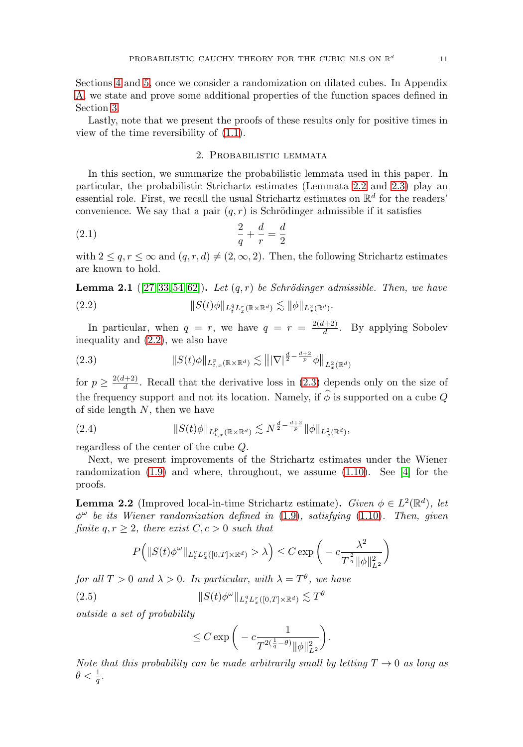Sections 4 and 5, once we consider a randomization on dilated cubes. In Appendix A, we state and prove some additional properties of the function spaces defined in Section 3.

Lastly, note that we present the proofs of these results only for positive times in view of the time reversibility of (1.1).

## 2. Probabilistic lemmata

In this section, we summarize the probabilistic lemmata used in this paper. In particular, the probabilistic Strichartz estimates (Lemmata 2.2 and 2.3) play an essential role. First, we recall the usual Strichartz estimates on $\mathbb{R}^d$ for the readers' convenience. We say that a pair $(q, r)$ is Schrödinger admissible if it satisfies

$$\frac{2}{q} + \frac{d}{r} = \frac{d}{2} \tag{2.1}$$

with $2 \le q, r \le \infty$ and $(q, r, d) \ne (2, \infty, 2)$. Then, the following Strichartz estimates are known to hold.

**Lemma 2.1** ([27, 33, 54, 62])**.** *Let $(q, r)$ be Schrödinger admissible. Then, we have*

$$\|S(t)\phi\|_{L^q_t L^r_x(\mathbb{R}\times\mathbb{R}^d)} \lesssim \|\phi\|_{L^2_x(\mathbb{R}^d)}. \tag{2.2}$$

In particular, when $q = r$, we have $q = r = \frac{2(d+2)}{d}$. By applying Sobolev inequality and (2.2), we also have

$$\|S(t)\phi\|_{L^p_{t,x}(\mathbb{R}\times\mathbb{R}^d)} \lesssim \big\| |\nabla|^{\frac{d}{2}-\frac{d+2}{p}}\phi \big\|_{L^2_x(\mathbb{R}^d)} \tag{2.3}$$

for $p \ge \frac{2(d+2)}{d}$. Recall that the derivative loss in (2.3) depends only on the size of the frequency support and not its location. Namely, if $\widehat{\phi}$ is supported on a cube $Q$ of side length $N$, then we have

$$\|S(t)\phi\|_{L^p_{t,x}(\mathbb{R}\times\mathbb{R}^d)} \lesssim N^{\frac{d}{2}-\frac{d+2}{p}}\|\phi\|_{L^2_x(\mathbb{R}^d)}, \tag{2.4}$$

regardless of the center of the cube $Q$.

Next, we present improvements of the Strichartz estimates under the Wiener randomization (1.9) and where, throughout, we assume (1.10). See [4] for the proofs.

**Lemma 2.2** (Improved local-in-time Strichartz estimate)**.** *Given $\phi \in L^2(\mathbb{R}^d)$, let $\phi^\omega$ be its Wiener randomization defined in (1.9), satisfying (1.10). Then, given finite $q, r \ge 2$, there exist $C, c > 0$ such that*

$$P\Big(\|S(t)\phi^\omega\|_{L^q_t L^r_x([0,T]\times\mathbb{R}^d)} > \lambda\Big) \le C\exp\bigg(-c\frac{\lambda^2}{T^{\frac{2}{q}}\|\phi\|^2_{L^2}}\bigg)$$

*for all $T > 0$ and $\lambda > 0$. In particular, with $\lambda = T^\theta$, we have*

$$\|S(t)\phi^\omega\|_{L^q_t L^r_x([0,T]\times\mathbb{R}^d)} \lesssim T^\theta \tag{2.5}$$

*outside a set of probability*

$$\le C\exp\bigg(-c\frac{1}{T^{2(\frac{1}{q}-\theta)}\|\phi\|^2_{L^2}}\bigg).$$

*Note that this probability can be made arbitrarily small by letting $T \to 0$ as long as $\theta < \frac{1}{q}$.*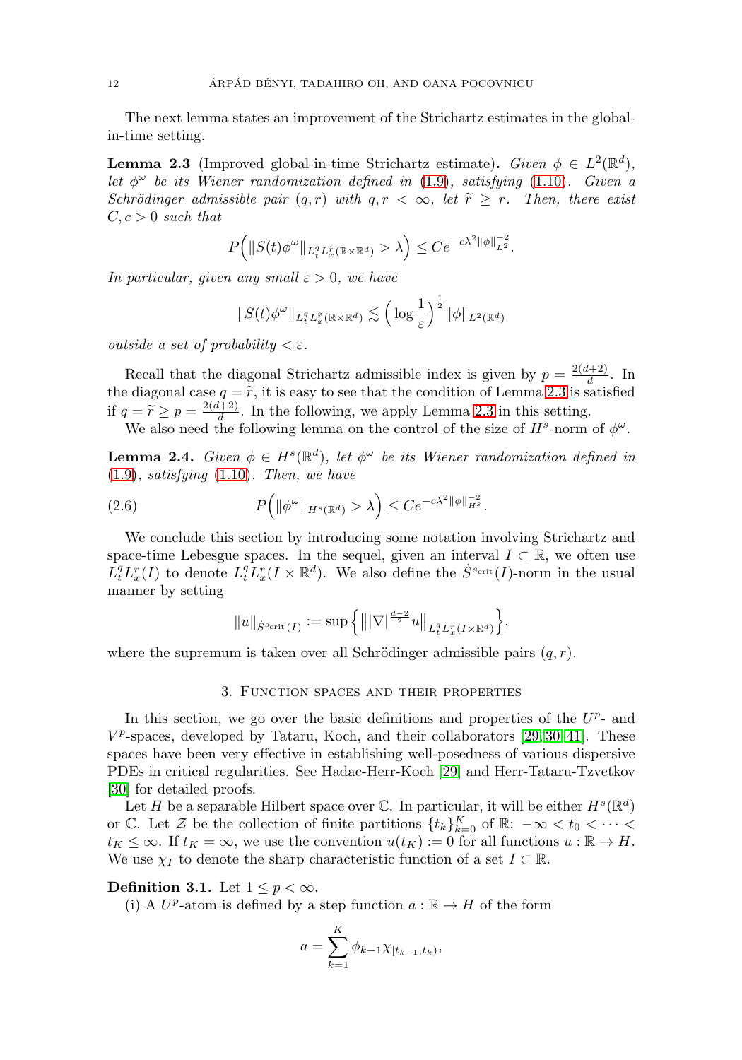The next lemma states an improvement of the Strichartz estimates in the global-in-time setting.

**Lemma 2.3** (Improved global-in-time Strichartz estimate)**.** *Given $\phi \in L^2(\mathbb{R}^d)$, let $\phi^\omega$ be its Wiener randomization defined in (1.9), satisfying (1.10). Given a Schrödinger admissible pair $(q, r)$ with $q, r < \infty$, let $\widetilde{r} \geq r$. Then, there exist $C, c > 0$ such that*

$$P\Big( \|S(t)\phi^\omega\|_{L^q_t L^{\widetilde{r}}_x(\mathbb{R}\times\mathbb{R}^d)} > \lambda \Big) \leq C e^{-c\lambda^2 \|\phi\|^{-2}_{L^2}}.$$

*In particular, given any small $\varepsilon > 0$, we have*

$$\|S(t)\phi^\omega\|_{L^q_t L^{\widetilde{r}}_x(\mathbb{R}\times\mathbb{R}^d)} \lesssim \Big( \log \frac{1}{\varepsilon} \Big)^{\frac{1}{2}} \|\phi\|_{L^2(\mathbb{R}^d)}$$

*outside a set of probability $< \varepsilon$.*

Recall that the diagonal Strichartz admissible index is given by $p = \frac{2(d+2)}{d}$. In the diagonal case $q = \widetilde{r}$, it is easy to see that the condition of Lemma 2.3 is satisfied if $q = \widetilde{r} \geq p = \frac{2(d+2)}{d}$. In the following, we apply Lemma 2.3 in this setting.

We also need the following lemma on the control of the size of $H^s$-norm of $\phi^\omega$.

**Lemma 2.4.** *Given $\phi \in H^s(\mathbb{R}^d)$, let $\phi^\omega$ be its Wiener randomization defined in (1.9), satisfying (1.10). Then, we have*

$$P\Big( \|\phi^\omega\|_{H^s(\mathbb{R}^d)} > \lambda \Big) \leq C e^{-c\lambda^2 \|\phi\|^{-2}_{H^s}}. \tag{2.6}$$

We conclude this section by introducing some notation involving Strichartz and space-time Lebesgue spaces. In the sequel, given an interval $I \subset \mathbb{R}$, we often use $L^q_t L^r_x(I)$ to denote $L^q_t L^r_x(I \times \mathbb{R}^d)$. We also define the $\dot{S}^{s_{\text{crit}}}(I)$-norm in the usual manner by setting

$$\|u\|_{\dot{S}^{s_{\text{crit}}}(I)} := \sup \Big\{ \big\| |\nabla|^{\frac{d-2}{2}} u \big\|_{L^q_t L^r_x(I\times\mathbb{R}^d)} \Big\},$$

where the supremum is taken over all Schrödinger admissible pairs $(q, r)$.

## 3. Function spaces and their properties

In this section, we go over the basic definitions and properties of the $U^p$- and $V^p$-spaces, developed by Tataru, Koch, and their collaborators [29, 30, 41]. These spaces have been very effective in establishing well-posedness of various dispersive PDEs in critical regularities. See Hadac-Herr-Koch [29] and Herr-Tataru-Tzvetkov [30] for detailed proofs.

Let $H$ be a separable Hilbert space over $\mathbb{C}$. In particular, it will be either $H^s(\mathbb{R}^d)$ or $\mathbb{C}$. Let $\mathcal{Z}$ be the collection of finite partitions $\{t_k\}_{k=0}^K$ of $\mathbb{R}$: $-\infty < t_0 < \cdots < t_K \leq \infty$. If $t_K = \infty$, we use the convention $u(t_K) := 0$ for all functions $u : \mathbb{R} \to H$. We use $\chi_I$ to denote the sharp characteristic function of a set $I \subset \mathbb{R}$.

**Definition 3.1.** Let $1 \leq p < \infty$.

(i) A $U^p$-atom is defined by a step function $a : \mathbb{R} \to H$ of the form

$$a = \sum_{k=1}^{K} \phi_{k-1} \chi_{[t_{k-1}, t_k)},$$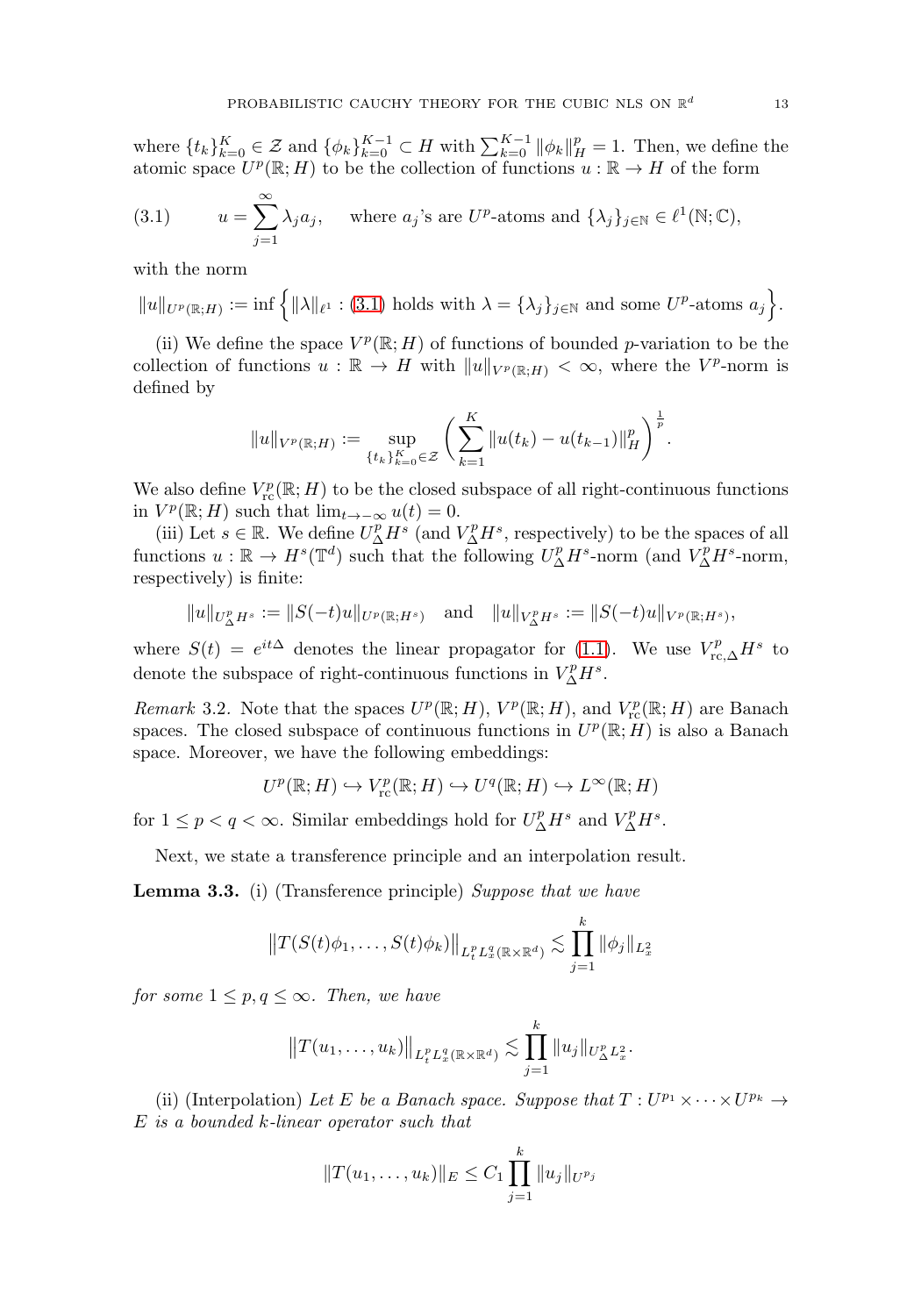where $\{t_k\}_{k=0}^K \in \mathcal{Z}$ and $\{\phi_k\}_{k=0}^{K-1} \subset H$ with $\sum_{k=0}^{K-1} \|\phi_k\|_H^p = 1$. Then, we define the atomic space $U^p(\mathbb{R}; H)$ to be the collection of functions $u : \mathbb{R} \to H$ of the form

$$u = \sum_{j=1}^{\infty} \lambda_j a_j, \quad \text{where } a_j\text{'s are } U^p\text{-atoms and } \{\lambda_j\}_{j\in\mathbb{N}} \in \ell^1(\mathbb{N}; \mathbb{C}), \tag{3.1}$$

with the norm

$$\|u\|_{U^p(\mathbb{R};H)} := \inf\Big\{\|\lambda\|_{\ell^1} : (3.1) \text{ holds with } \lambda = \{\lambda_j\}_{j\in\mathbb{N}} \text{ and some } U^p\text{-atoms } a_j\Big\}.$$

(ii) We define the space $V^p(\mathbb{R}; H)$ of functions of bounded $p$-variation to be the collection of functions $u : \mathbb{R} \to H$ with $\|u\|_{V^p(\mathbb{R};H)} < \infty$, where the $V^p$-norm is defined by

$$\|u\|_{V^p(\mathbb{R};H)} := \sup_{\{t_k\}_{k=0}^K \in \mathcal{Z}} \bigg(\sum_{k=1}^{K} \|u(t_k) - u(t_{k-1})\|_H^p\bigg)^{\frac{1}{p}}.$$

We also define $V^p_{\mathrm{rc}}(\mathbb{R}; H)$ to be the closed subspace of all right-continuous functions in $V^p(\mathbb{R}; H)$ such that $\lim_{t\to-\infty} u(t) = 0$.

(iii) Let $s \in \mathbb{R}$. We define $U^p_\Delta H^s$ (and $V^p_\Delta H^s$, respectively) to be the spaces of all functions $u : \mathbb{R} \to H^s(\mathbb{T}^d)$ such that the following $U^p_\Delta H^s$-norm (and $V^p_\Delta H^s$-norm, respectively) is finite:

$$\|u\|_{U^p_\Delta H^s} := \|S(-t)u\|_{U^p(\mathbb{R};H^s)} \quad \text{and} \quad \|u\|_{V^p_\Delta H^s} := \|S(-t)u\|_{V^p(\mathbb{R};H^s)},$$

where $S(t) = e^{it\Delta}$ denotes the linear propagator for (1.1). We use $V^p_{\mathrm{rc},\Delta} H^s$ to denote the subspace of right-continuous functions in $V^p_\Delta H^s$.

*Remark* 3.2. Note that the spaces $U^p(\mathbb{R}; H)$, $V^p(\mathbb{R}; H)$, and $V^p_{\mathrm{rc}}(\mathbb{R}; H)$ are Banach spaces. The closed subspace of continuous functions in $U^p(\mathbb{R}; H)$ is also a Banach space. Moreover, we have the following embeddings:

$$U^p(\mathbb{R}; H) \hookrightarrow V^p_{\mathrm{rc}}(\mathbb{R}; H) \hookrightarrow U^q(\mathbb{R}; H) \hookrightarrow L^\infty(\mathbb{R}; H)$$

for $1 \le p < q < \infty$. Similar embeddings hold for $U^p_\Delta H^s$ and $V^p_\Delta H^s$.

Next, we state a transference principle and an interpolation result.

**Lemma 3.3.** (i) (Transference principle) *Suppose that we have*

$$\big\|T(S(t)\phi_1, \dots, S(t)\phi_k)\big\|_{L^p_t L^q_x(\mathbb{R}\times\mathbb{R}^d)} \lesssim \prod_{j=1}^{k} \|\phi_j\|_{L^2_x}$$

*for some $1 \le p, q \le \infty$. Then, we have*

$$\big\|T(u_1, \dots, u_k)\big\|_{L^p_t L^q_x(\mathbb{R}\times\mathbb{R}^d)} \lesssim \prod_{j=1}^{k} \|u_j\|_{U^p_\Delta L^2_x}.$$

(ii) (Interpolation) *Let $E$ be a Banach space. Suppose that $T : U^{p_1} \times \cdots \times U^{p_k} \to E$ is a bounded $k$-linear operator such that*

$$\|T(u_1, \dots, u_k)\|_E \le C_1 \prod_{j=1}^{k} \|u_j\|_{U^{p_j}}$$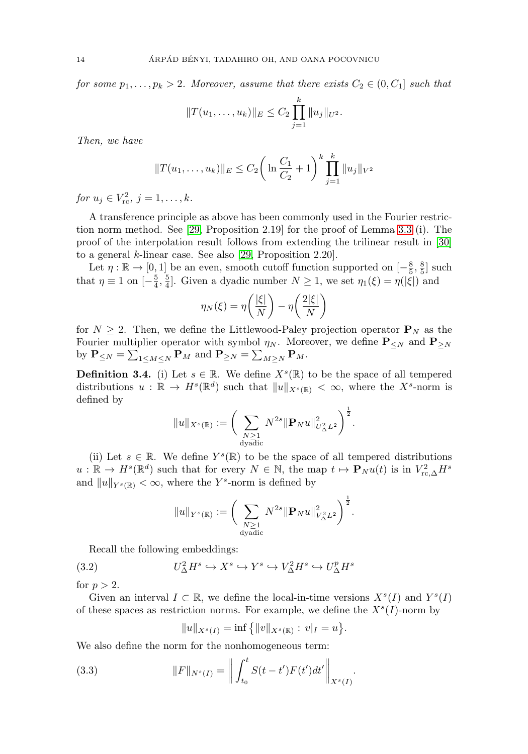*for some $p_1, \dots, p_k > 2$. Moreover, assume that there exists $C_2 \in (0, C_1]$ such that*

$$\|T(u_1, \dots, u_k)\|_E \le C_2 \prod_{j=1}^k \|u_j\|_{U^2}.$$

*Then, we have*

$$\|T(u_1, \dots, u_k)\|_E \le C_2 \bigg( \ln \frac{C_1}{C_2} + 1 \bigg)^k \prod_{j=1}^k \|u_j\|_{V^2}$$

*for $u_j \in V^2_{\text{rc}}$, $j = 1, \dots, k$.*

A transference principle as above has been commonly used in the Fourier restriction norm method. See [29, Proposition 2.19] for the proof of Lemma 3.3 (i). The proof of the interpolation result follows from extending the trilinear result in [30] to a general $k$-linear case. See also [29, Proposition 2.20].

Let $\eta : \mathbb{R} \to [0, 1]$ be an even, smooth cutoff function supported on $[-\frac{8}{5}, \frac{8}{5}]$ such that $\eta \equiv 1$ on $[-\frac{5}{4}, \frac{5}{4}]$. Given a dyadic number $N \ge 1$, we set $\eta_1(\xi) = \eta(|\xi|)$ and

$$\eta_N(\xi) = \eta\bigg(\frac{|\xi|}{N}\bigg) - \eta\bigg(\frac{2|\xi|}{N}\bigg)$$

for $N \ge 2$. Then, we define the Littlewood-Paley projection operator $\mathbf{P}_N$ as the Fourier multiplier operator with symbol $\eta_N$. Moreover, we define $\mathbf{P}_{\le N}$ and $\mathbf{P}_{\ge N}$ by $\mathbf{P}_{\le N} = \sum_{1 \le M \le N} \mathbf{P}_M$ and $\mathbf{P}_{\ge N} = \sum_{M \ge N} \mathbf{P}_M$.

**Definition 3.4.** (i) Let $s \in \mathbb{R}$. We define $X^s(\mathbb{R})$ to be the space of all tempered distributions $u : \mathbb{R} \to H^s(\mathbb{R}^d)$ such that $\|u\|_{X^s(\mathbb{R})} < \infty$, where the $X^s$-norm is defined by

$$\|u\|_{X^s(\mathbb{R})} := \bigg( \sum_{\substack{N \ge 1 \\ \text{dyadic}}} N^{2s} \|\mathbf{P}_N u\|^2_{U^2_\Delta L^2} \bigg)^{\frac{1}{2}}.$$

(ii) Let $s \in \mathbb{R}$. We define $Y^s(\mathbb{R})$ to be the space of all tempered distributions $u : \mathbb{R} \to H^s(\mathbb{R}^d)$ such that for every $N \in \mathbb{N}$, the map $t \mapsto \mathbf{P}_N u(t)$ is in $V^2_{\text{rc},\Delta} H^s$ and $\|u\|_{Y^s(\mathbb{R})} < \infty$, where the $Y^s$-norm is defined by

$$\|u\|_{Y^s(\mathbb{R})} := \bigg( \sum_{\substack{N \ge 1 \\ \text{dyadic}}} N^{2s} \|\mathbf{P}_N u\|^2_{V^2_\Delta L^2} \bigg)^{\frac{1}{2}}.$$

Recall the following embeddings:

$$U^2_\Delta H^s \hookrightarrow X^s \hookrightarrow Y^s \hookrightarrow V^2_\Delta H^s \hookrightarrow U^p_\Delta H^s \tag{3.2}$$

for $p > 2$.

Given an interval $I \subset \mathbb{R}$, we define the local-in-time versions $X^s(I)$ and $Y^s(I)$ of these spaces as restriction norms. For example, we define the $X^s(I)$-norm by

$$\|u\|_{X^s(I)} = \inf\big\{ \|v\|_{X^s(\mathbb{R})} : v|_I = u \big\}.$$

We also define the norm for the nonhomogeneous term:

$$\|F\|_{N^s(I)} = \bigg\| \int_{t_0}^t S(t - t') F(t') dt' \bigg\|_{X^s(I)}. \tag{3.3}$$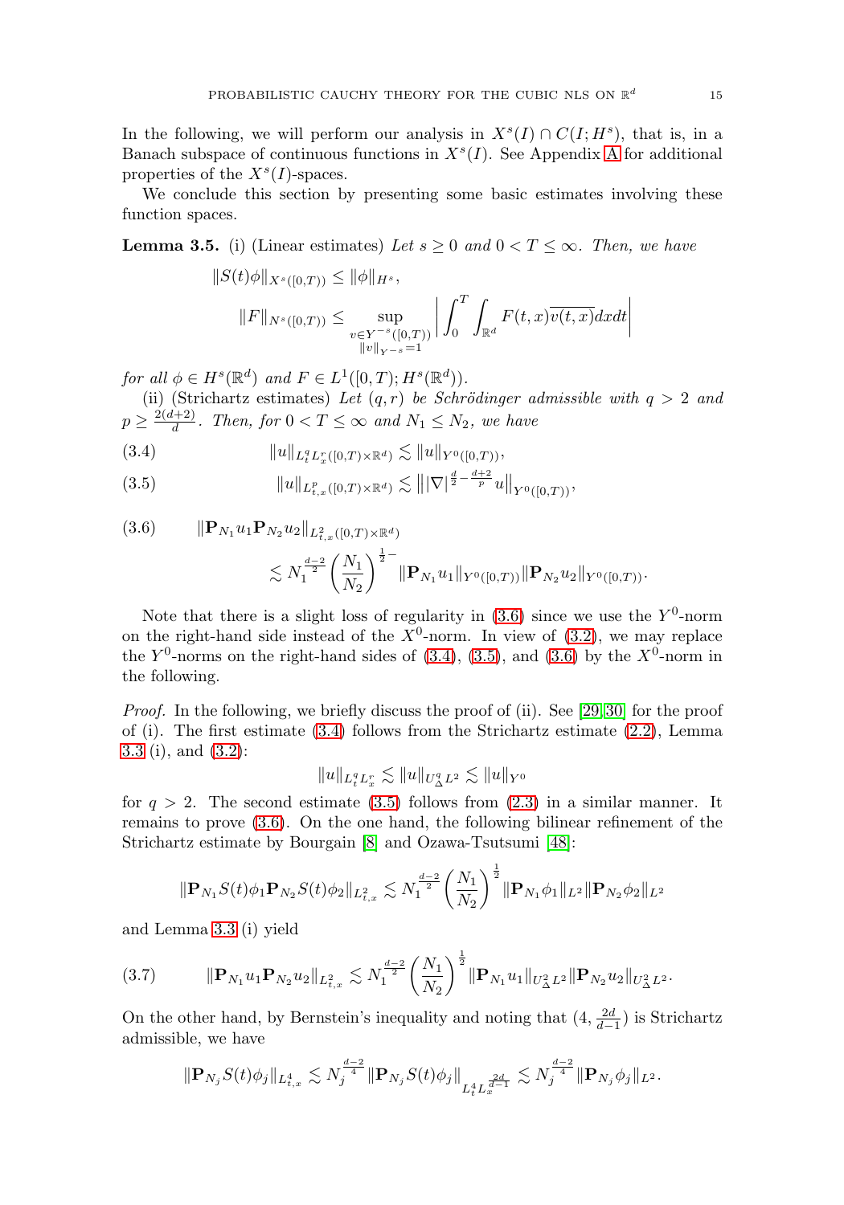In the following, we will perform our analysis in $X^s(I) \cap C(I; H^s)$, that is, in a Banach subspace of continuous functions in $X^s(I)$. See Appendix A for additional properties of the $X^s(I)$-spaces.

We conclude this section by presenting some basic estimates involving these function spaces.

**Lemma 3.5.** (i) (Linear estimates) *Let $s \geq 0$ and $0 < T \leq \infty$. Then, we have*

$$\|S(t)\phi\|_{X^s([0,T))} \leq \|\phi\|_{H^s},$$

$$\|F\|_{N^s([0,T))} \leq \sup_{\substack{v \in Y^{-s}([0,T)) \\ \|v\|_{Y^{-s}}=1}} \bigg| \int_0^T \int_{\mathbb{R}^d} F(t,x)\overline{v(t,x)} dx dt \bigg|$$

*for all $\phi \in H^s(\mathbb{R}^d)$ and $F \in L^1([0,T); H^s(\mathbb{R}^d))$.*

(ii) (Strichartz estimates) *Let $(q,r)$ be Schrödinger admissible with $q > 2$ and $p \geq \frac{2(d+2)}{d}$. Then, for $0 < T \leq \infty$ and $N_1 \leq N_2$, we have*

$$\|u\|_{L^q_t L^r_x([0,T)\times\mathbb{R}^d)} \lesssim \|u\|_{Y^0([0,T))}, \tag{3.4}$$

$$\|u\|_{L^p_{t,x}([0,T)\times\mathbb{R}^d)} \lesssim \big\| |\nabla|^{\frac{d}{2}-\frac{d+2}{p}} u \big\|_{Y^0([0,T))}, \tag{3.5}$$

$$\begin{aligned} \|\mathbf{P}_{N_1} u_1 \mathbf{P}_{N_2} u_2\|_{L^2_{t,x}([0,T)\times\mathbb{R}^d)} \\ \lesssim N_1^{\frac{d-2}{2}} \Big(\frac{N_1}{N_2}\Big)^{\frac{1}{2}-} \|\mathbf{P}_{N_1} u_1\|_{Y^0([0,T))} \|\mathbf{P}_{N_2} u_2\|_{Y^0([0,T))}. \end{aligned} \tag{3.6}$$

Note that there is a slight loss of regularity in (3.6) since we use the $Y^0$-norm on the right-hand side instead of the $X^0$-norm. In view of (3.2), we may replace the $Y^0$-norms on the right-hand sides of (3.4), (3.5), and (3.6) by the $X^0$-norm in the following.

*Proof.* In the following, we briefly discuss the proof of (ii). See [29, 30] for the proof of (i). The first estimate (3.4) follows from the Strichartz estimate (2.2), Lemma 3.3 (i), and (3.2):

$$\|u\|_{L^q_t L^r_x} \lesssim \|u\|_{U^q_\Delta L^2} \lesssim \|u\|_{Y^0}$$

for $q > 2$. The second estimate (3.5) follows from (2.3) in a similar manner. It remains to prove (3.6). On the one hand, the following bilinear refinement of the Strichartz estimate by Bourgain [8] and Ozawa-Tsutsumi [48]:

$$\|\mathbf{P}_{N_1} S(t)\phi_1 \mathbf{P}_{N_2} S(t)\phi_2\|_{L^2_{t,x}} \lesssim N_1^{\frac{d-2}{2}} \Big(\frac{N_1}{N_2}\Big)^{\frac{1}{2}} \|\mathbf{P}_{N_1}\phi_1\|_{L^2} \|\mathbf{P}_{N_2}\phi_2\|_{L^2}$$

and Lemma 3.3 (i) yield

$$\|\mathbf{P}_{N_1} u_1 \mathbf{P}_{N_2} u_2\|_{L^2_{t,x}} \lesssim N_1^{\frac{d-2}{2}} \Big(\frac{N_1}{N_2}\Big)^{\frac{1}{2}} \|\mathbf{P}_{N_1} u_1\|_{U^2_\Delta L^2} \|\mathbf{P}_{N_2} u_2\|_{U^2_\Delta L^2}. \tag{3.7}$$

On the other hand, by Bernstein's inequality and noting that $(4, \frac{2d}{d-1})$ is Strichartz admissible, we have

$$\|\mathbf{P}_{N_j} S(t)\phi_j\|_{L^4_{t,x}} \lesssim N_j^{\frac{d-2}{4}} \|\mathbf{P}_{N_j} S(t)\phi_j\|_{L^4_t L^{\frac{2d}{d-1}}_x} \lesssim N_j^{\frac{d-2}{4}} \|\mathbf{P}_{N_j}\phi_j\|_{L^2}.$$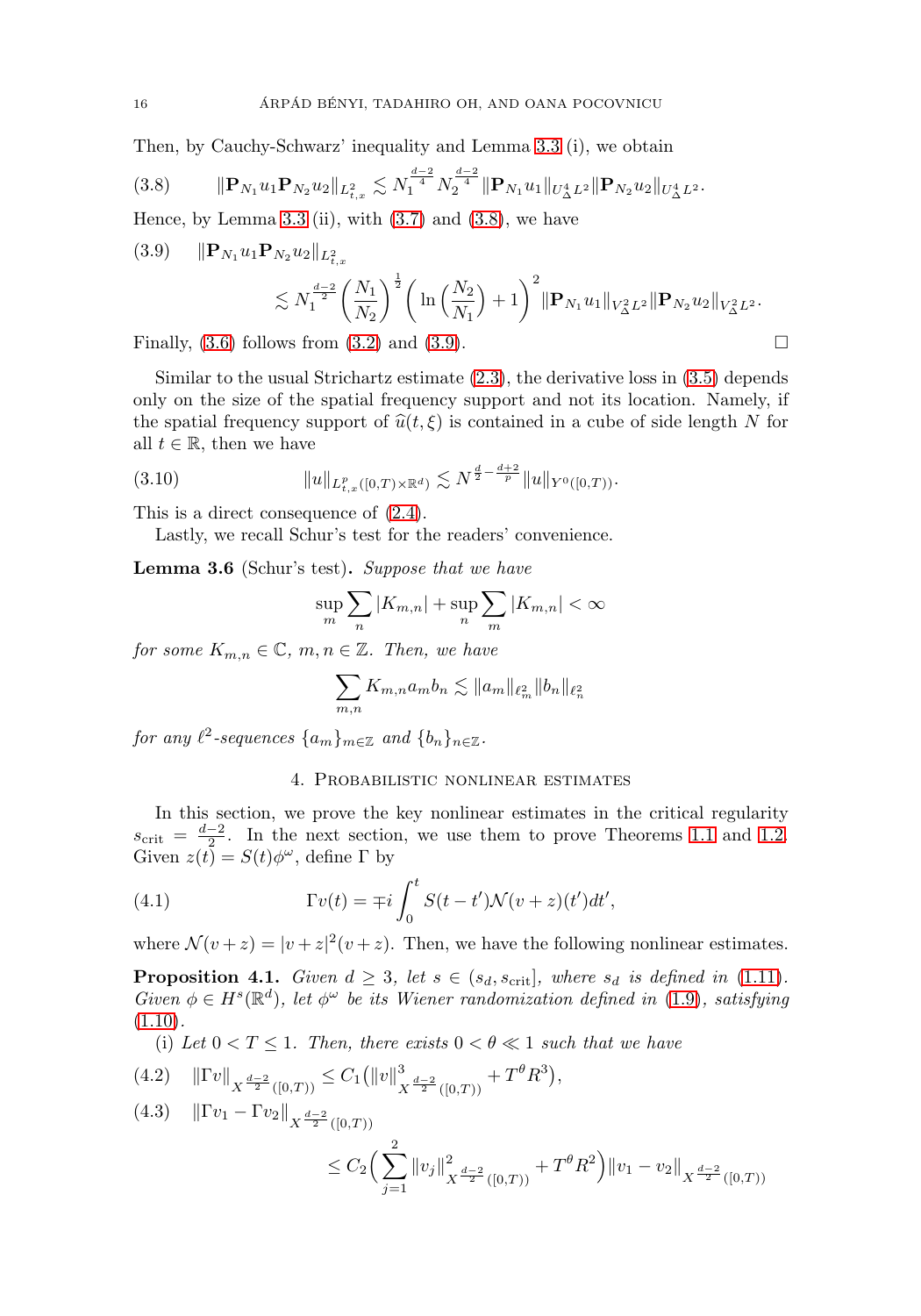Then, by Cauchy-Schwarz' inequality and Lemma 3.3 (i), we obtain

$$\|\mathbf{P}_{N_1} u_1 \mathbf{P}_{N_2} u_2\|_{L^2_{t,x}} \lesssim N_1^{\frac{d-2}{4}} N_2^{\frac{d-2}{4}} \|\mathbf{P}_{N_1} u_1\|_{U^4_\Delta L^2} \|\mathbf{P}_{N_2} u_2\|_{U^4_\Delta L^2}. \tag{3.8}$$

Hence, by Lemma 3.3 (ii), with (3.7) and (3.8), we have

$$\|\mathbf{P}_{N_1} u_1 \mathbf{P}_{N_2} u_2\|_{L^2_{t,x}} \lesssim N_1^{\frac{d-2}{2}} \bigg(\frac{N_1}{N_2}\bigg)^{\frac{1}{2}} \bigg( \ln\Big(\frac{N_2}{N_1}\Big) + 1 \bigg)^2 \|\mathbf{P}_{N_1} u_1\|_{V^2_\Delta L^2} \|\mathbf{P}_{N_2} u_2\|_{V^2_\Delta L^2}. \tag{3.9}$$

Finally, (3.6) follows from (3.2) and (3.9). $\square$

Similar to the usual Strichartz estimate (2.3), the derivative loss in (3.5) depends only on the size of the spatial frequency support and not its location. Namely, if the spatial frequency support of $\widehat{u}(t,\xi)$ is contained in a cube of side length $N$ for all $t \in \mathbb{R}$, then we have

$$\|u\|_{L^p_{t,x}([0,T)\times\mathbb{R}^d)} \lesssim N^{\frac{d}{2} - \frac{d+2}{p}} \|u\|_{Y^0([0,T))}. \tag{3.10}$$

This is a direct consequence of (2.4).

Lastly, we recall Schur's test for the readers' convenience.

**Lemma 3.6** (Schur's test)**.** *Suppose that we have*

$$\sup_m \sum_n |K_{m,n}| + \sup_n \sum_m |K_{m,n}| < \infty$$

*for some $K_{m,n} \in \mathbb{C}$, $m, n \in \mathbb{Z}$. Then, we have*

$$\sum_{m,n} K_{m,n} a_m b_n \lesssim \|a_m\|_{\ell^2_m} \|b_n\|_{\ell^2_n}$$

*for any $\ell^2$-sequences $\{a_m\}_{m\in\mathbb{Z}}$ and $\{b_n\}_{n\in\mathbb{Z}}$.*

## 4. Probabilistic nonlinear estimates

In this section, we prove the key nonlinear estimates in the critical regularity $s_{\text{crit}} = \frac{d-2}{2}$. In the next section, we use them to prove Theorems 1.1 and 1.2. Given $z(t) = S(t)\phi^\omega$, define $\Gamma$ by

$$\Gamma v(t) = \mp i \int_0^t S(t-t')\mathcal{N}(v+z)(t')dt', \tag{4.1}$$

where $\mathcal{N}(v+z) = |v+z|^2(v+z)$. Then, we have the following nonlinear estimates.

**Proposition 4.1.** *Given $d \geq 3$, let $s \in (s_d, s_{\text{crit}}]$, where $s_d$ is defined in (1.11). Given $\phi \in H^s(\mathbb{R}^d)$, let $\phi^\omega$ be its Wiener randomization defined in (1.9), satisfying (1.10).*

(i) *Let $0 < T \leq 1$. Then, there exists $0 < \theta \ll 1$ such that we have*

$$\|\Gamma v\|_{X^{\frac{d-2}{2}}([0,T))} \leq C_1\big(\|v\|^3_{X^{\frac{d-2}{2}}([0,T))} + T^\theta R^3\big), \tag{4.2}$$

$$\|\Gamma v_1 - \Gamma v_2\|_{X^{\frac{d-2}{2}}([0,T))} \leq C_2\Big(\sum_{j=1}^2 \|v_j\|^2_{X^{\frac{d-2}{2}}([0,T))} + T^\theta R^2\Big)\|v_1 - v_2\|_{X^{\frac{d-2}{2}}([0,T))} \tag{4.3}$$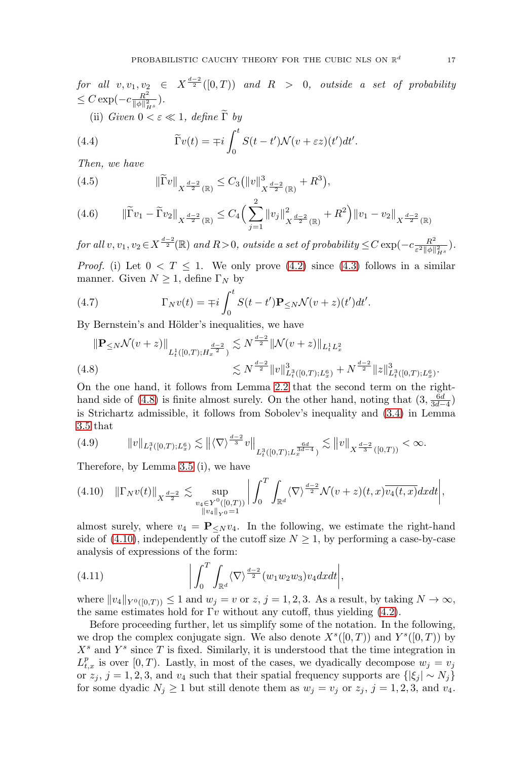*for all* $v, v_1, v_2 \in X^{\frac{d-2}{2}}([0,T))$ *and* $R > 0$*, outside a set of probability* $\le C\exp(-c\frac{R^2}{\|\phi\|^2_{H^s}})$.

(ii) *Given* $0 < \varepsilon \ll 1$*, define* $\widetilde{\Gamma}$ *by*

$$\widetilde{\Gamma}v(t) = \mp i \int_0^t S(t-t')\mathcal{N}(v+\varepsilon z)(t')dt'. \tag{4.4}$$

*Then, we have*

$$\|\widetilde{\Gamma}v\|_{X^{\frac{d-2}{2}}(\mathbb{R})} \le C_3\big(\|v\|^3_{X^{\frac{d-2}{2}}(\mathbb{R})} + R^3\big), \tag{4.5}$$

$$\|\widetilde{\Gamma}v_1 - \widetilde{\Gamma}v_2\|_{X^{\frac{d-2}{2}}(\mathbb{R})} \le C_4\Big(\sum_{j=1}^2 \|v_j\|^2_{X^{\frac{d-2}{2}}(\mathbb{R})} + R^2\Big)\|v_1 - v_2\|_{X^{\frac{d-2}{2}}(\mathbb{R})} \tag{4.6}$$

*for all* $v, v_1, v_2 \in X^{\frac{d-2}{2}}(\mathbb{R})$ *and* $R > 0$*, outside a set of probability* $\le C\exp(-c\frac{R^2}{\varepsilon^2\|\phi\|^2_{H^s}})$.

*Proof.* (i) Let $0 < T \le 1$. We only prove (4.2) since (4.3) follows in a similar manner. Given $N \ge 1$, define $\Gamma_N$ by

$$\Gamma_N v(t) = \mp i \int_0^t S(t-t')\mathbf{P}_{\le N}\mathcal{N}(v+z)(t')dt'. \tag{4.7}$$

By Bernstein's and Hölder's inequalities, we have

$$\begin{aligned}
\|\mathbf{P}_{\le N}\mathcal{N}(v+z)\|_{L^1_t([0,T);H^{\frac{d-2}{2}}_x)} &\lesssim N^{\frac{d-2}{2}}\|\mathcal{N}(v+z)\|_{L^1_tL^2_x} \\
&\lesssim N^{\frac{d-2}{2}}\|v\|^3_{L^3_t([0,T);L^6_x)} + N^{\frac{d-2}{2}}\|z\|^3_{L^3_t([0,T);L^6_x)}.
\end{aligned} \tag{4.8}$$

On the one hand, it follows from Lemma 2.2 that the second term on the right-hand side of (4.8) is finite almost surely. On the other hand, noting that $(3, \frac{6d}{3d-4})$ is Strichartz admissible, it follows from Sobolev's inequality and (3.4) in Lemma 3.5 that

$$\|v\|_{L^3_t([0,T);L^6_x)} \lesssim \big\|\langle\nabla\rangle^{\frac{d-2}{3}}v\big\|_{L^3_t([0,T);L^{\frac{6d}{3d-4}}_x)} \lesssim \|v\|_{X^{\frac{d-2}{3}}([0,T))} < \infty. \tag{4.9}$$

Therefore, by Lemma 3.5 (i), we have

$$\|\Gamma_N v(t)\|_{X^{\frac{d-2}{2}}} \lesssim \sup_{\substack{v_4 \in Y^0([0,T)) \\ \|v_4\|_{Y^0}=1}} \bigg|\int_0^T \int_{\mathbb{R}^d} \langle\nabla\rangle^{\frac{d-2}{2}}\mathcal{N}(v+z)(t,x)\overline{v_4(t,x)}dxdt\bigg|, \tag{4.10}$$

almost surely, where $v_4 = \mathbf{P}_{\le N}v_4$. In the following, we estimate the right-hand side of (4.10), independently of the cutoff size $N \ge 1$, by performing a case-by-case analysis of expressions of the form:

$$\bigg|\int_0^T \int_{\mathbb{R}^d} \langle\nabla\rangle^{\frac{d-2}{2}}(w_1w_2w_3)v_4 dxdt\bigg|, \tag{4.11}$$

where $\|v_4\|_{Y^0([0,T))} \le 1$ and $w_j = v$ or $z$, $j = 1,2,3$. As a result, by taking $N \to \infty$, the same estimates hold for $\Gamma v$ without any cutoff, thus yielding (4.2).

Before proceeding further, let us simplify some of the notation. In the following, we drop the complex conjugate sign. We also denote $X^s([0,T))$ and $Y^s([0,T))$ by $X^s$ and $Y^s$ since $T$ is fixed. Similarly, it is understood that the time integration in $L^p_{t,x}$ is over $[0,T)$. Lastly, in most of the cases, we dyadically decompose $w_j = v_j$ or $z_j$, $j = 1,2,3$, and $v_4$ such that their spatial frequency supports are $\{|\xi_j| \sim N_j\}$ for some dyadic $N_j \ge 1$ but still denote them as $w_j = v_j$ or $z_j$, $j = 1,2,3$, and $v_4$.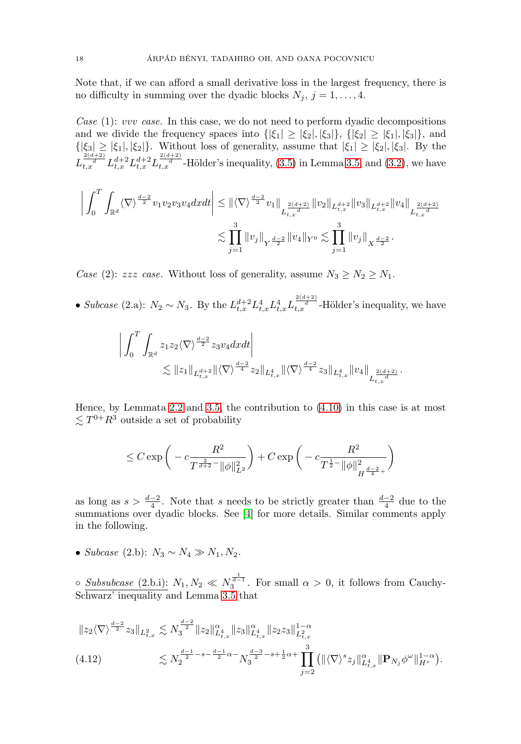Note that, if we can afford a small derivative loss in the largest frequency, there is no difficulty in summing over the dyadic blocks $N_j$, $j = 1, \dots, 4$.

*Case* (1): *vvv case.* In this case, we do not need to perform dyadic decompositions and we divide the frequency spaces into $\{|\xi_1| \geq |\xi_2|, |\xi_3|\}$, $\{|\xi_2| \geq |\xi_1|, |\xi_3|\}$, and $\{|\xi_3| \geq |\xi_1|, |\xi_2|\}$. Without loss of generality, assume that $|\xi_1| \geq |\xi_2|, |\xi_3|$. By the $L^{\frac{2(d+2)}{d}}_{t,x} L^{d+2}_{t,x} L^{d+2}_{t,x} L^{\frac{2(d+2)}{d}}_{t,x}$-Hölder's inequality, (3.5) in Lemma 3.5, and (3.2), we have

$$
\begin{aligned}
\bigg| \int_0^T \int_{\mathbb{R}^d} \langle \nabla \rangle^{\frac{d-2}{2}} v_1 v_2 v_3 v_4 dx dt \bigg| &\leq \| \langle \nabla \rangle^{\frac{d-2}{2}} v_1 \|_{L^{\frac{2(d+2)}{d}}_{t,x}} \|v_2\|_{L^{d+2}_{t,x}} \|v_3\|_{L^{d+2}_{t,x}} \|v_4\|_{L^{\frac{2(d+2)}{d}}_{t,x}} \\
&\lesssim \prod_{j=1}^3 \|v_j\|_{Y^{\frac{d-2}{2}}} \|v_4\|_{Y^0} \lesssim \prod_{j=1}^3 \|v_j\|_{X^{\frac{d-2}{2}}}.
\end{aligned}
$$

*Case* (2): *zzz case.* Without loss of generality, assume $N_3 \geq N_2 \geq N_1$.

- *Subcase* (2.a): $N_2 \sim N_3$. By the $L^{d+2}_{t,x} L^4_{t,x} L^4_{t,x} L^{\frac{2(d+2)}{d}}_{t,x}$-Hölder's inequality, we have

$$
\begin{aligned}
\bigg| \int_0^T & \int_{\mathbb{R}^d} z_1 z_2 \langle \nabla \rangle^{\frac{d-2}{2}} z_3 v_4 dx dt \bigg| \\
&\lesssim \|z_1\|_{L^{d+2}_{t,x}} \| \langle \nabla \rangle^{\frac{d-2}{4}} z_2 \|_{L^4_{t,x}} \| \langle \nabla \rangle^{\frac{d-2}{4}} z_3 \|_{L^4_{t,x}} \|v_4\|_{L^{\frac{2(d+2)}{d}}_{t,x}}.
\end{aligned}
$$

Hence, by Lemmata 2.2 and 3.5, the contribution to (4.10) in this case is at most $\lesssim T^{0+} R^3$ outside a set of probability

$$
\leq C \exp\bigg( - c \frac{R^2}{T^{\frac{2}{d+2}-} \|\phi\|^2_{L^2}} \bigg) + C \exp\bigg( - c \frac{R^2}{T^{\frac{1}{2}-} \|\phi\|^2_{H^{\frac{d-2}{4}+}}} \bigg)
$$

as long as $s > \frac{d-2}{4}$. Note that $s$ needs to be strictly greater than $\frac{d-2}{4}$ due to the summations over dyadic blocks. See [4] for more details. Similar comments apply in the following.

- *Subcase* (2.b): $N_3 \sim N_4 \gg N_1, N_2$.

$\circ$ <u>*Subsubcase* (2.b.i):</u> $N_1, N_2 \ll N_3^{\frac{1}{d-1}}$. For small $\alpha > 0$, it follows from Cauchy-Schwarz' inequality and Lemma 3.5 that

$$
\begin{aligned}
\|z_2 \langle \nabla \rangle^{\frac{d-2}{2}} z_3\|_{L^2_{t,x}} &\lesssim N_3^{\frac{d-2}{2}} \|z_2\|^{\alpha}_{L^4_{t,x}} \|z_3\|^{\alpha}_{L^4_{t,x}} \|z_2 z_3\|^{1-\alpha}_{L^2_{t,x}} \\
&\lesssim N_2^{\frac{d-1}{2} - s - \frac{d-1}{2}\alpha -} N_3^{\frac{d-3}{2} - s + \frac{1}{2}\alpha +} \prod_{j=2}^3 \big( \| \langle \nabla \rangle^s z_j \|^{\alpha}_{L^4_{t,x}} \| \mathbf{P}_{N_j} \phi^\omega \|^{1-\alpha}_{H^s} \big). \qquad (4.12)
\end{aligned}
$$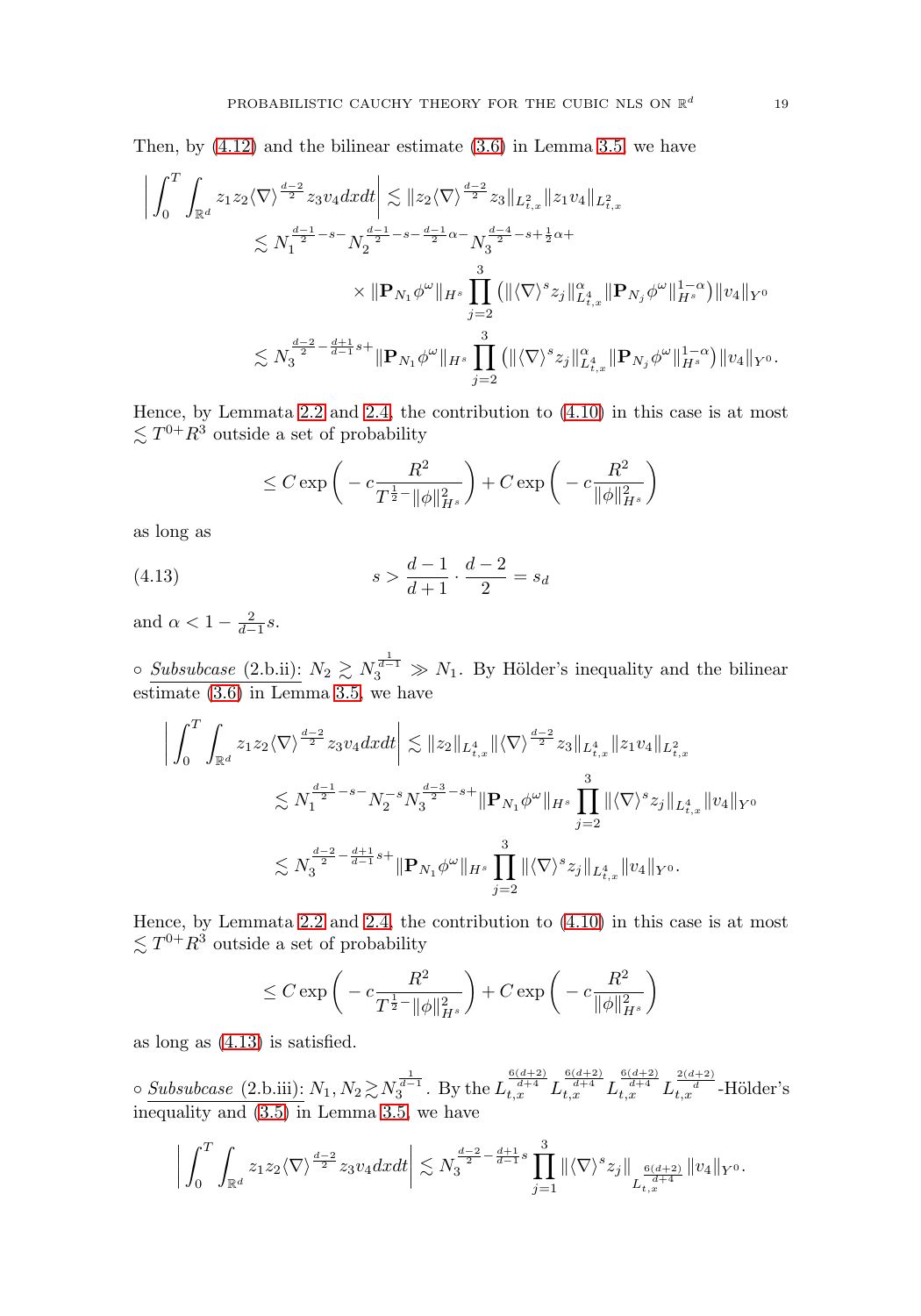Then, by (4.12) and the bilinear estimate (3.6) in Lemma 3.5, we have

$$
\begin{aligned}
\bigg| \int_0^T \int_{\mathbb{R}^d} z_1 z_2 \langle \nabla \rangle^{\frac{d-2}{2}} z_3 v_4 dx dt \bigg| & \lesssim \| z_2 \langle \nabla \rangle^{\frac{d-2}{2}} z_3 \|_{L^2_{t,x}} \| z_1 v_4 \|_{L^2_{t,x}} \\
& \lesssim N_1^{\frac{d-1}{2}-s-} N_2^{\frac{d-1}{2}-s-\frac{d-1}{2}\alpha-} N_3^{\frac{d-4}{2}-s+\frac{1}{2}\alpha+} \\
& \qquad \times \| \mathbf{P}_{N_1} \phi^\omega \|_{H^s} \prod_{j=2}^3 \big( \| \langle \nabla \rangle^s z_j \|_{L^4_{t,x}}^\alpha \| \mathbf{P}_{N_j} \phi^\omega \|_{H^s}^{1-\alpha} \big) \| v_4 \|_{Y^0} \\
& \lesssim N_3^{\frac{d-2}{2} - \frac{d+1}{d-1}s+} \| \mathbf{P}_{N_1} \phi^\omega \|_{H^s} \prod_{j=2}^3 \big( \| \langle \nabla \rangle^s z_j \|_{L^4_{t,x}}^\alpha \| \mathbf{P}_{N_j} \phi^\omega \|_{H^s}^{1-\alpha} \big) \| v_4 \|_{Y^0}.
\end{aligned}
$$

Hence, by Lemmata 2.2 and 2.4, the contribution to (4.10) in this case is at most $\lesssim T^{0+} R^3$ outside a set of probability

$$
\leq C \exp\bigg( -c \frac{R^2}{T^{\frac{1}{2}-} \|\phi\|_{H^s}^2} \bigg) + C \exp\bigg( -c \frac{R^2}{\|\phi\|_{H^s}^2} \bigg)
$$

as long as

$$
s > \frac{d-1}{d+1} \cdot \frac{d-2}{2} = s_d \tag{4.13}
$$

and $\alpha < 1 - \frac{2}{d-1}s$.

$\circ$ Subsubcase (2.b.ii): $N_2 \gtrsim N_3^{\frac{1}{d-1}} \gg N_1$. By Hölder's inequality and the bilinear estimate (3.6) in Lemma 3.5, we have

$$
\begin{aligned}
\bigg| \int_0^T \int_{\mathbb{R}^d} z_1 z_2 \langle \nabla \rangle^{\frac{d-2}{2}} z_3 v_4 dx dt \bigg| & \lesssim \| z_2 \|_{L^4_{t,x}} \| \langle \nabla \rangle^{\frac{d-2}{2}} z_3 \|_{L^4_{t,x}} \| z_1 v_4 \|_{L^2_{t,x}} \\
& \lesssim N_1^{\frac{d-1}{2}-s-} N_2^{-s} N_3^{\frac{d-3}{2}-s+} \| \mathbf{P}_{N_1} \phi^\omega \|_{H^s} \prod_{j=2}^3 \| \langle \nabla \rangle^s z_j \|_{L^4_{t,x}} \| v_4 \|_{Y^0} \\
& \lesssim N_3^{\frac{d-2}{2} - \frac{d+1}{d-1}s+} \| \mathbf{P}_{N_1} \phi^\omega \|_{H^s} \prod_{j=2}^3 \| \langle \nabla \rangle^s z_j \|_{L^4_{t,x}} \| v_4 \|_{Y^0}.
\end{aligned}
$$

Hence, by Lemmata 2.2 and 2.4, the contribution to (4.10) in this case is at most $\lesssim T^{0+} R^3$ outside a set of probability

$$
\leq C \exp\bigg( -c \frac{R^2}{T^{\frac{1}{2}-} \|\phi\|_{H^s}^2} \bigg) + C \exp\bigg( -c \frac{R^2}{\|\phi\|_{H^s}^2} \bigg)
$$

as long as (4.13) is satisfied.

$\circ$ Subsubcase (2.b.iii): $N_1, N_2 \gtrsim N_3^{\frac{1}{d-1}}$. By the $L_{t,x}^{\frac{6(d+2)}{d+4}} L_{t,x}^{\frac{6(d+2)}{d+4}} L_{t,x}^{\frac{6(d+2)}{d+4}} L_{t,x}^{\frac{2(d+2)}{d}}$-Hölder's inequality and (3.5) in Lemma 3.5, we have

$$
\bigg| \int_0^T \int_{\mathbb{R}^d} z_1 z_2 \langle \nabla \rangle^{\frac{d-2}{2}} z_3 v_4 dx dt \bigg| \lesssim N_3^{\frac{d-2}{2} - \frac{d+1}{d-1}s} \prod_{j=1}^3 \| \langle \nabla \rangle^s z_j \|_{L_{t,x}^{\frac{6(d+2)}{d+4}}} \| v_4 \|_{Y^0}.
$$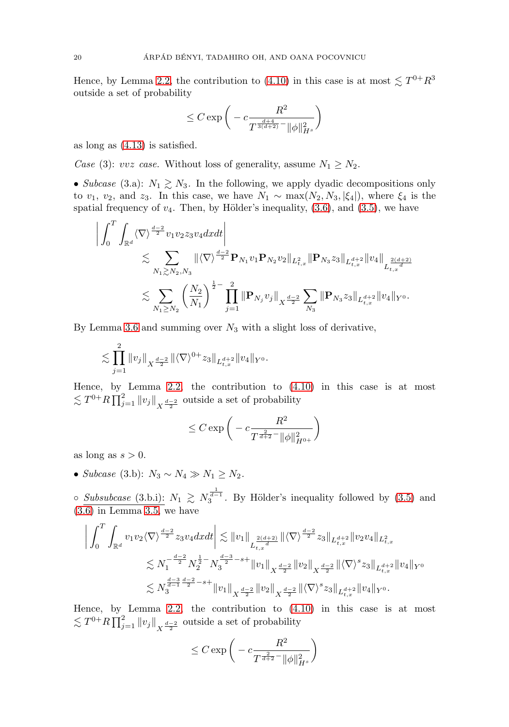Hence, by Lemma 2.2, the contribution to (4.10) in this case is at most $\lesssim T^{0+}R^3$ outside a set of probability

$$\leq C \exp\bigg( - c \frac{R^2}{T^{\frac{d+4}{3(d+2)}-} \|\phi\|_{H^s}^2}\bigg)$$

as long as (4.13) is satisfied.

*Case* (3): *vvz case.* Without loss of generality, assume $N_1 \geq N_2$.

• *Subcase* (3.a): $N_1 \gtrsim N_3$. In the following, we apply dyadic decompositions only to $v_1$, $v_2$, and $z_3$. In this case, we have $N_1 \sim \max(N_2, N_3, |\xi_4|)$, where $\xi_4$ is the spatial frequency of $v_4$. Then, by Hölder's inequality, (3.6), and (3.5), we have

$$\begin{aligned}
\bigg| \int_0^T \int_{\mathbb{R}^d} \langle \nabla \rangle^{\frac{d-2}{2}} v_1 v_2 z_3 v_4 dx dt \bigg| & \\
\lesssim \sum_{N_1 \gtrsim N_2, N_3} & \| \langle \nabla \rangle^{\frac{d-2}{2}} \mathbf{P}_{N_1} v_1 \mathbf{P}_{N_2} v_2 \|_{L^2_{t,x}} \| \mathbf{P}_{N_3} z_3 \|_{L^{d+2}_{t,x}} \| v_4 \|_{L^{\frac{2(d+2)}{d}}_{t,x}} \\
\lesssim \sum_{N_1 \geq N_2} & \bigg( \frac{N_2}{N_1} \bigg)^{\frac{1}{2}-} \prod_{j=1}^2 \| \mathbf{P}_{N_j} v_j \|_{X^{\frac{d-2}{2}}} \sum_{N_3} \| \mathbf{P}_{N_3} z_3 \|_{L^{d+2}_{t,x}} \| v_4 \|_{Y^0}.
\end{aligned}$$

By Lemma 3.6 and summing over $N_3$ with a slight loss of derivative,

$$\lesssim \prod_{j=1}^2 \| v_j \|_{X^{\frac{d-2}{2}}} \| \langle \nabla \rangle^{0+} z_3 \|_{L^{d+2}_{t,x}} \| v_4 \|_{Y^0}.$$

Hence, by Lemma 2.2, the contribution to (4.10) in this case is at most $\lesssim T^{0+} R \prod_{j=1}^2 \|v_j\|_{X^{\frac{d-2}{2}}}$ outside a set of probability

$$\leq C \exp\bigg( - c \frac{R^2}{T^{\frac{2}{d+2}-} \|\phi\|_{H^{0+}}^2}\bigg)$$

as long as $s > 0$.

• *Subcase* (3.b): $N_3 \sim N_4 \gg N_1 \geq N_2$.

∘ <u>*Subsubcase* (3.b.i):</u> $N_1 \gtrsim N_3^{\frac{1}{d-1}}$. By Hölder's inequality followed by (3.5) and (3.6) in Lemma 3.5, we have

$$\begin{aligned}
\bigg| \int_0^T \int_{\mathbb{R}^d} v_1 v_2 \langle \nabla \rangle^{\frac{d-2}{2}} z_3 v_4 dx dt \bigg| & \lesssim \| v_1 \|_{L^{\frac{2(d+2)}{d}}_{t,x}} \| \langle \nabla \rangle^{\frac{d-2}{2}} z_3 \|_{L^{d+2}_{t,x}} \| v_2 v_4 \|_{L^2_{t,x}} \\
& \lesssim N_1^{-\frac{d-2}{2}} N_2^{\frac{1}{2}-} N_3^{\frac{d-3}{2}-s+} \| v_1 \|_{X^{\frac{d-2}{2}}} \| v_2 \|_{X^{\frac{d-2}{2}}} \| \langle \nabla \rangle^s z_3 \|_{L^{d+2}_{t,x}} \| v_4 \|_{Y^0} \\
& \lesssim N_3^{\frac{d-3}{d-1}\frac{d-2}{2}-s+} \| v_1 \|_{X^{\frac{d-2}{2}}} \| v_2 \|_{X^{\frac{d-2}{2}}} \| \langle \nabla \rangle^s z_3 \|_{L^{d+2}_{t,x}} \| v_4 \|_{Y^0}.
\end{aligned}$$

Hence, by Lemma 2.2, the contribution to (4.10) in this case is at most $\lesssim T^{0+} R \prod_{j=1}^2 \|v_j\|_{X^{\frac{d-2}{2}}}$ outside a set of probability

$$\leq C \exp\bigg( - c \frac{R^2}{T^{\frac{2}{d+2}-} \|\phi\|_{H^s}^2}\bigg)$$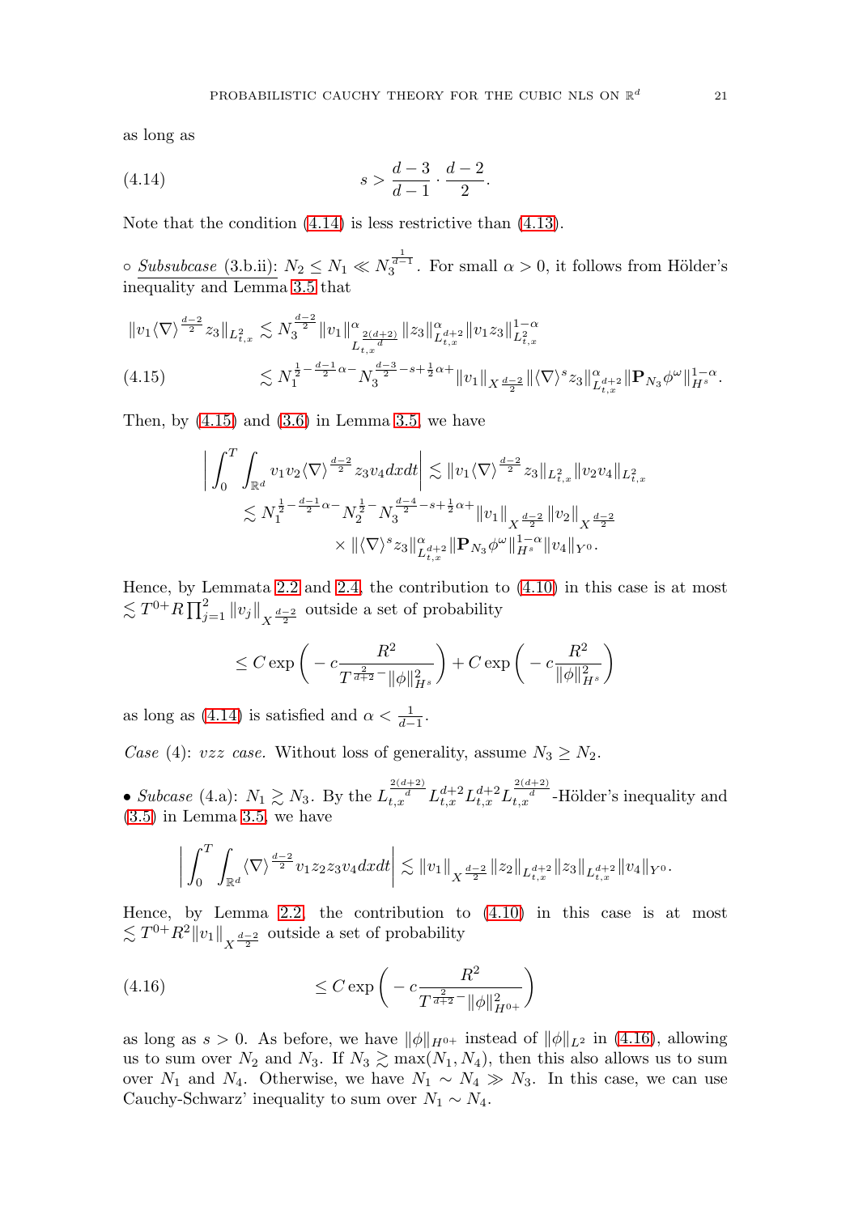as long as

$$s > \frac{d-3}{d-1} \cdot \frac{d-2}{2}. \tag{4.14}$$

Note that the condition (4.14) is less restrictive than (4.13).

$\circ$ Subsubcase (3.b.ii): $N_2 \leq N_1 \ll N_3^{\frac{1}{d-1}}$. For small $\alpha > 0$, it follows from Hölder's inequality and Lemma 3.5 that

$$\begin{aligned}
\|v_1 \langle \nabla \rangle^{\frac{d-2}{2}} z_3\|_{L^2_{t,x}} &\lesssim N_3^{\frac{d-2}{2}} \|v_1\|^{\alpha}_{L^{\frac{2(d+2)}{d}}_{t,x}} \|z_3\|^{\alpha}_{L^{d+2}_{t,x}} \|v_1 z_3\|^{1-\alpha}_{L^2_{t,x}} \\
&\lesssim N_1^{\frac{1}{2} - \frac{d-1}{2}\alpha -} N_3^{\frac{d-3}{2} - s + \frac{1}{2}\alpha +} \|v_1\|_{X^{\frac{d-2}{2}}} \|\langle \nabla \rangle^s z_3\|^{\alpha}_{L^{d+2}_{t,x}} \|\mathbf{P}_{N_3} \phi^\omega\|^{1-\alpha}_{H^s}. 
\end{aligned} \tag{4.15}$$

Then, by (4.15) and (3.6) in Lemma 3.5, we have

$$\begin{aligned}
\bigg| \int_0^T \int_{\mathbb{R}^d} v_1 v_2 \langle \nabla \rangle^{\frac{d-2}{2}} z_3 v_4 dx dt \bigg| &\lesssim \|v_1 \langle \nabla \rangle^{\frac{d-2}{2}} z_3\|_{L^2_{t,x}} \|v_2 v_4\|_{L^2_{t,x}} \\
&\lesssim N_1^{\frac{1}{2} - \frac{d-1}{2}\alpha -} N_2^{\frac{1}{2}-} N_3^{\frac{d-4}{2} - s + \frac{1}{2}\alpha +} \|v_1\|_{X^{\frac{d-2}{2}}} \|v_2\|_{X^{\frac{d-2}{2}}} \\
&\quad \times \|\langle \nabla \rangle^s z_3\|^{\alpha}_{L^{d+2}_{t,x}} \|\mathbf{P}_{N_3} \phi^\omega\|^{1-\alpha}_{H^s} \|v_4\|_{Y^0}.
\end{aligned}$$

Hence, by Lemmata 2.2 and 2.4, the contribution to (4.10) in this case is at most $\lesssim T^{0+} R \prod_{j=1}^2 \|v_j\|_{X^{\frac{d-2}{2}}}$ outside a set of probability

$$\leq C \exp\bigg( -c \frac{R^2}{T^{\frac{2}{d+2}-} \|\phi\|^2_{H^s}} \bigg) + C \exp\bigg( -c \frac{R^2}{\|\phi\|^2_{H^s}} \bigg)$$

as long as (4.14) is satisfied and $\alpha < \frac{1}{d-1}$.

*Case* (4): *vzz case.* Without loss of generality, assume $N_3 \geq N_2$.

• *Subcase* (4.a): $N_1 \gtrsim N_3$. By the $L^{\frac{2(d+2)}{d}}_{t,x} L^{d+2}_{t,x} L^{d+2}_{t,x} L^{\frac{2(d+2)}{d}}_{t,x}$-Hölder's inequality and (3.5) in Lemma 3.5, we have

$$\bigg| \int_0^T \int_{\mathbb{R}^d} \langle \nabla \rangle^{\frac{d-2}{2}} v_1 z_2 z_3 v_4 dx dt \bigg| \lesssim \|v_1\|_{X^{\frac{d-2}{2}}} \|z_2\|_{L^{d+2}_{t,x}} \|z_3\|_{L^{d+2}_{t,x}} \|v_4\|_{Y^0}.$$

Hence, by Lemma 2.2, the contribution to (4.10) in this case is at most $\lesssim T^{0+} R^2 \|v_1\|_{X^{\frac{d-2}{2}}}$ outside a set of probability

$$\leq C \exp\bigg( -c \frac{R^2}{T^{\frac{2}{d+2}-} \|\phi\|^2_{H^{0+}}} \bigg) \tag{4.16}$$

as long as $s > 0$. As before, we have $\|\phi\|_{H^{0+}}$ instead of $\|\phi\|_{L^2}$ in (4.16), allowing us to sum over $N_2$ and $N_3$. If $N_3 \gtrsim \max(N_1, N_4)$, then this also allows us to sum over $N_1$ and $N_4$. Otherwise, we have $N_1 \sim N_4 \gg N_3$. In this case, we can use Cauchy-Schwarz' inequality to sum over $N_1 \sim N_4$.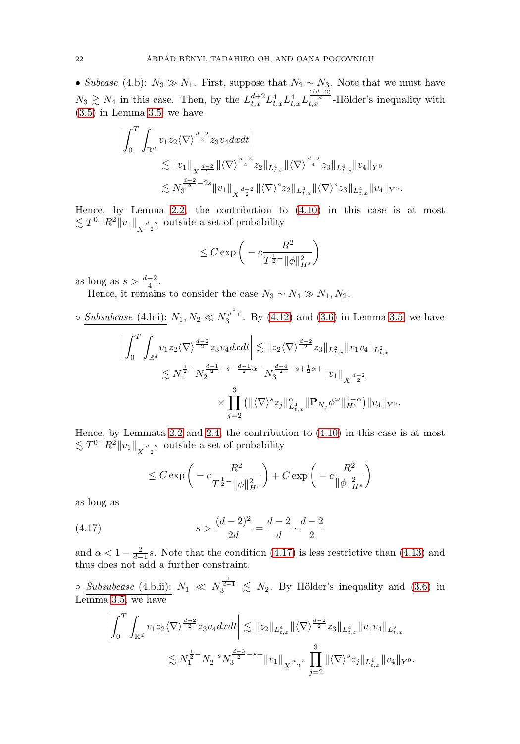• *Subcase* (4.b): $N_3 \gg N_1$. First, suppose that $N_2 \sim N_3$. Note that we must have $N_3 \gtrsim N_4$ in this case. Then, by the $L^{d+2}_{t,x} L^4_{t,x} L^4_{t,x} L^{\frac{2(d+2)}{d}}_{t,x}$-Hölder's inequality with (3.5) in Lemma 3.5, we have

$$
\begin{aligned}
\bigg| \int_0^T \int_{\mathbb{R}^d} & v_1 z_2 \langle \nabla \rangle^{\frac{d-2}{2}} z_3 v_4 dx dt \bigg| \\
& \lesssim \|v_1\|_{X^{\frac{d-2}{2}}} \|\langle \nabla \rangle^{\frac{d-2}{4}} z_2\|_{L^4_{t,x}} \|\langle \nabla \rangle^{\frac{d-2}{4}} z_3\|_{L^4_{t,x}} \|v_4\|_{Y^0} \\
& \lesssim N_3^{\frac{d-2}{2} - 2s} \|v_1\|_{X^{\frac{d-2}{2}}} \|\langle \nabla \rangle^s z_2\|_{L^4_{t,x}} \|\langle \nabla \rangle^s z_3\|_{L^4_{t,x}} \|v_4\|_{Y^0}.
\end{aligned}
$$

Hence, by Lemma 2.2, the contribution to (4.10) in this case is at most $\lesssim T^{0+} R^2 \|v_1\|_{X^{\frac{d-2}{2}}}$ outside a set of probability

$$
\le C \exp\bigg( -c \frac{R^2}{T^{\frac{1}{2}-} \|\phi\|^2_{H^s}} \bigg)
$$

as long as $s > \frac{d-2}{4}$.

Hence, it remains to consider the case $N_3 \sim N_4 \gg N_1, N_2$.

∘ <u>*Subsubcase* (4.b.i)</u>: $N_1, N_2 \ll N_3^{\frac{1}{d-1}}$. By (4.12) and (3.6) in Lemma 3.5, we have

$$
\begin{aligned}
\bigg| \int_0^T \int_{\mathbb{R}^d} v_1 z_2 \langle \nabla \rangle^{\frac{d-2}{2}} z_3 v_4 dx dt \bigg| & \lesssim \|z_2 \langle \nabla \rangle^{\frac{d-2}{2}} z_3\|_{L^2_{t,x}} \|v_1 v_4\|_{L^2_{t,x}} \\
& \lesssim N_1^{\frac{1}{2}-} N_2^{\frac{d-1}{2} - s - \frac{d-1}{2}\alpha -} N_3^{\frac{d-4}{2} - s + \frac{1}{2}\alpha +} \|v_1\|_{X^{\frac{d-2}{2}}} \\
& \quad \times \prod_{j=2}^{3} \big( \|\langle \nabla \rangle^s z_j\|^{\alpha}_{L^4_{t,x}} \|\mathbf{P}_{N_j} \phi^\omega\|^{1-\alpha}_{H^s} \big) \|v_4\|_{Y^0}.
\end{aligned}
$$

Hence, by Lemmata 2.2 and 2.4, the contribution to (4.10) in this case is at most $\lesssim T^{0+} R^2 \|v_1\|_{X^{\frac{d-2}{2}}}$ outside a set of probability

$$
\le C \exp\bigg( -c \frac{R^2}{T^{\frac{1}{2}-} \|\phi\|^2_{H^s}} \bigg) + C \exp\bigg( -c \frac{R^2}{\|\phi\|^2_{H^s}} \bigg)
$$

as long as

$$
s > \frac{(d-2)^2}{2d} = \frac{d-2}{d} \cdot \frac{d-2}{2} \tag{4.17}
$$

and $\alpha < 1 - \frac{2}{d-1} s$. Note that the condition (4.17) is less restrictive than (4.13) and thus does not add a further constraint.

∘ <u>*Subsubcase* (4.b.ii)</u>: $N_1 \ll N_3^{\frac{1}{d-1}} \lesssim N_2$. By Hölder's inequality and (3.6) in Lemma 3.5, we have

$$
\begin{aligned}
\bigg| \int_0^T \int_{\mathbb{R}^d} v_1 z_2 \langle \nabla \rangle^{\frac{d-2}{2}} z_3 v_4 dx dt \bigg| & \lesssim \|z_2\|_{L^4_{t,x}} \|\langle \nabla \rangle^{\frac{d-2}{2}} z_3\|_{L^4_{t,x}} \|v_1 v_4\|_{L^2_{t,x}} \\
& \lesssim N_1^{\frac{1}{2}-} N_2^{-s} N_3^{\frac{d-3}{2} - s +} \|v_1\|_{X^{\frac{d-2}{2}}} \prod_{j=2}^{3} \|\langle \nabla \rangle^s z_j\|_{L^4_{t,x}} \|v_4\|_{Y^0}.
\end{aligned}
$$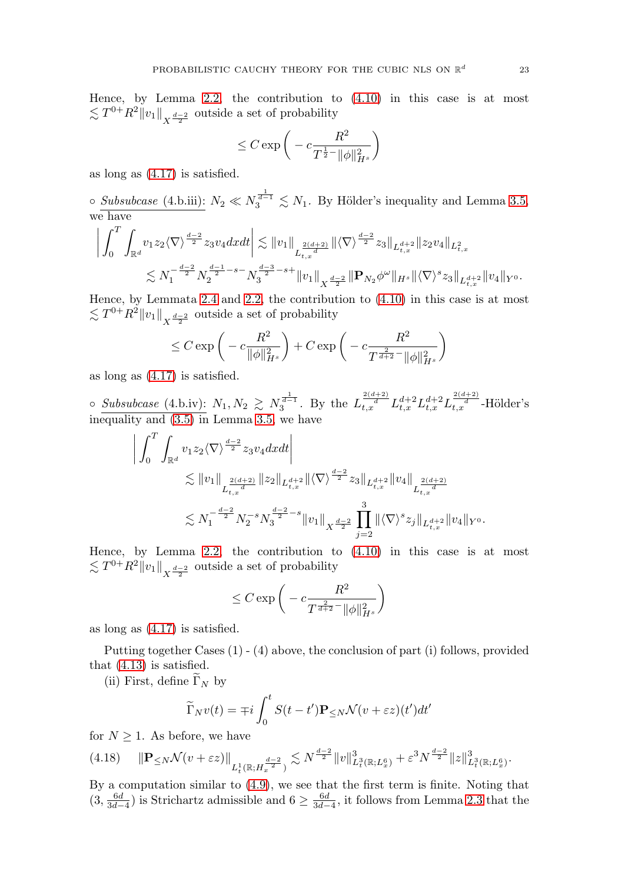Hence, by Lemma 2.2, the contribution to (4.10) in this case is at most $\lesssim T^{0+}R^2\|v_1\|_{X^{\frac{d-2}{2}}}$ outside a set of probability

$$\leq C\exp\bigg(-c\frac{R^2}{T^{\frac{1}{2}-}\|\phi\|_{H^s}^2}\bigg)$$

as long as (4.17) is satisfied.

$\circ$ Subsubcase (4.b.iii): $N_2 \ll N_3^{\frac{1}{d-1}} \lesssim N_1$. By Hölder's inequality and Lemma 3.5, we have

$$\begin{aligned}\bigg|\int_0^T\int_{\mathbb{R}^d} v_1 z_2 \langle\nabla\rangle^{\frac{d-2}{2}} z_3 v_4 dxdt\bigg| &\lesssim \|v_1\|_{L_{t,x}^{\frac{2(d+2)}{d}}}\|\langle\nabla\rangle^{\frac{d-2}{2}}z_3\|_{L_{t,x}^{d+2}}\|z_2v_4\|_{L_{t,x}^2}\\ &\lesssim N_1^{-\frac{d-2}{2}}N_2^{\frac{d-1}{2}-s-}N_3^{\frac{d-3}{2}-s+}\|v_1\|_{X^{\frac{d-2}{2}}}\|\mathbf{P}_{N_2}\phi^\omega\|_{H^s}\|\langle\nabla\rangle^s z_3\|_{L_{t,x}^{d+2}}\|v_4\|_{Y^0}.\end{aligned}$$

Hence, by Lemmata 2.4 and 2.2, the contribution to (4.10) in this case is at most $\lesssim T^{0+}R^2\|v_1\|_{X^{\frac{d-2}{2}}}$ outside a set of probability

$$\leq C\exp\bigg(-c\frac{R^2}{\|\phi\|_{H^s}^2}\bigg) + C\exp\bigg(-c\frac{R^2}{T^{\frac{2}{d+2}-}\|\phi\|_{H^s}^2}\bigg)$$

as long as (4.17) is satisfied.

$\circ$ Subsubcase (4.b.iv): $N_1, N_2 \gtrsim N_3^{\frac{1}{d-1}}$. By the $L_{t,x}^{\frac{2(d+2)}{d}}L_{t,x}^{d+2}L_{t,x}^{d+2}L_{t,x}^{\frac{2(d+2)}{d}}$-Hölder's inequality and (3.5) in Lemma 3.5, we have

$$\begin{aligned}\bigg|\int_0^T&\int_{\mathbb{R}^d} v_1 z_2 \langle\nabla\rangle^{\frac{d-2}{2}} z_3 v_4 dxdt\bigg|\\ &\lesssim \|v_1\|_{L_{t,x}^{\frac{2(d+2)}{d}}}\|z_2\|_{L_{t,x}^{d+2}}\|\langle\nabla\rangle^{\frac{d-2}{2}}z_3\|_{L_{t,x}^{d+2}}\|v_4\|_{L_{t,x}^{\frac{2(d+2)}{d}}}\\ &\lesssim N_1^{-\frac{d-2}{2}}N_2^{-s}N_3^{\frac{d-2}{2}-s}\|v_1\|_{X^{\frac{d-2}{2}}}\prod_{j=2}^3\|\langle\nabla\rangle^s z_j\|_{L_{t,x}^{d+2}}\|v_4\|_{Y^0}.\end{aligned}$$

Hence, by Lemma 2.2, the contribution to (4.10) in this case is at most $\lesssim T^{0+}R^2\|v_1\|_{X^{\frac{d-2}{2}}}$ outside a set of probability

$$\leq C\exp\bigg(-c\frac{R^2}{T^{\frac{2}{d+2}-}\|\phi\|_{H^s}^2}\bigg)$$

as long as (4.17) is satisfied.

Putting together Cases (1) - (4) above, the conclusion of part (i) follows, provided that (4.13) is satisfied.

(ii) First, define $\widetilde{\Gamma}_N$ by

$$\widetilde{\Gamma}_N v(t) = \mp i\int_0^t S(t-t')\mathbf{P}_{\leq N}\mathcal{N}(v+\varepsilon z)(t')dt'$$

for $N \geq 1$. As before, we have

$$\|\mathbf{P}_{\leq N}\mathcal{N}(v+\varepsilon z)\|_{L_t^1(\mathbb{R};H_x^{\frac{d-2}{2}})} \lesssim N^{\frac{d-2}{2}}\|v\|_{L_t^3(\mathbb{R};L_x^6)}^3 + \varepsilon^3 N^{\frac{d-2}{2}}\|z\|_{L_t^3(\mathbb{R};L_x^6)}^3. \tag{4.18}$$

By a computation similar to (4.9), we see that the first term is finite. Noting that $(3, \frac{6d}{3d-4})$ is Strichartz admissible and $6 \geq \frac{6d}{3d-4}$, it follows from Lemma 2.3 that the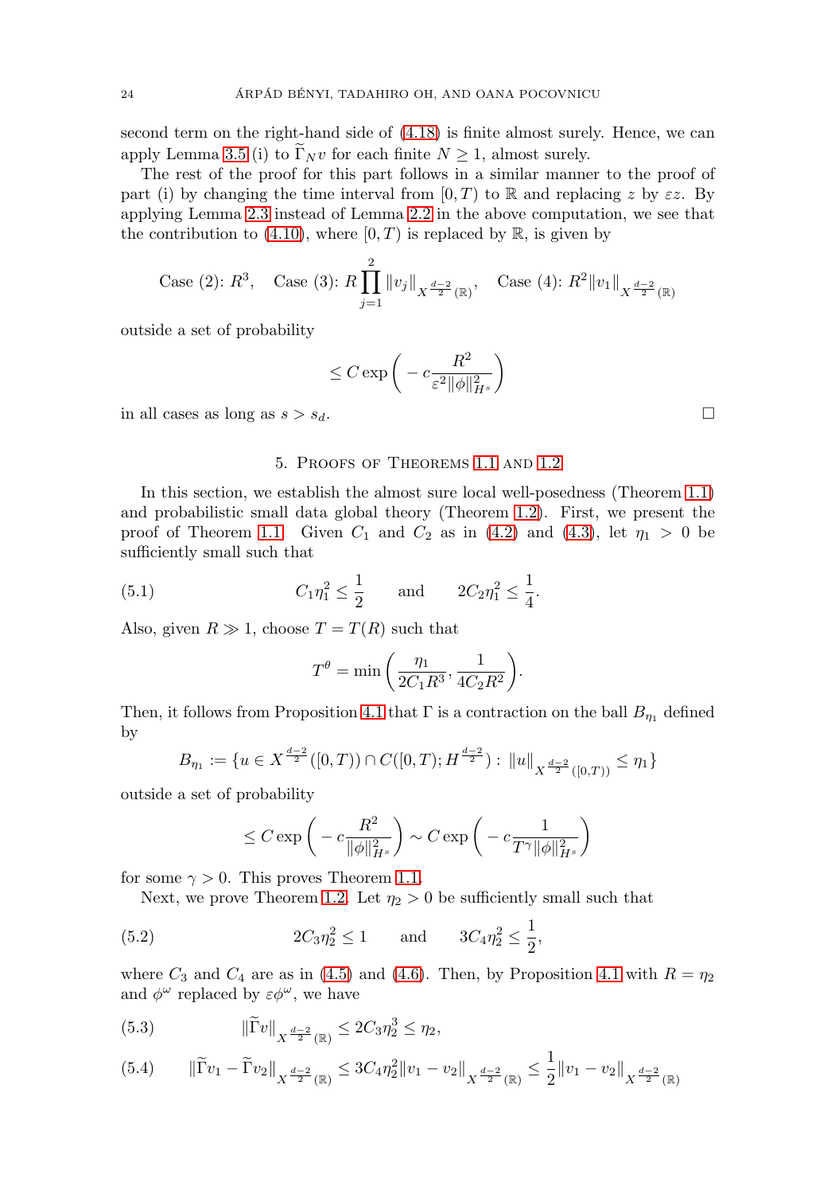second term on the right-hand side of (4.18) is finite almost surely. Hence, we can apply Lemma 3.5 (i) to $\widetilde{\Gamma}_N v$ for each finite $N \geq 1$, almost surely.

The rest of the proof for this part follows in a similar manner to the proof of part (i) by changing the time interval from $[0,T)$ to $\mathbb{R}$ and replacing $z$ by $\varepsilon z$. By applying Lemma 2.3 instead of Lemma 2.2 in the above computation, we see that the contribution to (4.10), where $[0,T)$ is replaced by $\mathbb{R}$, is given by

$$\text{Case (2): } R^3, \quad \text{Case (3): } R \prod_{j=1}^{2} \|v_j\|_{X^{\frac{d-2}{2}}(\mathbb{R})}, \quad \text{Case (4): } R^2 \|v_1\|_{X^{\frac{d-2}{2}}(\mathbb{R})}$$

outside a set of probability

$$\leq C \exp\bigg( - c \frac{R^2}{\varepsilon^2 \|\phi\|_{H^s}^2} \bigg)$$

in all cases as long as $s > s_d$. $\square$

## 5. Proofs of Theorems 1.1 and 1.2

In this section, we establish the almost sure local well-posedness (Theorem 1.1) and probabilistic small data global theory (Theorem 1.2). First, we present the proof of Theorem 1.1. Given $C_1$ and $C_2$ as in (4.2) and (4.3), let $\eta_1 > 0$ be sufficiently small such that

$$C_1 \eta_1^2 \leq \frac{1}{2} \qquad \text{and} \qquad 2C_2 \eta_1^2 \leq \frac{1}{4}. \tag{5.1}$$

Also, given $R \gg 1$, choose $T = T(R)$ such that

$$T^\theta = \min\bigg( \frac{\eta_1}{2C_1 R^3}, \frac{1}{4C_2 R^2} \bigg).$$

Then, it follows from Proposition 4.1 that $\Gamma$ is a contraction on the ball $B_{\eta_1}$ defined by

$$B_{\eta_1} := \{ u \in X^{\frac{d-2}{2}}([0,T)) \cap C([0,T); H^{\frac{d-2}{2}}) : \|u\|_{X^{\frac{d-2}{2}}([0,T))} \leq \eta_1 \}$$

outside a set of probability

$$\leq C \exp\bigg( - c \frac{R^2}{\|\phi\|_{H^s}^2} \bigg) \sim C \exp\bigg( - c \frac{1}{T^\gamma \|\phi\|_{H^s}^2} \bigg)$$

for some $\gamma > 0$. This proves Theorem 1.1.

Next, we prove Theorem 1.2. Let $\eta_2 > 0$ be sufficiently small such that

$$2C_3 \eta_2^2 \leq 1 \qquad \text{and} \qquad 3C_4 \eta_2^2 \leq \frac{1}{2}, \tag{5.2}$$

where $C_3$ and $C_4$ are as in (4.5) and (4.6). Then, by Proposition 4.1 with $R = \eta_2$ and $\phi^\omega$ replaced by $\varepsilon \phi^\omega$, we have

$$\|\widetilde{\Gamma} v\|_{X^{\frac{d-2}{2}}(\mathbb{R})} \leq 2C_3 \eta_2^3 \leq \eta_2, \tag{5.3}$$

$$\|\widetilde{\Gamma} v_1 - \widetilde{\Gamma} v_2\|_{X^{\frac{d-2}{2}}(\mathbb{R})} \leq 3C_4 \eta_2^2 \|v_1 - v_2\|_{X^{\frac{d-2}{2}}(\mathbb{R})} \leq \frac{1}{2} \|v_1 - v_2\|_{X^{\frac{d-2}{2}}(\mathbb{R})} \tag{5.4}$$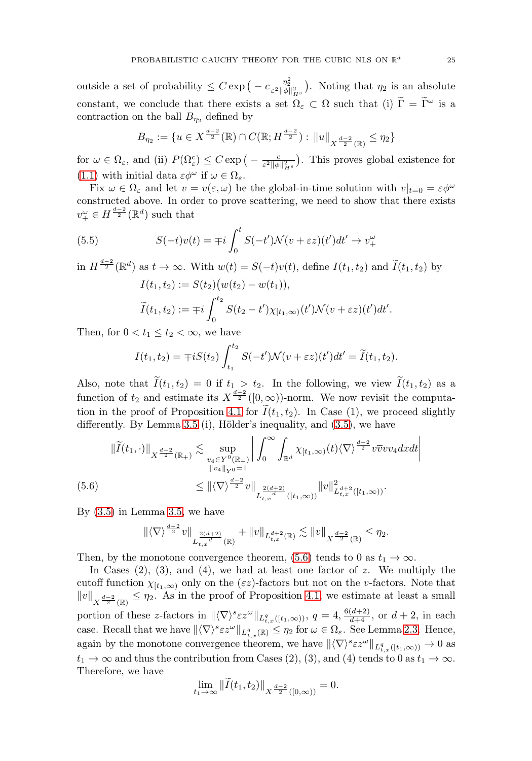outside a set of probability $\leq C \exp\big(-c\frac{\eta_2^2}{\varepsilon^2\|\phi\|_{H^s}^2}\big)$. Noting that $\eta_2$ is an absolute constant, we conclude that there exists a set $\Omega_\varepsilon \subset \Omega$ such that (i) $\widetilde{\Gamma} = \widetilde{\Gamma}^\omega$ is a contraction on the ball $B_{\eta_2}$ defined by

$$B_{\eta_2} := \{u \in X^{\frac{d-2}{2}}(\mathbb{R}) \cap C(\mathbb{R}; H^{\frac{d-2}{2}}) : \|u\|_{X^{\frac{d-2}{2}}(\mathbb{R})} \leq \eta_2\}$$

for $\omega \in \Omega_\varepsilon$, and (ii) $P(\Omega_\varepsilon^c) \leq C\exp\big(-\frac{c}{\varepsilon^2\|\phi\|_{H^s}^2}\big)$. This proves global existence for (1.1) with initial data $\varepsilon\phi^\omega$ if $\omega \in \Omega_\varepsilon$.

Fix $\omega \in \Omega_\varepsilon$ and let $v = v(\varepsilon, \omega)$ be the global-in-time solution with $v|_{t=0} = \varepsilon\phi^\omega$ constructed above. In order to prove scattering, we need to show that there exists $v_+^\omega \in H^{\frac{d-2}{2}}(\mathbb{R}^d)$ such that

$$S(-t)v(t) = \mp i \int_0^t S(-t')\mathcal{N}(v + \varepsilon z)(t')dt' \to v_+^\omega \tag{5.5}$$

in $H^{\frac{d-2}{2}}(\mathbb{R}^d)$ as $t \to \infty$. With $w(t) = S(-t)v(t)$, define $I(t_1, t_2)$ and $\widetilde{I}(t_1, t_2)$ by

$$I(t_1, t_2) := S(t_2)\big(w(t_2) - w(t_1)\big),$$

$$\widetilde{I}(t_1, t_2) := \mp i \int_0^{t_2} S(t_2 - t')\chi_{[t_1, \infty)}(t')\mathcal{N}(v + \varepsilon z)(t')dt'.$$

Then, for $0 < t_1 \leq t_2 < \infty$, we have

$$I(t_1, t_2) = \mp i S(t_2)\int_{t_1}^{t_2} S(-t')\mathcal{N}(v + \varepsilon z)(t')dt' = \widetilde{I}(t_1, t_2).$$

Also, note that $\widetilde{I}(t_1, t_2) = 0$ if $t_1 > t_2$. In the following, we view $\widetilde{I}(t_1, t_2)$ as a function of $t_2$ and estimate its $X^{\frac{d-2}{2}}([0, \infty))$-norm. We now revisit the computation in the proof of Proposition 4.1 for $\widetilde{I}(t_1, t_2)$. In Case (1), we proceed slightly differently. By Lemma 3.5 (i), Hölder's inequality, and (3.5), we have

$$\begin{aligned} \|\widetilde{I}(t_1, \cdot)\|_{X^{\frac{d-2}{2}}(\mathbb{R}_+)} &\lesssim \sup_{\substack{v_4 \in Y^0(\mathbb{R}_+)\\ \|v_4\|_{Y^0} = 1}} \bigg| \int_0^\infty \int_{\mathbb{R}^d} \chi_{[t_1, \infty)}(t)\langle\nabla\rangle^{\frac{d-2}{2}} v\overline{v}vv_4 dxdt\bigg| \\ &\leq \|\langle\nabla\rangle^{\frac{d-2}{2}} v\|_{L_{t,x}^{\frac{2(d+2)}{d}}([t_1, \infty))}\|v\|^2_{L_{t,x}^{d+2}([t_1,\infty))}. \end{aligned} \tag{5.6}$$

By (3.5) in Lemma 3.5, we have

$$\|\langle\nabla\rangle^{\frac{d-2}{2}} v\|_{L_{t,x}^{\frac{2(d+2)}{d}}(\mathbb{R})} + \|v\|_{L_{t,x}^{d+2}(\mathbb{R})} \lesssim \|v\|_{X^{\frac{d-2}{2}}(\mathbb{R})} \leq \eta_2.$$

Then, by the monotone convergence theorem, (5.6) tends to 0 as $t_1 \to \infty$.

In Cases (2), (3), and (4), we had at least one factor of $z$. We multiply the cutoff function $\chi_{[t_1,\infty)}$ only on the $(\varepsilon z)$-factors but not on the $v$-factors. Note that $\|v\|_{X^{\frac{d-2}{2}}(\mathbb{R})} \leq \eta_2$. As in the proof of Proposition 4.1, we estimate at least a small portion of these $z$-factors in $\|\langle\nabla\rangle^s \varepsilon z^\omega\|_{L^q_{t,x}([t_1,\infty))}$, $q = 4$, $\frac{6(d+2)}{d+4}$, or $d + 2$, in each case. Recall that we have $\|\langle\nabla\rangle^s\varepsilon z^\omega\|_{L^q_{t,x}(\mathbb{R})} \leq \eta_2$ for $\omega \in \Omega_\varepsilon$. See Lemma 2.3. Hence, again by the monotone convergence theorem, we have $\|\langle\nabla\rangle^s\varepsilon z^\omega\|_{L^q_{t,x}([t_1,\infty))} \to 0$ as $t_1 \to \infty$ and thus the contribution from Cases (2), (3), and (4) tends to 0 as $t_1 \to \infty$. Therefore, we have

$$\lim_{t_1\to\infty}\|\widetilde{I}(t_1, t_2)\|_{X^{\frac{d-2}{2}}([0,\infty))} = 0.$$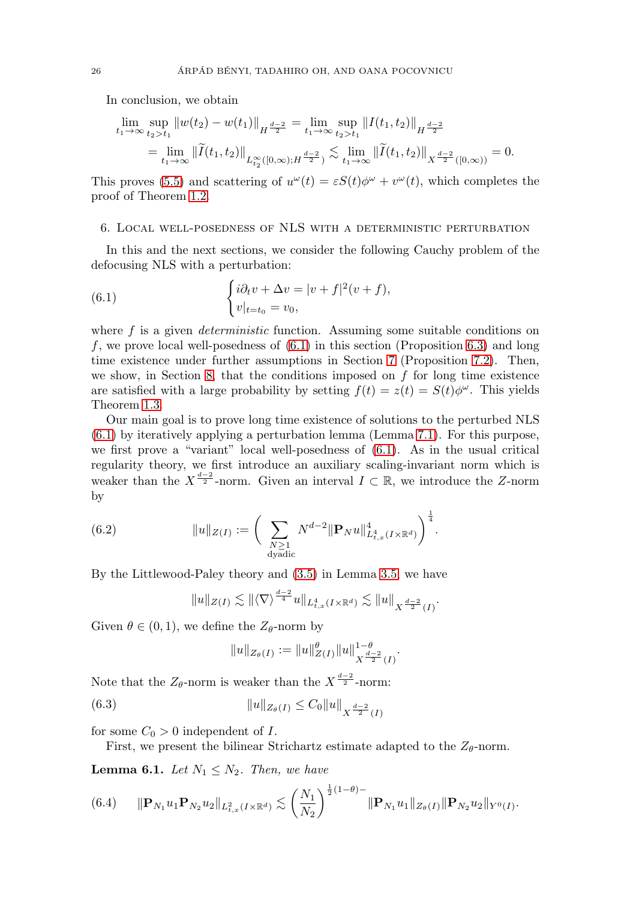In conclusion, we obtain

$$\lim_{t_1\to\infty}\sup_{t_2>t_1}\|w(t_2)-w(t_1)\|_{H^{\frac{d-2}{2}}} = \lim_{t_1\to\infty}\sup_{t_2>t_1}\|I(t_1,t_2)\|_{H^{\frac{d-2}{2}}}$$
$$= \lim_{t_1\to\infty}\|\widetilde{I}(t_1,t_2)\|_{L^\infty_{t_2}([0,\infty);H^{\frac{d-2}{2}})} \lesssim \lim_{t_1\to\infty}\|\widetilde{I}(t_1,t_2)\|_{X^{\frac{d-2}{2}}([0,\infty))} = 0.$$

This proves (5.5) and scattering of $u^\omega(t) = \varepsilon S(t)\phi^\omega + v^\omega(t)$, which completes the proof of Theorem 1.2.

## 6. Local well-posedness of NLS with a deterministic perturbation

In this and the next sections, we consider the following Cauchy problem of the defocusing NLS with a perturbation:

$$\begin{cases} i\partial_t v + \Delta v = |v+f|^2(v+f), \\ v|_{t=t_0} = v_0, \end{cases} \tag{6.1}$$

where $f$ is a given *deterministic* function. Assuming some suitable conditions on $f$, we prove local well-posedness of (6.1) in this section (Proposition 6.3) and long time existence under further assumptions in Section 7 (Proposition 7.2). Then, we show, in Section 8, that the conditions imposed on $f$ for long time existence are satisfied with a large probability by setting $f(t) = z(t) = S(t)\phi^\omega$. This yields Theorem 1.3.

Our main goal is to prove long time existence of solutions to the perturbed NLS (6.1) by iteratively applying a perturbation lemma (Lemma 7.1). For this purpose, we first prove a "variant" local well-posedness of (6.1). As in the usual critical regularity theory, we first introduce an auxiliary scaling-invariant norm which is weaker than the $X^{\frac{d-2}{2}}$-norm. Given an interval $I \subset \mathbb{R}$, we introduce the $Z$-norm by

$$\|u\|_{Z(I)} := \bigg(\sum_{\substack{N\geq 1\\ \text{dyadic}}} N^{d-2}\|\mathbf{P}_N u\|^4_{L^4_{t,x}(I\times\mathbb{R}^d)}\bigg)^{\frac{1}{4}}. \tag{6.2}$$

By the Littlewood-Paley theory and (3.5) in Lemma 3.5, we have

$$\|u\|_{Z(I)} \lesssim \|\langle\nabla\rangle^{\frac{d-2}{4}}u\|_{L^4_{t,x}(I\times\mathbb{R}^d)} \lesssim \|u\|_{X^{\frac{d-2}{2}}(I)}.$$

Given $\theta\in(0,1)$, we define the $Z_\theta$-norm by

$$\|u\|_{Z_\theta(I)} := \|u\|^\theta_{Z(I)}\|u\|^{1-\theta}_{X^{\frac{d-2}{2}}(I)}.$$

Note that the $Z_\theta$-norm is weaker than the $X^{\frac{d-2}{2}}$-norm:

$$\|u\|_{Z_\theta(I)} \leq C_0\|u\|_{X^{\frac{d-2}{2}}(I)} \tag{6.3}$$

for some $C_0>0$ independent of $I$.

First, we present the bilinear Strichartz estimate adapted to the $Z_\theta$-norm.

**Lemma 6.1.** *Let $N_1 \leq N_2$. Then, we have*

$$\|\mathbf{P}_{N_1}u_1\mathbf{P}_{N_2}u_2\|_{L^2_{t,x}(I\times\mathbb{R}^d)} \lesssim \bigg(\frac{N_1}{N_2}\bigg)^{\frac{1}{2}(1-\theta)-}\|\mathbf{P}_{N_1}u_1\|_{Z_\theta(I)}\|\mathbf{P}_{N_2}u_2\|_{Y^0(I)}. \tag{6.4}$$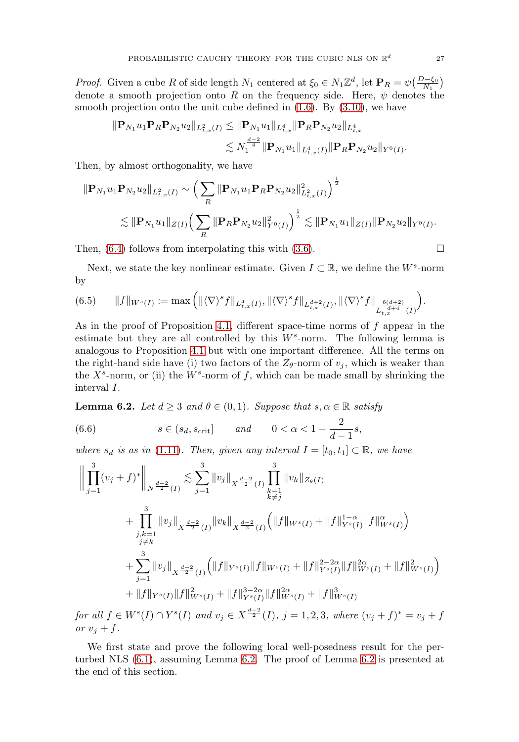*Proof.* Given a cube $R$ of side length $N_1$ centered at $\xi_0 \in N_1\mathbb{Z}^d$, let $\mathbf{P}_R = \psi\big(\frac{D-\xi_0}{N_1}\big)$ denote a smooth projection onto $R$ on the frequency side. Here, $\psi$ denotes the smooth projection onto the unit cube defined in (1.6). By (3.10), we have

$$\begin{aligned}\|\mathbf{P}_{N_1}u_1\mathbf{P}_R\mathbf{P}_{N_2}u_2\|_{L^2_{t,x}(I)} &\le \|\mathbf{P}_{N_1}u_1\|_{L^4_{t,x}}\|\mathbf{P}_R\mathbf{P}_{N_2}u_2\|_{L^4_{t,x}}\\ &\lesssim N_1^{\frac{d-2}{4}}\|\mathbf{P}_{N_1}u_1\|_{L^4_{t,x}(I)}\|\mathbf{P}_R\mathbf{P}_{N_2}u_2\|_{Y^0(I)}.\end{aligned}$$

Then, by almost orthogonality, we have

$$\begin{aligned}\|\mathbf{P}_{N_1}u_1\mathbf{P}_{N_2}u_2\|_{L^2_{t,x}(I)} &\sim \Big(\sum_R \|\mathbf{P}_{N_1}u_1\mathbf{P}_R\mathbf{P}_{N_2}u_2\|^2_{L^2_{t,x}(I)}\Big)^{\frac{1}{2}}\\ &\lesssim \|\mathbf{P}_{N_1}u_1\|_{Z(I)}\Big(\sum_R\|\mathbf{P}_R\mathbf{P}_{N_2}u_2\|^2_{Y^0(I)}\Big)^{\frac{1}{2}} \lesssim \|\mathbf{P}_{N_1}u_1\|_{Z(I)}\|\mathbf{P}_{N_2}u_2\|_{Y^0(I)}.\end{aligned}$$

Then, (6.4) follows from interpolating this with (3.6). $\square$

Next, we state the key nonlinear estimate. Given $I \subset \mathbb{R}$, we define the $W^s$-norm by

$$\|f\|_{W^s(I)} := \max\Big(\|\langle\nabla\rangle^s f\|_{L^4_{t,x}(I)}, \|\langle\nabla\rangle^s f\|_{L^{d+2}_{t,x}(I)}, \|\langle\nabla\rangle^s f\|_{L^{\frac{6(d+2)}{d+4}}_{t,x}(I)}\Big). \tag{6.5}$$

As in the proof of Proposition 4.1, different space-time norms of $f$ appear in the estimate but they are all controlled by this $W^s$-norm. The following lemma is analogous to Proposition 4.1 but with one important difference. All the terms on the right-hand side have (i) two factors of the $Z_\theta$-norm of $v_j$, which is weaker than the $X^s$-norm, or (ii) the $W^s$-norm of $f$, which can be made small by shrinking the interval $I$.

**Lemma 6.2.** *Let $d \ge 3$ and $\theta \in (0,1)$. Suppose that $s, \alpha \in \mathbb{R}$ satisfy*

$$s \in (s_d, s_{\text{crit}}] \qquad \textit{and} \qquad 0 < \alpha < 1 - \frac{2}{d-1}s, \tag{6.6}$$

*where $s_d$ is as in (1.11). Then, given any interval $I = [t_0, t_1] \subset \mathbb{R}$, we have*

$$\begin{aligned}\Big\|\prod_{j=1}^3 (v_j + f)^*\Big\|_{N^{\frac{d-2}{2}}(I)} &\lesssim \sum_{j=1}^3 \|v_j\|_{X^{\frac{d-2}{2}}(I)}\prod_{\substack{k=1\\k\ne j}}^3\|v_k\|_{Z_\theta(I)}\\ &+ \prod_{\substack{j,k=1\\j\ne k}}^3 \|v_j\|_{X^{\frac{d-2}{2}}(I)}\|v_k\|_{X^{\frac{d-2}{2}}(I)}\Big(\|f\|_{W^s(I)} + \|f\|^{1-\alpha}_{Y^s(I)}\|f\|^\alpha_{W^s(I)}\Big)\\ &+ \sum_{j=1}^3\|v_j\|_{X^{\frac{d-2}{2}}(I)}\Big(\|f\|_{Y^s(I)}\|f\|_{W^s(I)} + \|f\|^{2-2\alpha}_{Y^s(I)}\|f\|^{2\alpha}_{W^s(I)} + \|f\|^2_{W^s(I)}\Big)\\ &+ \|f\|_{Y^s(I)}\|f\|^2_{W^s(I)} + \|f\|^{3-2\alpha}_{Y^s(I)}\|f\|^{2\alpha}_{W^s(I)} + \|f\|^3_{W^s(I)}\end{aligned}$$

*for all $f \in W^s(I) \cap Y^s(I)$ and $v_j \in X^{\frac{d-2}{2}}(I)$, $j = 1,2,3$, where $(v_j+f)^* = v_j + f$ or $\overline{v}_j + \overline{f}$.*

We first state and prove the following local well-posedness result for the perturbed NLS (6.1), assuming Lemma 6.2. The proof of Lemma 6.2 is presented at the end of this section.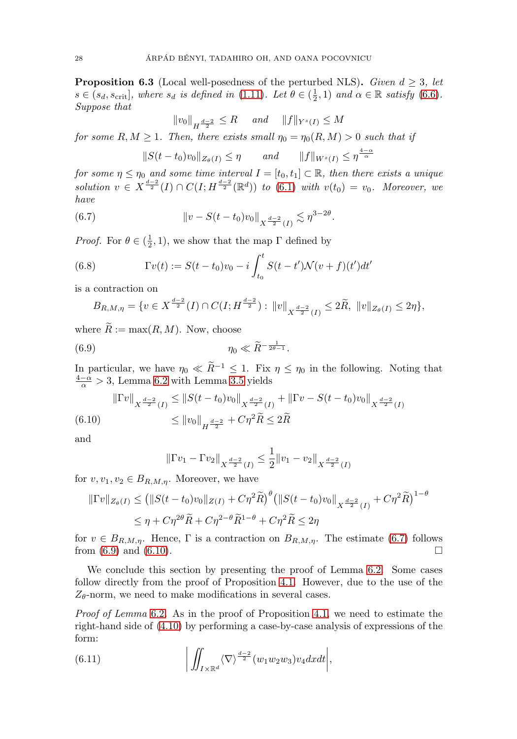**Proposition 6.3** (Local well-posedness of the perturbed NLS)**.** *Given $d \geq 3$, let $s \in (s_d, s_{\text{crit}}]$, where $s_d$ is defined in (1.11). Let $\theta \in (\frac{1}{2}, 1)$ and $\alpha \in \mathbb{R}$ satisfy (6.6). Suppose that*

$$\|v_0\|_{H^{\frac{d-2}{2}}} \leq R \quad \text{ and } \quad \|f\|_{Y^s(I)} \leq M$$

*for some $R, M \geq 1$. Then, there exists small $\eta_0 = \eta_0(R, M) > 0$ such that if*

$$\|S(t-t_0)v_0\|_{Z_\theta(I)} \leq \eta \qquad \text{and} \qquad \|f\|_{W^s(I)} \leq \eta^{\frac{4-\alpha}{\alpha}}$$

*for some $\eta \leq \eta_0$ and some time interval $I = [t_0, t_1] \subset \mathbb{R}$, then there exists a unique solution $v \in X^{\frac{d-2}{2}}(I) \cap C(I; H^{\frac{d-2}{2}}(\mathbb{R}^d))$ to (6.1) with $v(t_0) = v_0$. Moreover, we have*

$$\|v - S(t-t_0)v_0\|_{X^{\frac{d-2}{2}}(I)} \lesssim \eta^{3-2\theta}. \tag{6.7}$$

*Proof.* For $\theta \in (\frac{1}{2}, 1)$, we show that the map $\Gamma$ defined by

$$\Gamma v(t) := S(t-t_0)v_0 - i \int_{t_0}^t S(t-t')\mathcal{N}(v+f)(t')dt' \tag{6.8}$$

is a contraction on

$$B_{R,M,\eta} = \{v \in X^{\frac{d-2}{2}}(I) \cap C(I; H^{\frac{d-2}{2}}) : \|v\|_{X^{\frac{d-2}{2}}(I)} \leq 2\widetilde{R},\ \|v\|_{Z_\theta(I)} \leq 2\eta\},$$

where $\widetilde{R} := \max(R, M)$. Now, choose

$$\eta_0 \ll \widetilde{R}^{-\frac{1}{2\theta-1}}. \tag{6.9}$$

In particular, we have $\eta_0 \ll \widetilde{R}^{-1} \leq 1$. Fix $\eta \leq \eta_0$ in the following. Noting that $\frac{4-\alpha}{\alpha} > 3$, Lemma 6.2 with Lemma 3.5 yields

$$\begin{aligned} \|\Gamma v\|_{X^{\frac{d-2}{2}}(I)} &\leq \|S(t-t_0)v_0\|_{X^{\frac{d-2}{2}}(I)} + \|\Gamma v - S(t-t_0)v_0\|_{X^{\frac{d-2}{2}}(I)} \\ &\leq \|v_0\|_{H^{\frac{d-2}{2}}} + C\eta^2\widetilde{R} \leq 2\widetilde{R} \end{aligned} \tag{6.10}$$

and

$$\|\Gamma v_1 - \Gamma v_2\|_{X^{\frac{d-2}{2}}(I)} \leq \frac{1}{2}\|v_1 - v_2\|_{X^{\frac{d-2}{2}}(I)}$$

for $v, v_1, v_2 \in B_{R,M,\eta}$. Moreover, we have

$$\begin{aligned} \|\Gamma v\|_{Z_\theta(I)} &\leq \big(\|S(t-t_0)v_0\|_{Z(I)} + C\eta^2\widetilde{R}\big)^\theta \big(\|S(t-t_0)v_0\|_{X^{\frac{d-2}{2}}(I)} + C\eta^2\widetilde{R}\big)^{1-\theta} \\ &\leq \eta + C\eta^{2\theta}\widetilde{R} + C\eta^{2-\theta}\widetilde{R}^{1-\theta} + C\eta^2\widetilde{R} \leq 2\eta \end{aligned}$$

for $v \in B_{R,M,\eta}$. Hence, $\Gamma$ is a contraction on $B_{R,M,\eta}$. The estimate (6.7) follows from (6.9) and (6.10). $\square$

We conclude this section by presenting the proof of Lemma 6.2. Some cases follow directly from the proof of Proposition 4.1. However, due to the use of the $Z_\theta$-norm, we need to make modifications in several cases.

*Proof of Lemma 6.2.* As in the proof of Proposition 4.1, we need to estimate the right-hand side of (4.10) by performing a case-by-case analysis of expressions of the form:

$$\left| \iint_{I \times \mathbb{R}^d} \langle \nabla \rangle^{\frac{d-2}{2}} (w_1 w_2 w_3) v_4 dx dt \right|, \tag{6.11}$$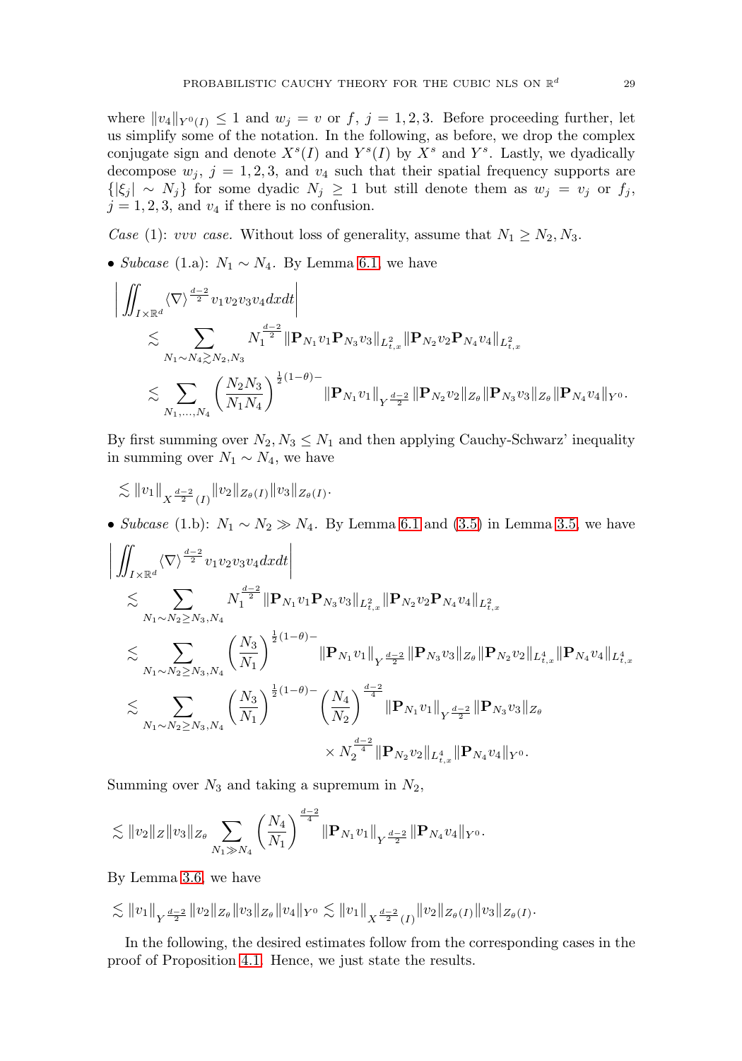where $\|v_4\|_{Y^0(I)} \leq 1$ and $w_j = v$ or $f$, $j = 1, 2, 3$. Before proceeding further, let us simplify some of the notation. In the following, as before, we drop the complex conjugate sign and denote $X^s(I)$ and $Y^s(I)$ by $X^s$ and $Y^s$. Lastly, we dyadically decompose $w_j$, $j = 1, 2, 3$, and $v_4$ such that their spatial frequency supports are $\{|\xi_j| \sim N_j\}$ for some dyadic $N_j \geq 1$ but still denote them as $w_j = v_j$ or $f_j$, $j = 1, 2, 3$, and $v_4$ if there is no confusion.

*Case* (1): *vvv case.* Without loss of generality, assume that $N_1 \geq N_2, N_3$.

• *Subcase* (1.a): $N_1 \sim N_4$. By Lemma 6.1, we have

$$
\begin{aligned}
\bigg| \iint_{I \times \mathbb{R}^d} & \langle \nabla \rangle^{\frac{d-2}{2}} v_1 v_2 v_3 v_4 dx dt \bigg| \\
&\lesssim \sum_{N_1 \sim N_4 \gtrsim N_2, N_3} N_1^{\frac{d-2}{2}} \|\mathbf{P}_{N_1} v_1 \mathbf{P}_{N_3} v_3\|_{L^2_{t,x}} \|\mathbf{P}_{N_2} v_2 \mathbf{P}_{N_4} v_4\|_{L^2_{t,x}} \\
&\lesssim \sum_{N_1, \dots, N_4} \left( \frac{N_2 N_3}{N_1 N_4} \right)^{\frac{1}{2}(1-\theta)-} \|\mathbf{P}_{N_1} v_1\|_{Y^{\frac{d-2}{2}}} \|\mathbf{P}_{N_2} v_2\|_{Z_\theta} \|\mathbf{P}_{N_3} v_3\|_{Z_\theta} \|\mathbf{P}_{N_4} v_4\|_{Y^0}.
\end{aligned}
$$

By first summing over $N_2, N_3 \leq N_1$ and then applying Cauchy-Schwarz' inequality in summing over $N_1 \sim N_4$, we have

$$
\lesssim \|v_1\|_{X^{\frac{d-2}{2}}(I)} \|v_2\|_{Z_\theta(I)} \|v_3\|_{Z_\theta(I)}.
$$

• *Subcase* (1.b): $N_1 \sim N_2 \gg N_4$. By Lemma 6.1 and (3.5) in Lemma 3.5, we have

$$
\begin{aligned}
\bigg| \iint_{I \times \mathbb{R}^d} & \langle \nabla \rangle^{\frac{d-2}{2}} v_1 v_2 v_3 v_4 dx dt \bigg| \\
&\lesssim \sum_{N_1 \sim N_2 \geq N_3, N_4} N_1^{\frac{d-2}{2}} \|\mathbf{P}_{N_1} v_1 \mathbf{P}_{N_3} v_3\|_{L^2_{t,x}} \|\mathbf{P}_{N_2} v_2 \mathbf{P}_{N_4} v_4\|_{L^2_{t,x}} \\
&\lesssim \sum_{N_1 \sim N_2 \geq N_3, N_4} \left( \frac{N_3}{N_1} \right)^{\frac{1}{2}(1-\theta)-} \|\mathbf{P}_{N_1} v_1\|_{Y^{\frac{d-2}{2}}} \|\mathbf{P}_{N_3} v_3\|_{Z_\theta} \|\mathbf{P}_{N_2} v_2\|_{L^4_{t,x}} \|\mathbf{P}_{N_4} v_4\|_{L^4_{t,x}} \\
&\lesssim \sum_{N_1 \sim N_2 \geq N_3, N_4} \left( \frac{N_3}{N_1} \right)^{\frac{1}{2}(1-\theta)-} \left( \frac{N_4}{N_2} \right)^{\frac{d-2}{4}} \|\mathbf{P}_{N_1} v_1\|_{Y^{\frac{d-2}{2}}} \|\mathbf{P}_{N_3} v_3\|_{Z_\theta} \\
&\qquad \times N_2^{\frac{d-2}{4}} \|\mathbf{P}_{N_2} v_2\|_{L^4_{t,x}} \|\mathbf{P}_{N_4} v_4\|_{Y^0}.
\end{aligned}
$$

Summing over $N_3$ and taking a supremum in $N_2$,

$$
\lesssim \|v_2\|_Z \|v_3\|_{Z_\theta} \sum_{N_1 \gg N_4} \left( \frac{N_4}{N_1} \right)^{\frac{d-2}{4}} \|\mathbf{P}_{N_1} v_1\|_{Y^{\frac{d-2}{2}}} \|\mathbf{P}_{N_4} v_4\|_{Y^0}.
$$

By Lemma 3.6, we have

$$
\lesssim \|v_1\|_{Y^{\frac{d-2}{2}}} \|v_2\|_{Z_\theta} \|v_3\|_{Z_\theta} \|v_4\|_{Y^0} \lesssim \|v_1\|_{X^{\frac{d-2}{2}}(I)} \|v_2\|_{Z_\theta(I)} \|v_3\|_{Z_\theta(I)}.
$$

In the following, the desired estimates follow from the corresponding cases in the proof of Proposition 4.1. Hence, we just state the results.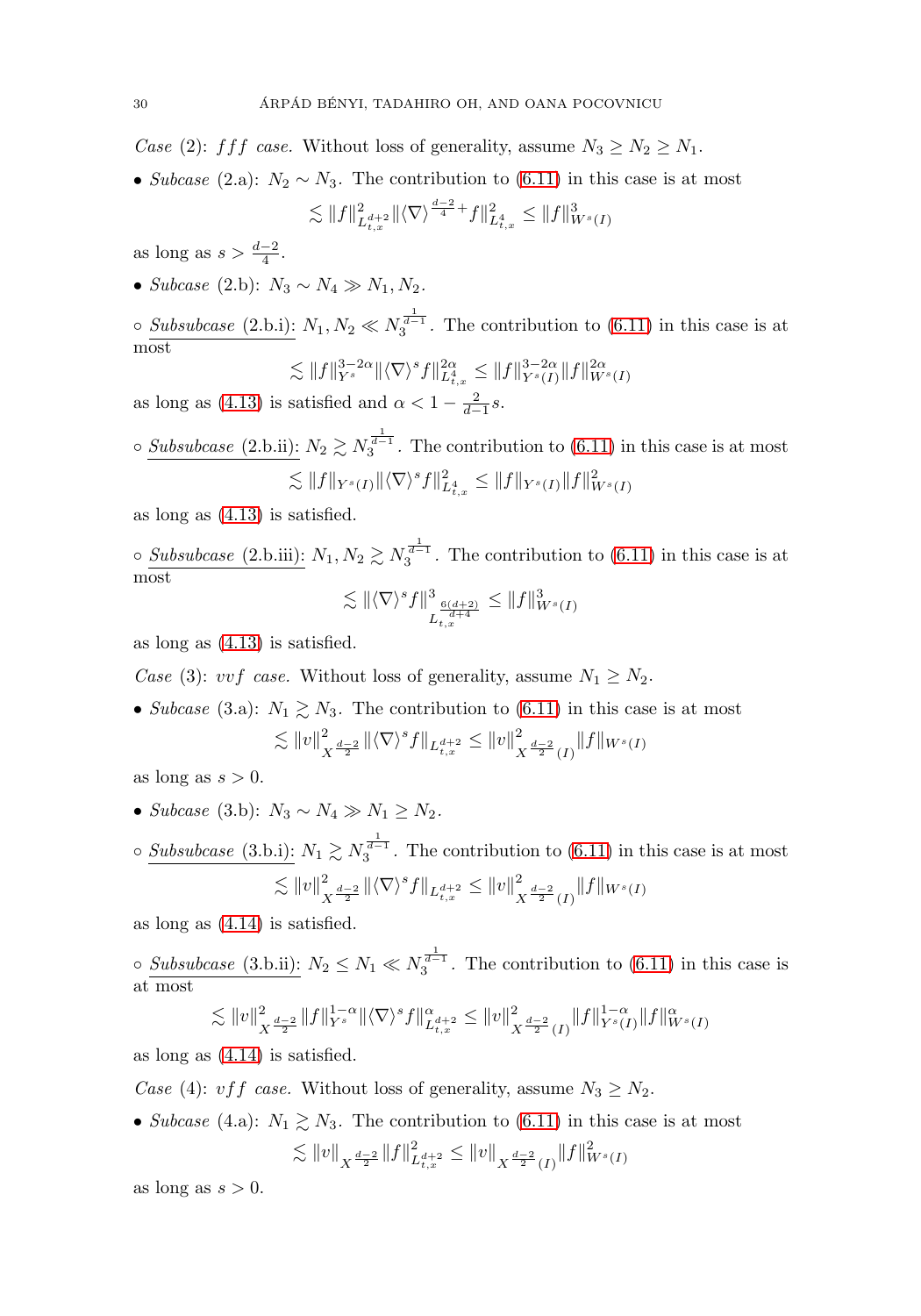*Case* (2): $fff$ *case.* Without loss of generality, assume $N_3 \geq N_2 \geq N_1$.

• *Subcase* (2.a): $N_2 \sim N_3$. The contribution to (6.11) in this case is at most

$$\lesssim \|f\|^2_{L^{d+2}_{t,x}} \|\langle \nabla \rangle^{\frac{d-2}{4}+} f\|^2_{L^4_{t,x}} \leq \|f\|^3_{W^s(I)}$$

as long as $s > \frac{d-2}{4}$.

• *Subcase* (2.b): $N_3 \sim N_4 \gg N_1, N_2$.

∘ Subsubcase (2.b.i): $N_1, N_2 \ll N_3^{\frac{1}{d-1}}$. The contribution to (6.11) in this case is at most

$$\lesssim \|f\|^{3-2\alpha}_{Y^s} \|\langle \nabla \rangle^s f\|^{2\alpha}_{L^4_{t,x}} \leq \|f\|^{3-2\alpha}_{Y^s(I)} \|f\|^{2\alpha}_{W^s(I)}$$

as long as (4.13) is satisfied and $\alpha < 1 - \frac{2}{d-1}s$.

∘ Subsubcase (2.b.ii): $N_2 \gtrsim N_3^{\frac{1}{d-1}}$. The contribution to (6.11) in this case is at most

$$\lesssim \|f\|_{Y^s(I)} \|\langle \nabla \rangle^s f\|^2_{L^4_{t,x}} \leq \|f\|_{Y^s(I)} \|f\|^2_{W^s(I)}$$

as long as (4.13) is satisfied.

∘ Subsubcase (2.b.iii): $N_1, N_2 \gtrsim N_3^{\frac{1}{d-1}}$. The contribution to (6.11) in this case is at most

$$\lesssim \|\langle \nabla \rangle^s f\|^3_{L^{\frac{6(d+2)}{d+4}}_{t,x}} \leq \|f\|^3_{W^s(I)}$$

as long as (4.13) is satisfied.

*Case* (3): $vvf$ *case.* Without loss of generality, assume $N_1 \geq N_2$.

• *Subcase* (3.a): $N_1 \gtrsim N_3$. The contribution to (6.11) in this case is at most

$$\lesssim \|v\|^2_{X^{\frac{d-2}{2}}} \|\langle \nabla \rangle^s f\|_{L^{d+2}_{t,x}} \leq \|v\|^2_{X^{\frac{d-2}{2}}(I)} \|f\|_{W^s(I)}$$

as long as $s > 0$.

• *Subcase* (3.b): $N_3 \sim N_4 \gg N_1 \geq N_2$.

∘ Subsubcase (3.b.i): $N_1 \gtrsim N_3^{\frac{1}{d-1}}$. The contribution to (6.11) in this case is at most

$$\lesssim \|v\|^2_{X^{\frac{d-2}{2}}} \|\langle \nabla \rangle^s f\|_{L^{d+2}_{t,x}} \leq \|v\|^2_{X^{\frac{d-2}{2}}(I)} \|f\|_{W^s(I)}$$

as long as (4.14) is satisfied.

∘ Subsubcase (3.b.ii): $N_2 \leq N_1 \ll N_3^{\frac{1}{d-1}}$. The contribution to (6.11) in this case is at most

$$\lesssim \|v\|^2_{X^{\frac{d-2}{2}}} \|f\|^{1-\alpha}_{Y^s} \|\langle \nabla \rangle^s f\|^{\alpha}_{L^{d+2}_{t,x}} \leq \|v\|^2_{X^{\frac{d-2}{2}}(I)} \|f\|^{1-\alpha}_{Y^s(I)} \|f\|^{\alpha}_{W^s(I)}$$

as long as (4.14) is satisfied.

*Case* (4): $vff$ *case.* Without loss of generality, assume $N_3 \geq N_2$.

• *Subcase* (4.a): $N_1 \gtrsim N_3$. The contribution to (6.11) in this case is at most

$$\lesssim \|v\|_{X^{\frac{d-2}{2}}} \|f\|^2_{L^{d+2}_{t,x}} \leq \|v\|_{X^{\frac{d-2}{2}}(I)} \|f\|^2_{W^s(I)}$$

as long as $s > 0$.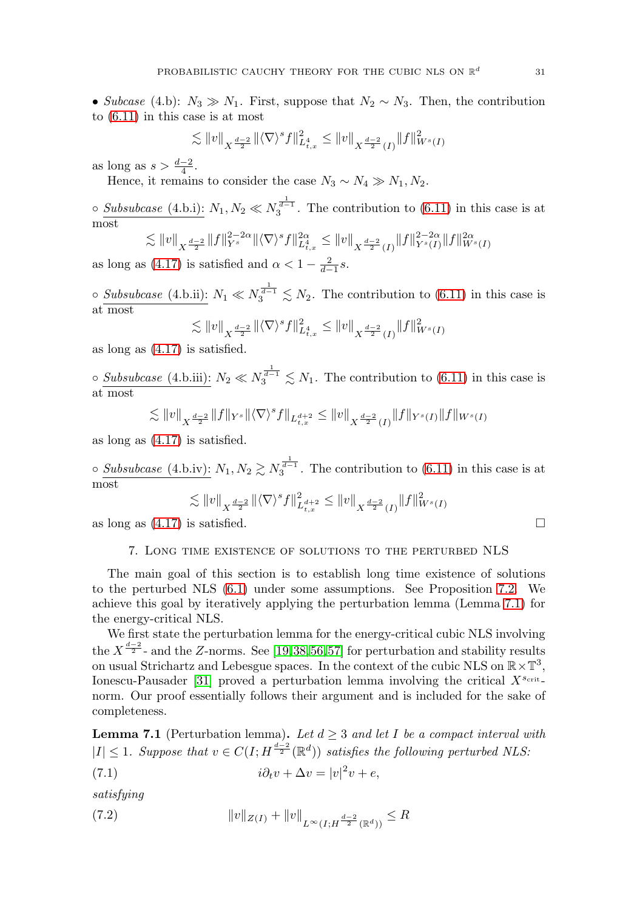• *Subcase* (4.b): $N_3 \gg N_1$. First, suppose that $N_2 \sim N_3$. Then, the contribution to (6.11) in this case is at most

$$\lesssim \|v\|_{X^{\frac{d-2}{2}}} \|\langle \nabla \rangle^s f\|_{L^4_{t,x}}^2 \leq \|v\|_{X^{\frac{d-2}{2}}(I)} \|f\|_{W^s(I)}^2$$

as long as $s > \frac{d-2}{4}$.

Hence, it remains to consider the case $N_3 \sim N_4 \gg N_1, N_2$.

∘ Subsubcase (4.b.i): $N_1, N_2 \ll N_3^{\frac{1}{d-1}}$. The contribution to (6.11) in this case is at most

$$\lesssim \|v\|_{X^{\frac{d-2}{2}}} \|f\|_{Y^s}^{2-2\alpha} \|\langle \nabla \rangle^s f\|_{L^4_{t,x}}^{2\alpha} \leq \|v\|_{X^{\frac{d-2}{2}}(I)} \|f\|_{Y^s(I)}^{2-2\alpha} \|f\|_{W^s(I)}^{2\alpha}$$

as long as (4.17) is satisfied and $\alpha < 1 - \frac{2}{d-1}s$.

∘ Subsubcase (4.b.ii): $N_1 \ll N_3^{\frac{1}{d-1}} \lesssim N_2$. The contribution to (6.11) in this case is at most

$$\lesssim \|v\|_{X^{\frac{d-2}{2}}} \|\langle \nabla \rangle^s f\|_{L^4_{t,x}}^2 \leq \|v\|_{X^{\frac{d-2}{2}}(I)} \|f\|_{W^s(I)}^2$$

as long as (4.17) is satisfied.

∘ Subsubcase (4.b.iii): $N_2 \ll N_3^{\frac{1}{d-1}} \lesssim N_1$. The contribution to (6.11) in this case is at most

$$\lesssim \|v\|_{X^{\frac{d-2}{2}}} \|f\|_{Y^s} \|\langle \nabla \rangle^s f\|_{L^{d+2}_{t,x}} \leq \|v\|_{X^{\frac{d-2}{2}}(I)} \|f\|_{Y^s(I)} \|f\|_{W^s(I)}$$

as long as (4.17) is satisfied.

∘ Subsubcase (4.b.iv): $N_1, N_2 \gtrsim N_3^{\frac{1}{d-1}}$. The contribution to (6.11) in this case is at most

$$\lesssim \|v\|_{X^{\frac{d-2}{2}}} \|\langle \nabla \rangle^s f\|_{L^{d+2}_{t,x}}^2 \leq \|v\|_{X^{\frac{d-2}{2}}(I)} \|f\|_{W^s(I)}^2$$

as long as (4.17) is satisfied. □

## 7. Long time existence of solutions to the perturbed NLS

The main goal of this section is to establish long time existence of solutions to the perturbed NLS (6.1) under some assumptions. See Proposition 7.2. We achieve this goal by iteratively applying the perturbation lemma (Lemma 7.1) for the energy-critical NLS.

We first state the perturbation lemma for the energy-critical cubic NLS involving the $X^{\frac{d-2}{2}}$- and the $Z$-norms. See [19, 38, 56, 57] for perturbation and stability results on usual Strichartz and Lebesgue spaces. In the context of the cubic NLS on $\mathbb{R} \times \mathbb{T}^3$, Ionescu-Pausader [31] proved a perturbation lemma involving the critical $X^{s_{\text{crit}}}$-norm. Our proof essentially follows their argument and is included for the sake of completeness.

**Lemma 7.1** (Perturbation lemma). *Let $d \geq 3$ and let $I$ be a compact interval with $|I| \leq 1$. Suppose that $v \in C(I; H^{\frac{d-2}{2}}(\mathbb{R}^d))$ satisfies the following perturbed NLS:*

$$i\partial_t v + \Delta v = |v|^2 v + e, \tag{7.1}$$

*satisfying*

$$\|v\|_{Z(I)} + \|v\|_{L^\infty(I; H^{\frac{d-2}{2}}(\mathbb{R}^d))} \leq R \tag{7.2}$$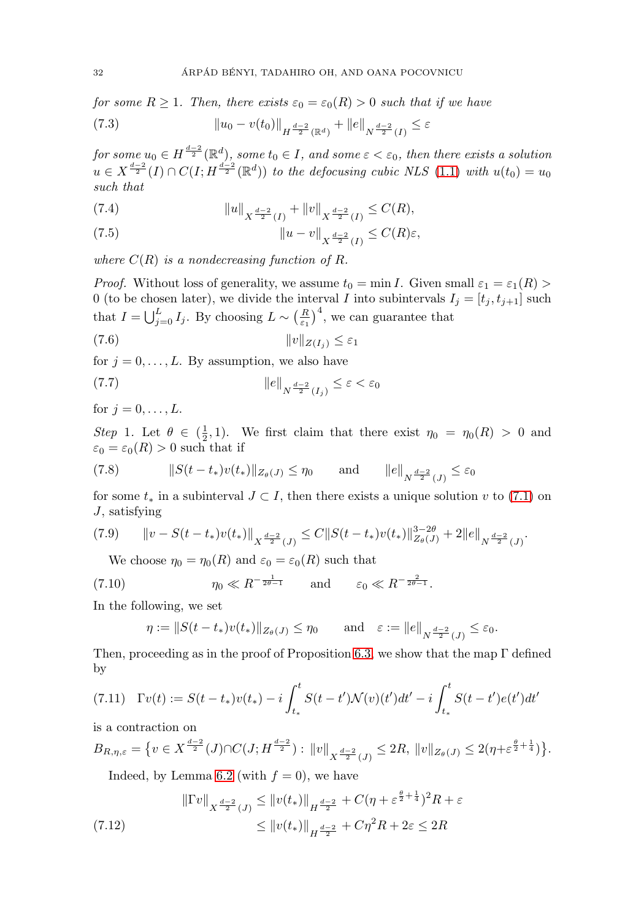*for some $R \geq 1$. Then, there exists $\varepsilon_0 = \varepsilon_0(R) > 0$ such that if we have*

$$\|u_0 - v(t_0)\|_{H^{\frac{d-2}{2}}(\mathbb{R}^d)} + \|e\|_{N^{\frac{d-2}{2}}(I)} \leq \varepsilon \tag{7.3}$$

*for some $u_0 \in H^{\frac{d-2}{2}}(\mathbb{R}^d)$, some $t_0 \in I$, and some $\varepsilon < \varepsilon_0$, then there exists a solution $u \in X^{\frac{d-2}{2}}(I) \cap C(I; H^{\frac{d-2}{2}}(\mathbb{R}^d))$ to the defocusing cubic NLS (1.1) with $u(t_0) = u_0$ such that*

$$\|u\|_{X^{\frac{d-2}{2}}(I)} + \|v\|_{X^{\frac{d-2}{2}}(I)} \leq C(R), \tag{7.4}$$

$$\|u - v\|_{X^{\frac{d-2}{2}}(I)} \leq C(R)\varepsilon, \tag{7.5}$$

*where $C(R)$ is a nondecreasing function of $R$.*

*Proof.* Without loss of generality, we assume $t_0 = \min I$. Given small $\varepsilon_1 = \varepsilon_1(R) > 0$ (to be chosen later), we divide the interval $I$ into subintervals $I_j = [t_j, t_{j+1}]$ such that $I = \bigcup_{j=0}^{L} I_j$. By choosing $L \sim \big(\frac{R}{\varepsilon_1}\big)^4$, we can guarantee that

$$\|v\|_{Z(I_j)} \leq \varepsilon_1 \tag{7.6}$$

for $j = 0, \dots, L$. By assumption, we also have

$$\|e\|_{N^{\frac{d-2}{2}}(I_j)} \leq \varepsilon < \varepsilon_0 \tag{7.7}$$

for $j = 0, \dots, L$.

*Step* 1. Let $\theta \in (\frac{1}{2}, 1)$. We first claim that there exist $\eta_0 = \eta_0(R) > 0$ and $\varepsilon_0 = \varepsilon_0(R) > 0$ such that if

$$\|S(t - t_*)v(t_*)\|_{Z_\theta(J)} \leq \eta_0 \qquad \text{and} \qquad \|e\|_{N^{\frac{d-2}{2}}(J)} \leq \varepsilon_0 \tag{7.8}$$

for some $t_*$ in a subinterval $J \subset I$, then there exists a unique solution $v$ to (7.1) on $J$, satisfying

$$\|v - S(t - t_*)v(t_*)\|_{X^{\frac{d-2}{2}}(J)} \leq C\|S(t - t_*)v(t_*)\|_{Z_\theta(J)}^{3-2\theta} + 2\|e\|_{N^{\frac{d-2}{2}}(J)}. \tag{7.9}$$

We choose $\eta_0 = \eta_0(R)$ and $\varepsilon_0 = \varepsilon_0(R)$ such that

$$\eta_0 \ll R^{-\frac{1}{2\theta - 1}} \qquad \text{and} \qquad \varepsilon_0 \ll R^{-\frac{2}{2\theta - 1}}. \tag{7.10}$$

In the following, we set

$$\eta := \|S(t - t_*)v(t_*)\|_{Z_\theta(J)} \leq \eta_0 \qquad \text{and} \quad \varepsilon := \|e\|_{N^{\frac{d-2}{2}}(J)} \leq \varepsilon_0.$$

Then, proceeding as in the proof of Proposition 6.3, we show that the map $\Gamma$ defined by

$$\Gamma v(t) := S(t - t_*)v(t_*) - i\int_{t_*}^{t} S(t - t')\mathcal{N}(v)(t')dt' - i\int_{t_*}^{t} S(t - t')e(t')dt' \tag{7.11}$$

is a contraction on

$$B_{R,\eta,\varepsilon} = \big\{v \in X^{\frac{d-2}{2}}(J) \cap C(J; H^{\frac{d-2}{2}}) : \|v\|_{X^{\frac{d-2}{2}}(J)} \leq 2R,\ \|v\|_{Z_\theta(J)} \leq 2(\eta + \varepsilon^{\frac{\theta}{2} + \frac{1}{4}})\big\}.$$

Indeed, by Lemma 6.2 (with $f = 0$), we have

$$\begin{aligned}
\|\Gamma v\|_{X^{\frac{d-2}{2}}(J)} &\leq \|v(t_*)\|_{H^{\frac{d-2}{2}}} + C(\eta + \varepsilon^{\frac{\theta}{2} + \frac{1}{4}})^2 R + \varepsilon \\
&\leq \|v(t_*)\|_{H^{\frac{d-2}{2}}} + C\eta^2 R + 2\varepsilon \leq 2R
\end{aligned} \tag{7.12}$$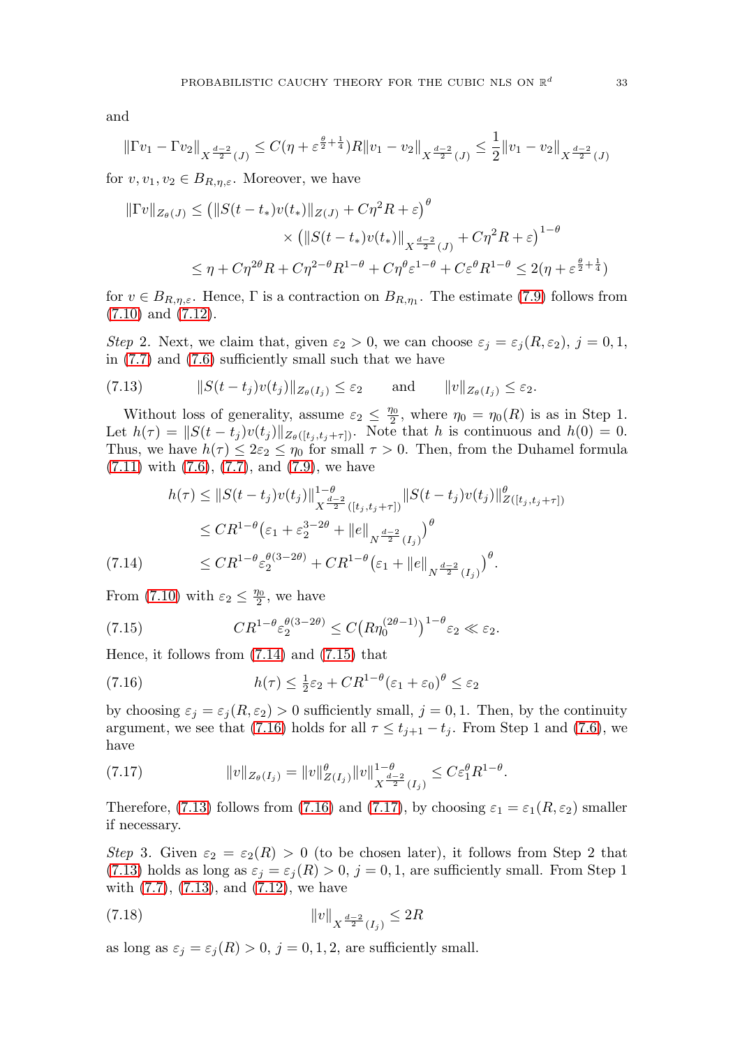and

$$\|\Gamma v_1 - \Gamma v_2\|_{X^{\frac{d-2}{2}}(J)} \le C(\eta + \varepsilon^{\frac{\theta}{2}+\frac{1}{4}})R\|v_1 - v_2\|_{X^{\frac{d-2}{2}}(J)} \le \frac{1}{2}\|v_1 - v_2\|_{X^{\frac{d-2}{2}}(J)}$$

for $v, v_1, v_2 \in B_{R,\eta,\varepsilon}$. Moreover, we have

$$\begin{aligned}
\|\Gamma v\|_{Z_\theta(J)} &\le \big(\|S(t-t_*)v(t_*)\|_{Z(J)} + C\eta^2 R + \varepsilon\big)^\theta \\
&\qquad \times \big(\|S(t-t_*)v(t_*)\|_{X^{\frac{d-2}{2}}(J)} + C\eta^2 R + \varepsilon\big)^{1-\theta} \\
&\le \eta + C\eta^{2\theta}R + C\eta^{2-\theta}R^{1-\theta} + C\eta^\theta\varepsilon^{1-\theta} + C\varepsilon^\theta R^{1-\theta} \le 2(\eta + \varepsilon^{\frac{\theta}{2}+\frac{1}{4}})
\end{aligned}$$

for $v \in B_{R,\eta,\varepsilon}$. Hence, $\Gamma$ is a contraction on $B_{R,\eta_1}$. The estimate (7.9) follows from (7.10) and (7.12).

*Step* 2. Next, we claim that, given $\varepsilon_2 > 0$, we can choose $\varepsilon_j = \varepsilon_j(R, \varepsilon_2)$, $j = 0, 1$, in (7.7) and (7.6) sufficiently small such that we have

$$\|S(t-t_j)v(t_j)\|_{Z_\theta(I_j)} \le \varepsilon_2 \qquad \text{and} \qquad \|v\|_{Z_\theta(I_j)} \le \varepsilon_2. \tag{7.13}$$

Without loss of generality, assume $\varepsilon_2 \le \frac{\eta_0}{2}$, where $\eta_0 = \eta_0(R)$ is as in Step 1. Let $h(\tau) = \|S(t-t_j)v(t_j)\|_{Z_\theta([t_j, t_j+\tau])}$. Note that $h$ is continuous and $h(0) = 0$. Thus, we have $h(\tau) \le 2\varepsilon_2 \le \eta_0$ for small $\tau > 0$. Then, from the Duhamel formula (7.11) with (7.6), (7.7), and (7.9), we have

$$\begin{aligned}
h(\tau) &\le \|S(t-t_j)v(t_j)\|^{1-\theta}_{X^{\frac{d-2}{2}}([t_j,t_j+\tau])}\|S(t-t_j)v(t_j)\|^\theta_{Z([t_j,t_j+\tau])} \\
&\le CR^{1-\theta}\big(\varepsilon_1 + \varepsilon_2^{3-2\theta} + \|e\|_{N^{\frac{d-2}{2}}(I_j)}\big)^\theta \\
&\le CR^{1-\theta}\varepsilon_2^{\theta(3-2\theta)} + CR^{1-\theta}\big(\varepsilon_1 + \|e\|_{N^{\frac{d-2}{2}}(I_j)}\big)^\theta.
\end{aligned} \tag{7.14}$$

From (7.10) with $\varepsilon_2 \le \frac{\eta_0}{2}$, we have

$$CR^{1-\theta}\varepsilon_2^{\theta(3-2\theta)} \le C\big(R\eta_0^{(2\theta-1)}\big)^{1-\theta}\varepsilon_2 \ll \varepsilon_2. \tag{7.15}$$

Hence, it follows from (7.14) and (7.15) that

$$h(\tau) \le \tfrac{1}{2}\varepsilon_2 + CR^{1-\theta}(\varepsilon_1 + \varepsilon_0)^\theta \le \varepsilon_2 \tag{7.16}$$

by choosing $\varepsilon_j = \varepsilon_j(R, \varepsilon_2) > 0$ sufficiently small, $j = 0, 1$. Then, by the continuity argument, we see that (7.16) holds for all $\tau \le t_{j+1} - t_j$. From Step 1 and (7.6), we have

$$\|v\|_{Z_\theta(I_j)} = \|v\|^\theta_{Z(I_j)}\|v\|^{1-\theta}_{X^{\frac{d-2}{2}}(I_j)} \le C\varepsilon_1^\theta R^{1-\theta}. \tag{7.17}$$

Therefore, (7.13) follows from (7.16) and (7.17), by choosing $\varepsilon_1 = \varepsilon_1(R, \varepsilon_2)$ smaller if necessary.

*Step* 3. Given $\varepsilon_2 = \varepsilon_2(R) > 0$ (to be chosen later), it follows from Step 2 that (7.13) holds as long as $\varepsilon_j = \varepsilon_j(R) > 0$, $j = 0, 1$, are sufficiently small. From Step 1 with (7.7), (7.13), and (7.12), we have

$$\|v\|_{X^{\frac{d-2}{2}}(I_j)} \le 2R \tag{7.18}$$

as long as $\varepsilon_j = \varepsilon_j(R) > 0$, $j = 0, 1, 2$, are sufficiently small.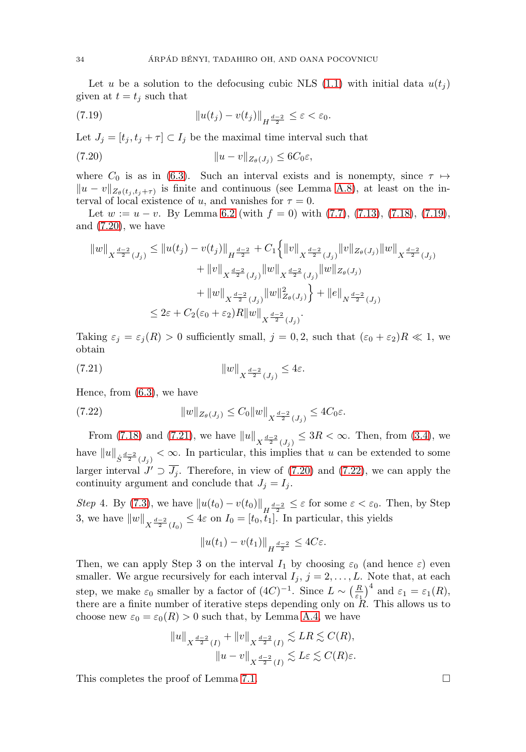Let $u$ be a solution to the defocusing cubic NLS (1.1) with initial data $u(t_j)$ given at $t = t_j$ such that

$$\|u(t_j) - v(t_j)\|_{H^{\frac{d-2}{2}}} \le \varepsilon < \varepsilon_0. \tag{7.19}$$

Let $J_j = [t_j, t_j + \tau] \subset I_j$ be the maximal time interval such that

$$\|u - v\|_{Z_\theta(J_j)} \le 6C_0\varepsilon, \tag{7.20}$$

where $C_0$ is as in (6.3). Such an interval exists and is nonempty, since $\tau \mapsto \|u - v\|_{Z_\theta(t_j, t_j+\tau)}$ is finite and continuous (see Lemma A.8), at least on the interval of local existence of $u$, and vanishes for $\tau = 0$.

Let $w := u - v$. By Lemma 6.2 (with $f = 0$) with (7.7), (7.13), (7.18), (7.19), and (7.20), we have

$$\begin{aligned}
\|w\|_{X^{\frac{d-2}{2}}(J_j)} &\le \|u(t_j) - v(t_j)\|_{H^{\frac{d-2}{2}}} + C_1\Big\{\|v\|_{X^{\frac{d-2}{2}}(J_j)}\|v\|_{Z_\theta(J_j)}\|w\|_{X^{\frac{d-2}{2}}(J_j)} \\
&\quad + \|v\|_{X^{\frac{d-2}{2}}(J_j)}\|w\|_{X^{\frac{d-2}{2}}(J_j)}\|w\|_{Z_\theta(J_j)} \\
&\quad + \|w\|_{X^{\frac{d-2}{2}}(J_j)}\|w\|^2_{Z_\theta(J_j)}\Big\} + \|e\|_{N^{\frac{d-2}{2}}(J_j)} \\
&\le 2\varepsilon + C_2(\varepsilon_0 + \varepsilon_2)R\|w\|_{X^{\frac{d-2}{2}}(J_j)}.
\end{aligned}$$

Taking $\varepsilon_j = \varepsilon_j(R) > 0$ sufficiently small, $j = 0, 2$, such that $(\varepsilon_0 + \varepsilon_2)R \ll 1$, we obtain

$$\|w\|_{X^{\frac{d-2}{2}}(J_j)} \le 4\varepsilon. \tag{7.21}$$

Hence, from (6.3), we have

$$\|w\|_{Z_\theta(J_j)} \le C_0\|w\|_{X^{\frac{d-2}{2}}(J_j)} \le 4C_0\varepsilon. \tag{7.22}$$

From (7.18) and (7.21), we have $\|u\|_{X^{\frac{d-2}{2}}(J_j)} \le 3R < \infty$. Then, from (3.4), we have $\|u\|_{\dot S^{\frac{d-2}{2}}(J_j)} < \infty$. In particular, this implies that $u$ can be extended to some larger interval $J' \supset \overline{J_j}$. Therefore, in view of (7.20) and (7.22), we can apply the continuity argument and conclude that $J_j = I_j$.

*Step* 4. By (7.3), we have $\|u(t_0) - v(t_0)\|_{H^{\frac{d-2}{2}}} \le \varepsilon$ for some $\varepsilon < \varepsilon_0$. Then, by Step 3, we have $\|w\|_{X^{\frac{d-2}{2}}(I_0)} \le 4\varepsilon$ on $I_0 = [t_0, t_1]$. In particular, this yields

$$\|u(t_1) - v(t_1)\|_{H^{\frac{d-2}{2}}} \le 4C\varepsilon.$$

Then, we can apply Step 3 on the interval $I_1$ by choosing $\varepsilon_0$ (and hence $\varepsilon$) even smaller. We argue recursively for each interval $I_j$, $j = 2, \dots, L$. Note that, at each step, we make $\varepsilon_0$ smaller by a factor of $(4C)^{-1}$. Since $L \sim \big(\frac{R}{\varepsilon_1}\big)^4$ and $\varepsilon_1 = \varepsilon_1(R)$, there are a finite number of iterative steps depending only on $R$. This allows us to choose new $\varepsilon_0 = \varepsilon_0(R) > 0$ such that, by Lemma A.4, we have

$$\begin{aligned}
\|u\|_{X^{\frac{d-2}{2}}(I)} + \|v\|_{X^{\frac{d-2}{2}}(I)} &\lesssim LR \lesssim C(R), \\
\|u - v\|_{X^{\frac{d-2}{2}}(I)} &\lesssim L\varepsilon \lesssim C(R)\varepsilon.
\end{aligned}$$

This completes the proof of Lemma 7.1. $\square$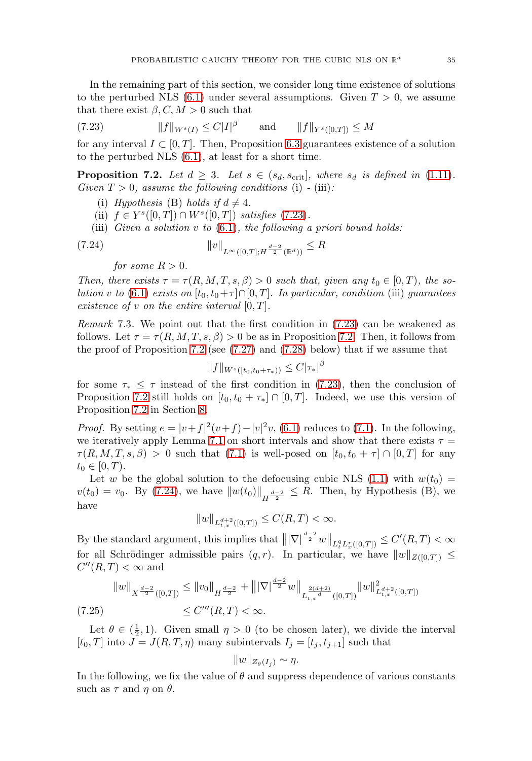In the remaining part of this section, we consider long time existence of solutions to the perturbed NLS (6.1) under several assumptions. Given $T > 0$, we assume that there exist $\beta, C, M > 0$ such that

$$\|f\|_{W^s(I)} \le C|I|^\beta \qquad \text{and} \qquad \|f\|_{Y^s([0,T])} \le M \tag{7.23}$$

for any interval $I \subset [0,T]$. Then, Proposition 6.3 guarantees existence of a solution to the perturbed NLS (6.1), at least for a short time.

**Proposition 7.2.** *Let $d \ge 3$. Let $s \in (s_d, s_{\text{crit}}]$, where $s_d$ is defined in (1.11). Given $T > 0$, assume the following conditions (i) - (iii):*

(i) *Hypothesis (B) holds if $d \neq 4$.*
(ii) *$f \in Y^s([0,T]) \cap W^s([0,T])$ satisfies (7.23).*
(iii) *Given a solution $v$ to (6.1), the following a priori bound holds:*

$$\|v\|_{L^\infty([0,T]; H^{\frac{d-2}{2}}(\mathbb{R}^d))} \le R \tag{7.24}$$

*for some $R > 0$.*

*Then, there exists $\tau = \tau(R, M, T, s, \beta) > 0$ such that, given any $t_0 \in [0,T)$, the solution $v$ to (6.1) exists on $[t_0, t_0 + \tau] \cap [0,T]$. In particular, condition (iii) guarantees existence of $v$ on the entire interval $[0,T]$.*

*Remark* 7.3. We point out that the first condition in (7.23) can be weakened as follows. Let $\tau = \tau(R, M, T, s, \beta) > 0$ be as in Proposition 7.2. Then, it follows from the proof of Proposition 7.2 (see (7.27) and (7.28) below) that if we assume that

$$\|f\|_{W^s([t_0, t_0+\tau_*))} \le C|\tau_*|^\beta$$

for some $\tau_* \le \tau$ instead of the first condition in (7.23), then the conclusion of Proposition 7.2 still holds on $[t_0, t_0 + \tau_*] \cap [0,T]$. Indeed, we use this version of Proposition 7.2 in Section 8.

*Proof.* By setting $e = |v+f|^2(v+f) - |v|^2 v$, (6.1) reduces to (7.1). In the following, we iteratively apply Lemma 7.1 on short intervals and show that there exists $\tau = \tau(R, M, T, s, \beta) > 0$ such that (7.1) is well-posed on $[t_0, t_0 + \tau] \cap [0,T]$ for any $t_0 \in [0,T)$.

Let $w$ be the global solution to the defocusing cubic NLS (1.1) with $w(t_0) = v(t_0) = v_0$. By (7.24), we have $\|w(t_0)\|_{H^{\frac{d-2}{2}}} \le R$. Then, by Hypothesis (B), we have

$$\|w\|_{L^{d+2}_{t,x}([0,T])} \le C(R,T) < \infty.$$

By the standard argument, this implies that $\big\||\nabla|^{\frac{d-2}{2}} w\big\|_{L^q_t L^r_x([0,T])} \le C'(R,T) < \infty$ for all Schrödinger admissible pairs $(q,r)$. In particular, we have $\|w\|_{Z([0,T])} \le C''(R,T) < \infty$ and

$$\begin{aligned}
\|w\|_{X^{\frac{d-2}{2}}([0,T])} &\le \|v_0\|_{H^{\frac{d-2}{2}}} + \big\||\nabla|^{\frac{d-2}{2}} w\big\|_{L^{\frac{2(d+2)}{d}}_{t,x}([0,T])} \|w\|^2_{L^{d+2}_{t,x}([0,T])} \\
&\le C'''(R,T) < \infty.
\end{aligned} \tag{7.25}$$

Let $\theta \in (\frac{1}{2}, 1)$. Given small $\eta > 0$ (to be chosen later), we divide the interval $[t_0, T]$ into $J = J(R, T, \eta)$ many subintervals $I_j = [t_j, t_{j+1}]$ such that

$$\|w\|_{Z_\theta(I_j)} \sim \eta.$$

In the following, we fix the value of $\theta$ and suppress dependence of various constants such as $\tau$ and $\eta$ on $\theta$.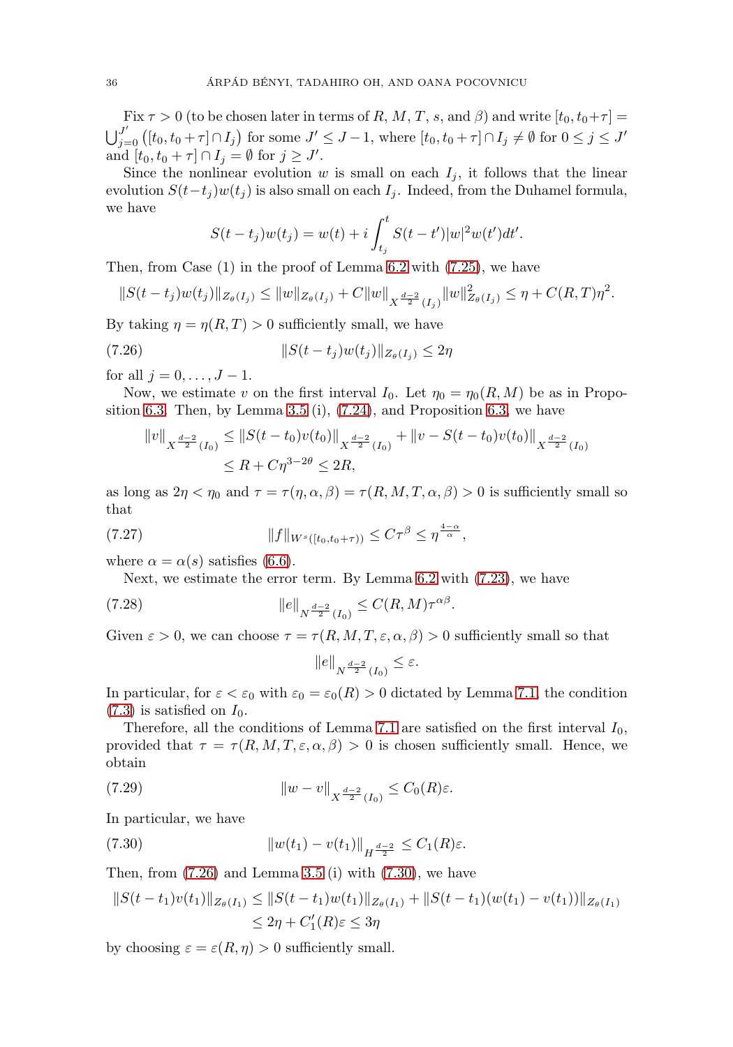Fix $\tau > 0$ (to be chosen later in terms of $R$, $M$, $T$, $s$, and $\beta$) and write $[t_0, t_0+\tau] = \bigcup_{j=0}^{J'} \big([t_0, t_0+\tau] \cap I_j\big)$ for some $J' \leq J-1$, where $[t_0, t_0+\tau] \cap I_j \neq \emptyset$ for $0 \leq j \leq J'$ and $[t_0, t_0+\tau] \cap I_j = \emptyset$ for $j \geq J'$.

Since the nonlinear evolution $w$ is small on each $I_j$, it follows that the linear evolution $S(t-t_j)w(t_j)$ is also small on each $I_j$. Indeed, from the Duhamel formula, we have

$$S(t-t_j)w(t_j) = w(t) + i\int_{t_j}^{t} S(t-t')|w|^2 w(t')dt'.$$

Then, from Case (1) in the proof of Lemma 6.2 with (7.25), we have

$$\|S(t-t_j)w(t_j)\|_{Z_\theta(I_j)} \leq \|w\|_{Z_\theta(I_j)} + C\|w\|_{X^{\frac{d-2}{2}}(I_j)}\|w\|^2_{Z_\theta(I_j)} \leq \eta + C(R,T)\eta^2.$$

By taking $\eta = \eta(R,T) > 0$ sufficiently small, we have

$$\|S(t-t_j)w(t_j)\|_{Z_\theta(I_j)} \leq 2\eta \tag{7.26}$$

for all $j = 0, \dots, J-1$.

Now, we estimate $v$ on the first interval $I_0$. Let $\eta_0 = \eta_0(R,M)$ be as in Proposition 6.3. Then, by Lemma 3.5 (i), (7.24), and Proposition 6.3, we have

$$\begin{aligned}
\|v\|_{X^{\frac{d-2}{2}}(I_0)} &\leq \|S(t-t_0)v(t_0)\|_{X^{\frac{d-2}{2}}(I_0)} + \|v - S(t-t_0)v(t_0)\|_{X^{\frac{d-2}{2}}(I_0)}\\
&\leq R + C\eta^{3-2\theta} \leq 2R,
\end{aligned}$$

as long as $2\eta < \eta_0$ and $\tau = \tau(\eta, \alpha, \beta) = \tau(R, M, T, \alpha, \beta) > 0$ is sufficiently small so that

$$\|f\|_{W^s([t_0, t_0+\tau))} \leq C\tau^\beta \leq \eta^{\frac{4-\alpha}{\alpha}}, \tag{7.27}$$

where $\alpha = \alpha(s)$ satisfies (6.6).

Next, we estimate the error term. By Lemma 6.2 with (7.23), we have

$$\|e\|_{N^{\frac{d-2}{2}}(I_0)} \leq C(R,M)\tau^{\alpha\beta}. \tag{7.28}$$

Given $\varepsilon > 0$, we can choose $\tau = \tau(R, M, T, \varepsilon, \alpha, \beta) > 0$ sufficiently small so that

$$\|e\|_{N^{\frac{d-2}{2}}(I_0)} \leq \varepsilon.$$

In particular, for $\varepsilon < \varepsilon_0$ with $\varepsilon_0 = \varepsilon_0(R) > 0$ dictated by Lemma 7.1, the condition (7.3) is satisfied on $I_0$.

Therefore, all the conditions of Lemma 7.1 are satisfied on the first interval $I_0$, provided that $\tau = \tau(R, M, T, \varepsilon, \alpha, \beta) > 0$ is chosen sufficiently small. Hence, we obtain

$$\|w - v\|_{X^{\frac{d-2}{2}}(I_0)} \leq C_0(R)\varepsilon. \tag{7.29}$$

In particular, we have

$$\|w(t_1) - v(t_1)\|_{H^{\frac{d-2}{2}}} \leq C_1(R)\varepsilon. \tag{7.30}$$

Then, from (7.26) and Lemma 3.5 (i) with (7.30), we have

$$\begin{aligned}
\|S(t-t_1)v(t_1)\|_{Z_\theta(I_1)} &\leq \|S(t-t_1)w(t_1)\|_{Z_\theta(I_1)} + \|S(t-t_1)(w(t_1) - v(t_1))\|_{Z_\theta(I_1)}\\
&\leq 2\eta + C_1'(R)\varepsilon \leq 3\eta
\end{aligned}$$

by choosing $\varepsilon = \varepsilon(R, \eta) > 0$ sufficiently small.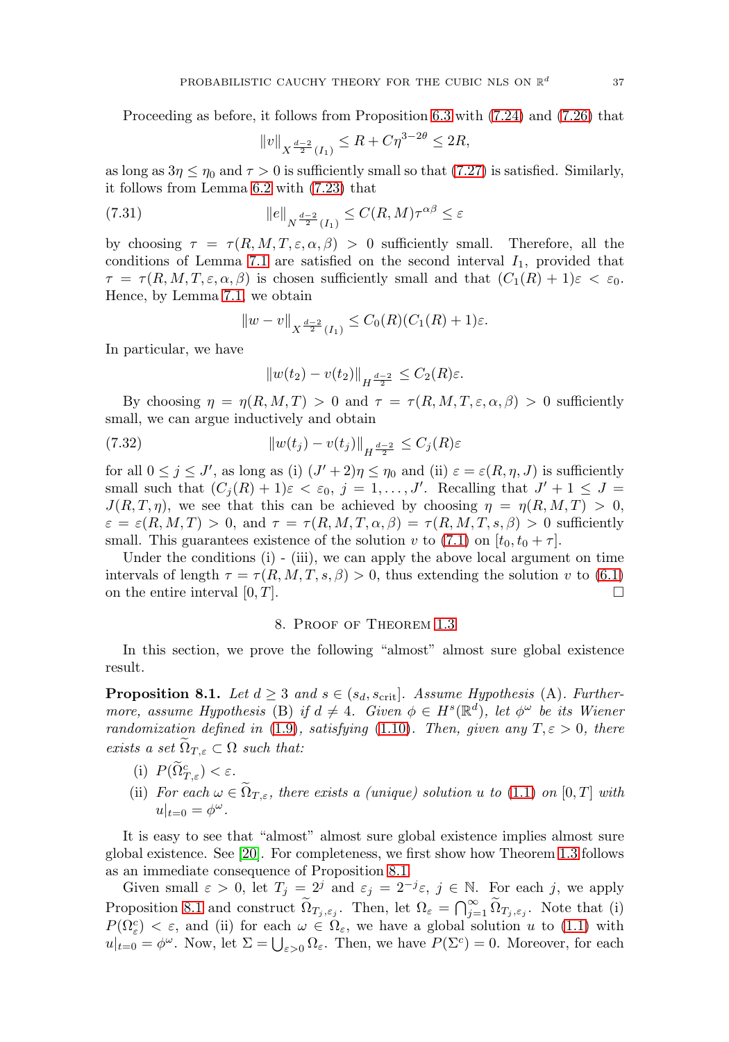Proceeding as before, it follows from Proposition 6.3 with (7.24) and (7.26) that

$$\|v\|_{X^{\frac{d-2}{2}}(I_1)} \leq R + C\eta^{3-2\theta} \leq 2R,$$

as long as $3\eta \leq \eta_0$ and $\tau > 0$ is sufficiently small so that (7.27) is satisfied. Similarly, it follows from Lemma 6.2 with (7.23) that

$$\|e\|_{N^{\frac{d-2}{2}}(I_1)} \leq C(R, M)\tau^{\alpha\beta} \leq \varepsilon \tag{7.31}$$

by choosing $\tau = \tau(R, M, T, \varepsilon, \alpha, \beta) > 0$ sufficiently small. Therefore, all the conditions of Lemma 7.1 are satisfied on the second interval $I_1$, provided that $\tau = \tau(R, M, T, \varepsilon, \alpha, \beta)$ is chosen sufficiently small and that $(C_1(R) + 1)\varepsilon < \varepsilon_0$. Hence, by Lemma 7.1, we obtain

$$\|w - v\|_{X^{\frac{d-2}{2}}(I_1)} \leq C_0(R)(C_1(R) + 1)\varepsilon.$$

In particular, we have

$$\|w(t_2) - v(t_2)\|_{H^{\frac{d-2}{2}}} \leq C_2(R)\varepsilon.$$

By choosing $\eta = \eta(R, M, T) > 0$ and $\tau = \tau(R, M, T, \varepsilon, \alpha, \beta) > 0$ sufficiently small, we can argue inductively and obtain

$$\|w(t_j) - v(t_j)\|_{H^{\frac{d-2}{2}}} \leq C_j(R)\varepsilon \tag{7.32}$$

for all $0 \leq j \leq J'$, as long as (i) $(J' + 2)\eta \leq \eta_0$ and (ii) $\varepsilon = \varepsilon(R, \eta, J)$ is sufficiently small such that $(C_j(R) + 1)\varepsilon < \varepsilon_0$, $j = 1, \dots, J'$. Recalling that $J' + 1 \leq J = J(R, T, \eta)$, we see that this can be achieved by choosing $\eta = \eta(R, M, T) > 0$, $\varepsilon = \varepsilon(R, M, T) > 0$, and $\tau = \tau(R, M, T, \alpha, \beta) = \tau(R, M, T, s, \beta) > 0$ sufficiently small. This guarantees existence of the solution $v$ to (7.1) on $[t_0, t_0 + \tau]$.

Under the conditions (i) - (iii), we can apply the above local argument on time intervals of length $\tau = \tau(R, M, T, s, \beta) > 0$, thus extending the solution $v$ to (6.1) on the entire interval $[0, T]$. $\square$

## 8. Proof of Theorem 1.3

In this section, we prove the following "almost" almost sure global existence result.

**Proposition 8.1.** *Let $d \geq 3$ and $s \in (s_d, s_{\text{crit}}]$. Assume Hypothesis* (A). *Furthermore, assume Hypothesis* (B) *if $d \neq 4$. Given $\phi \in H^s(\mathbb{R}^d)$, let $\phi^\omega$ be its Wiener randomization defined in* (1.9)*, satisfying* (1.10)*. Then, given any $T, \varepsilon > 0$, there exists a set $\widetilde{\Omega}_{T,\varepsilon} \subset \Omega$ such that:*

(i) $P(\widetilde{\Omega}_{T,\varepsilon}^c) < \varepsilon$.

(ii) *For each $\omega \in \widetilde{\Omega}_{T,\varepsilon}$, there exists a (unique) solution $u$ to* (1.1) *on $[0, T]$ with $u|_{t=0} = \phi^\omega$.*

It is easy to see that "almost" almost sure global existence implies almost sure global existence. See [20]. For completeness, we first show how Theorem 1.3 follows as an immediate consequence of Proposition 8.1.

Given small $\varepsilon > 0$, let $T_j = 2^j$ and $\varepsilon_j = 2^{-j}\varepsilon$, $j \in \mathbb{N}$. For each $j$, we apply Proposition 8.1 and construct $\widetilde{\Omega}_{T_j,\varepsilon_j}$. Then, let $\Omega_\varepsilon = \bigcap_{j=1}^\infty \widetilde{\Omega}_{T_j,\varepsilon_j}$. Note that (i) $P(\Omega_\varepsilon^c) < \varepsilon$, and (ii) for each $\omega \in \Omega_\varepsilon$, we have a global solution $u$ to (1.1) with $u|_{t=0} = \phi^\omega$. Now, let $\Sigma = \bigcup_{\varepsilon > 0} \Omega_\varepsilon$. Then, we have $P(\Sigma^c) = 0$. Moreover, for each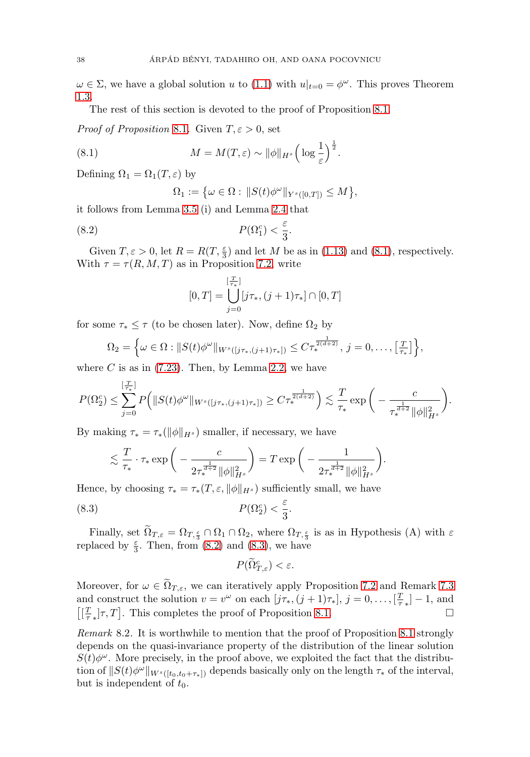$\omega \in \Sigma$, we have a global solution $u$ to (1.1) with $u|_{t=0} = \phi^\omega$. This proves Theorem 1.3.

The rest of this section is devoted to the proof of Proposition 8.1.

*Proof of Proposition* 8.1. Given $T, \varepsilon > 0$, set

$$M = M(T, \varepsilon) \sim \|\phi\|_{H^s} \Big( \log \frac{1}{\varepsilon} \Big)^{\frac{1}{2}}. \tag{8.1}$$

Defining $\Omega_1 = \Omega_1(T, \varepsilon)$ by

$$\Omega_1 := \big\{ \omega \in \Omega : \, \|S(t)\phi^\omega\|_{Y^s([0,T])} \leq M \big\},$$

it follows from Lemma 3.5 (i) and Lemma 2.4 that

$$P(\Omega_1^c) < \frac{\varepsilon}{3}. \tag{8.2}$$

Given $T, \varepsilon > 0$, let $R = R(T, \frac{\varepsilon}{3})$ and let $M$ be as in (1.13) and (8.1), respectively. With $\tau = \tau(R, M, T)$ as in Proposition 7.2, write

$$[0, T] = \bigcup_{j=0}^{[\frac{T}{\tau_*}]} [j\tau_*, (j+1)\tau_*] \cap [0, T]$$

for some $\tau_* \leq \tau$ (to be chosen later). Now, define $\Omega_2$ by

$$\Omega_2 = \Big\{ \omega \in \Omega : \|S(t)\phi^\omega\|_{W^s([j\tau_*, (j+1)\tau_*])} \leq C\tau_*^{\frac{1}{2(d+2)}}, \, j = 0, \dots, \big[\tfrac{T}{\tau_*}\big] \Big\},$$

where $C$ is as in (7.23). Then, by Lemma 2.2, we have

$$P(\Omega_2^c) \leq \sum_{j=0}^{[\frac{T}{\tau_*}]} P\Big( \|S(t)\phi^\omega\|_{W^s([j\tau_*, (j+1)\tau_*])} \geq C\tau_*^{\frac{1}{2(d+2)}} \Big) \lesssim \frac{T}{\tau_*} \exp\bigg( - \frac{c}{\tau_*^{\frac{1}{d+2}} \|\phi\|_{H^s}^2} \bigg).$$

By making $\tau_* = \tau_*(\|\phi\|_{H^s})$ smaller, if necessary, we have

$$\lesssim \frac{T}{\tau_*} \cdot \tau_* \exp\bigg( - \frac{c}{2\tau_*^{\frac{1}{d+2}} \|\phi\|_{H^s}^2} \bigg) = T \exp\bigg( - \frac{1}{2\tau_*^{\frac{1}{d+2}} \|\phi\|_{H^s}^2} \bigg).$$

Hence, by choosing $\tau_* = \tau_*(T, \varepsilon, \|\phi\|_{H^s})$ sufficiently small, we have

$$P(\Omega_2^c) < \frac{\varepsilon}{3}. \tag{8.3}$$

Finally, set $\widetilde{\Omega}_{T,\varepsilon} = \Omega_{T, \frac{\varepsilon}{3}} \cap \Omega_1 \cap \Omega_2$, where $\Omega_{T, \frac{\varepsilon}{3}}$ is as in Hypothesis (A) with $\varepsilon$ replaced by $\frac{\varepsilon}{3}$. Then, from (8.2) and (8.3), we have

$$P(\widetilde{\Omega}_{T,\varepsilon}^c) < \varepsilon.$$

Moreover, for $\omega \in \widetilde{\Omega}_{T,\varepsilon}$, we can iteratively apply Proposition 7.2 and Remark 7.3 and construct the solution $v = v^\omega$ on each $[j\tau_*, (j+1)\tau_*]$, $j = 0, \dots, [\frac{T}{\tau}_*] - 1$, and $\big[[\frac{T}{\tau}_*]\tau, T\big]$. This completes the proof of Proposition 8.1. $\square$

*Remark* 8.2. It is worthwhile to mention that the proof of Proposition 8.1 strongly depends on the quasi-invariance property of the distribution of the linear solution $S(t)\phi^\omega$. More precisely, in the proof above, we exploited the fact that the distribution of $\|S(t)\phi^\omega\|_{W^s([t_0, t_0+\tau_*])}$ depends basically only on the length $\tau_*$ of the interval, but is independent of $t_0$.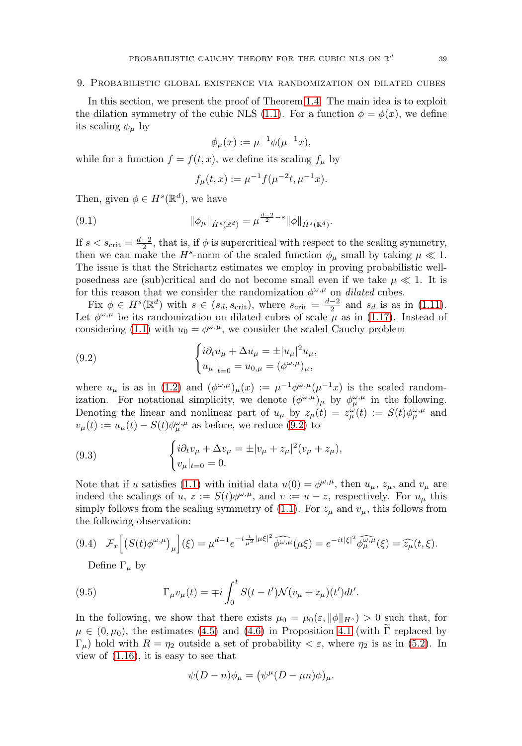## 9. Probabilistic global existence via randomization on dilated cubes

In this section, we present the proof of Theorem 1.4. The main idea is to exploit the dilation symmetry of the cubic NLS (1.1). For a function $\phi = \phi(x)$, we define its scaling $\phi_\mu$ by

$$\phi_\mu(x) := \mu^{-1}\phi(\mu^{-1}x),$$

while for a function $f = f(t,x)$, we define its scaling $f_\mu$ by

$$f_\mu(t,x) := \mu^{-1}f(\mu^{-2}t, \mu^{-1}x).$$

Then, given $\phi \in H^s(\mathbb{R}^d)$, we have

$$\|\phi_\mu\|_{\dot{H}^s(\mathbb{R}^d)} = \mu^{\frac{d-2}{2}-s}\|\phi\|_{\dot{H}^s(\mathbb{R}^d)}. \tag{9.1}$$

If $s < s_{\text{crit}} = \frac{d-2}{2}$, that is, if $\phi$ is supercritical with respect to the scaling symmetry, then we can make the $H^s$-norm of the scaled function $\phi_\mu$ small by taking $\mu \ll 1$. The issue is that the Strichartz estimates we employ in proving probabilistic well-posedness are (sub)critical and do not become small even if we take $\mu \ll 1$. It is for this reason that we consider the randomization $\phi^{\omega,\mu}$ on *dilated* cubes.

Fix $\phi \in H^s(\mathbb{R}^d)$ with $s \in (s_d, s_{\text{crit}})$, where $s_{\text{crit}} = \frac{d-2}{2}$ and $s_d$ is as in (1.11). Let $\phi^{\omega,\mu}$ be its randomization on dilated cubes of scale $\mu$ as in (1.17). Instead of considering (1.1) with $u_0 = \phi^{\omega,\mu}$, we consider the scaled Cauchy problem

$$\begin{cases} i\partial_t u_\mu + \Delta u_\mu = \pm|u_\mu|^2 u_\mu, \\ u_\mu|_{t=0} = u_{0,\mu} = (\phi^{\omega,\mu})_\mu, \end{cases} \tag{9.2}$$

where $u_\mu$ is as in (1.2) and $(\phi^{\omega,\mu})_\mu(x) := \mu^{-1}\phi^{\omega,\mu}(\mu^{-1}x)$ is the scaled randomization. For notational simplicity, we denote $(\phi^{\omega,\mu})_\mu$ by $\phi^{\omega,\mu}_\mu$ in the following. Denoting the linear and nonlinear part of $u_\mu$ by $z_\mu(t) = z^\omega_\mu(t) := S(t)\phi^{\omega,\mu}_\mu$ and $v_\mu(t) := u_\mu(t) - S(t)\phi^{\omega,\mu}_\mu$ as before, we reduce (9.2) to

$$\begin{cases} i\partial_t v_\mu + \Delta v_\mu = \pm|v_\mu + z_\mu|^2(v_\mu + z_\mu), \\ v_\mu|_{t=0} = 0. \end{cases} \tag{9.3}$$

Note that if $u$ satisfies (1.1) with initial data $u(0) = \phi^{\omega,\mu}$, then $u_\mu$, $z_\mu$, and $v_\mu$ are indeed the scalings of $u$, $z := S(t)\phi^{\omega,\mu}$, and $v := u - z$, respectively. For $u_\mu$ this simply follows from the scaling symmetry of (1.1). For $z_\mu$ and $v_\mu$, this follows from the following observation:

$$\mathcal{F}_x\Big[\big(S(t)\phi^{\omega,\mu}\big)_\mu\Big](\xi) = \mu^{d-1}e^{-i\frac{t}{\mu^2}|\mu\xi|^2}\widehat{\phi^{\omega,\mu}}(\mu\xi) = e^{-it|\xi|^2}\widehat{\phi^{\omega,\mu}_\mu}(\xi) = \widehat{z_\mu}(t,\xi). \tag{9.4}$$

Define $\Gamma_\mu$ by

$$\Gamma_\mu v_\mu(t) = \mp i\int_0^t S(t-t')\mathcal{N}(v_\mu + z_\mu)(t')dt'. \tag{9.5}$$

In the following, we show that there exists $\mu_0 = \mu_0(\varepsilon, \|\phi\|_{H^s}) > 0$ such that, for $\mu \in (0, \mu_0)$, the estimates (4.5) and (4.6) in Proposition 4.1 (with $\widetilde{\Gamma}$ replaced by $\Gamma_\mu$) hold with $R = \eta_2$ outside a set of probability $< \varepsilon$, where $\eta_2$ is as in (5.2). In view of (1.16), it is easy to see that

$$\psi(D-n)\phi_\mu = \big(\psi^\mu(D-\mu n)\phi\big)_\mu.$$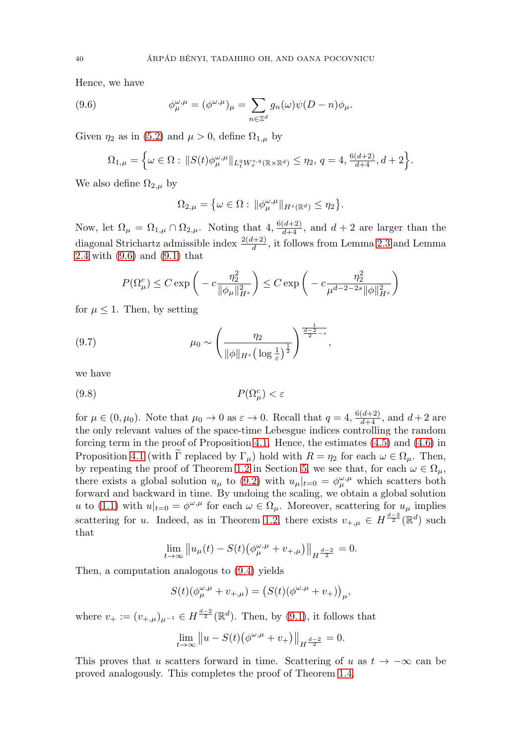Hence, we have

$$\phi^{\omega,\mu}_\mu = (\phi^{\omega,\mu})_\mu = \sum_{n\in\mathbb{Z}^d} g_n(\omega)\psi(D-n)\phi_\mu. \tag{9.6}$$

Given $\eta_2$ as in (5.2) and $\mu > 0$, define $\Omega_{1,\mu}$ by

$$\Omega_{1,\mu} = \Big\{\omega \in \Omega : \|S(t)\phi^{\omega,\mu}_\mu\|_{L^q_t W^{s,q}_x(\mathbb{R}\times\mathbb{R}^d)} \le \eta_2,\ q = 4, \tfrac{6(d+2)}{d+4}, d+2\Big\}.$$

We also define $\Omega_{2,\mu}$ by

$$\Omega_{2,\mu} = \big\{\omega \in \Omega : \|\phi^{\omega,\mu}_\mu\|_{H^s(\mathbb{R}^d)} \le \eta_2\big\}.$$

Now, let $\Omega_\mu = \Omega_{1,\mu} \cap \Omega_{2,\mu}$. Noting that $4$, $\frac{6(d+2)}{d+4}$, and $d+2$ are larger than the diagonal Strichartz admissible index $\frac{2(d+2)}{d}$, it follows from Lemma 2.3 and Lemma 2.4 with (9.6) and (9.1) that

$$P(\Omega_\mu^c) \le C\exp\bigg(-c\frac{\eta_2^2}{\|\phi_\mu\|^2_{H^s}}\bigg) \le C\exp\bigg(-c\frac{\eta_2^2}{\mu^{d-2-2s}\|\phi\|^2_{H^s}}\bigg)$$

for $\mu \le 1$. Then, by setting

$$\mu_0 \sim \bigg(\frac{\eta_2}{\|\phi\|_{H^s}\big(\log\frac{1}{\varepsilon}\big)^{\frac{1}{2}}}\bigg)^{\frac{1}{\frac{d-2}{2}-s}}, \tag{9.7}$$

we have

$$P(\Omega_\mu^c) < \varepsilon \tag{9.8}$$

for $\mu \in (0, \mu_0)$. Note that $\mu_0 \to 0$ as $\varepsilon \to 0$. Recall that $q = 4, \frac{6(d+2)}{d+4}$, and $d+2$ are the only relevant values of the space-time Lebesgue indices controlling the random forcing term in the proof of Proposition 4.1. Hence, the estimates (4.5) and (4.6) in Proposition 4.1 (with $\widetilde{\Gamma}$ replaced by $\Gamma_\mu$) hold with $R = \eta_2$ for each $\omega \in \Omega_\mu$. Then, by repeating the proof of Theorem 1.2 in Section 5, we see that, for each $\omega \in \Omega_\mu$, there exists a global solution $u_\mu$ to (9.2) with $u_\mu|_{t=0} = \phi^{\omega,\mu}_\mu$ which scatters both forward and backward in time. By undoing the scaling, we obtain a global solution $u$ to (1.1) with $u|_{t=0} = \phi^{\omega,\mu}$ for each $\omega \in \Omega_\mu$. Moreover, scattering for $u_\mu$ implies scattering for $u$. Indeed, as in Theorem 1.2, there exists $v_{+,\mu} \in H^{\frac{d-2}{2}}(\mathbb{R}^d)$ such that

$$\lim_{t\to\infty}\big\|u_\mu(t) - S(t)\big(\phi^{\omega,\mu}_\mu + v_{+,\mu}\big)\big\|_{H^{\frac{d-2}{2}}} = 0.$$

Then, a computation analogous to (9.4) yields

$$S(t)(\phi^{\omega,\mu}_\mu + v_{+,\mu}) = \big(S(t)(\phi^{\omega,\mu} + v_+)\big)_\mu,$$

where $v_+ := (v_{+,\mu})_{\mu^{-1}} \in H^{\frac{d-2}{2}}(\mathbb{R}^d)$. Then, by (9.1), it follows that

$$\lim_{t\to\infty}\big\|u - S(t)\big(\phi^{\omega,\mu} + v_+\big)\big\|_{H^{\frac{d-2}{2}}} = 0.$$

This proves that $u$ scatters forward in time. Scattering of $u$ as $t \to -\infty$ can be proved analogously. This completes the proof of Theorem 1.4.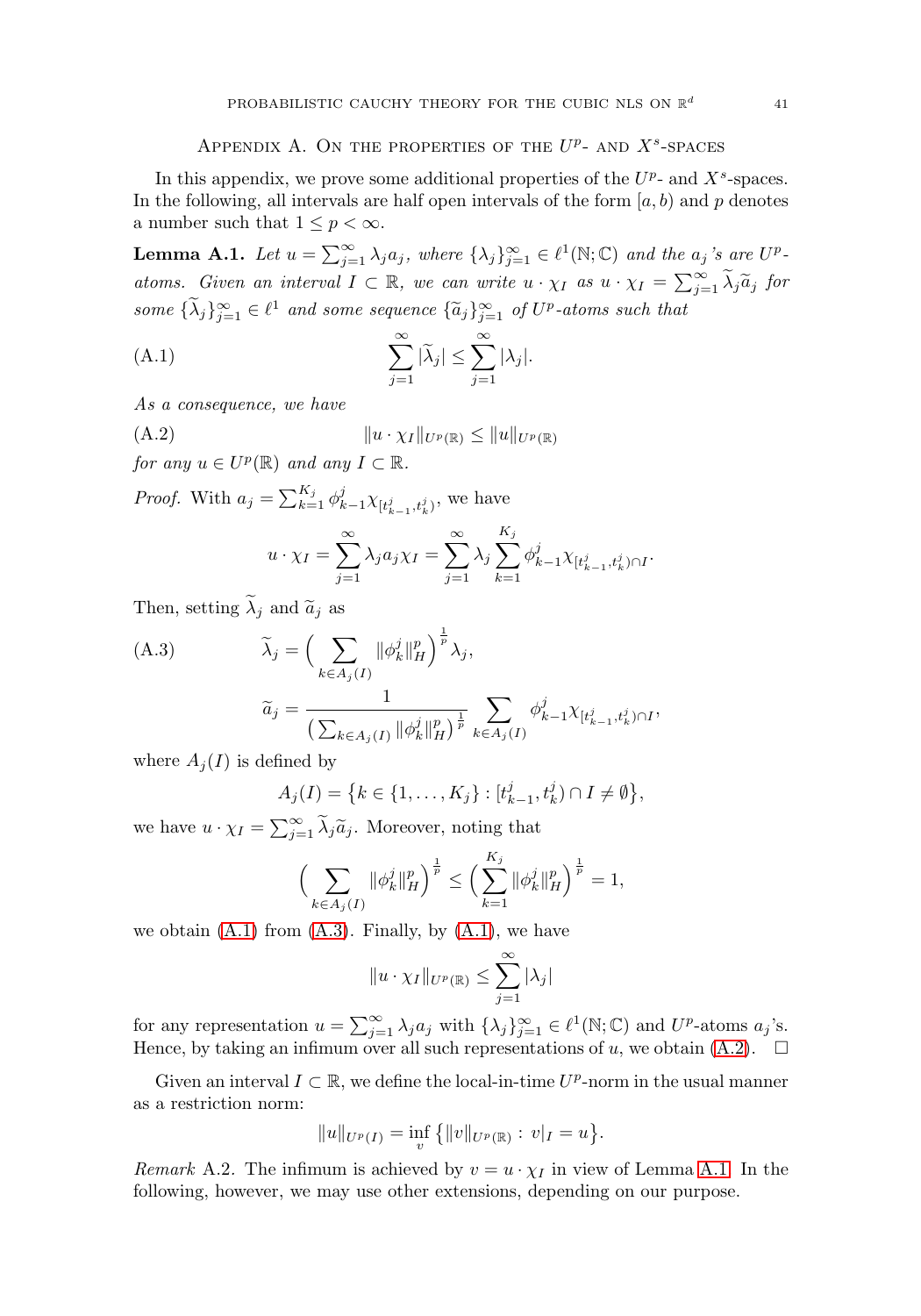## Appendix A. On the properties of the $U^p$- and $X^s$-spaces

In this appendix, we prove some additional properties of the $U^p$- and $X^s$-spaces. In the following, all intervals are half open intervals of the form $[a, b)$ and $p$ denotes a number such that $1 \le p < \infty$.

**Lemma A.1.** *Let $u = \sum_{j=1}^\infty \lambda_j a_j$, where $\{\lambda_j\}_{j=1}^\infty \in \ell^1(\mathbb{N}; \mathbb{C})$ and the $a_j$'s are $U^p$-atoms. Given an interval $I \subset \mathbb{R}$, we can write $u \cdot \chi_I$ as $u \cdot \chi_I = \sum_{j=1}^\infty \widetilde{\lambda}_j \widetilde{a}_j$ for some $\{\widetilde{\lambda}_j\}_{j=1}^\infty \in \ell^1$ and some sequence $\{\widetilde{a}_j\}_{j=1}^\infty$ of $U^p$-atoms such that*

$$\sum_{j=1}^\infty |\widetilde{\lambda}_j| \le \sum_{j=1}^\infty |\lambda_j|. \tag{A.1}$$

*As a consequence, we have*

$$\|u \cdot \chi_I\|_{U^p(\mathbb{R})} \le \|u\|_{U^p(\mathbb{R})} \tag{A.2}$$

*for any $u \in U^p(\mathbb{R})$ and any $I \subset \mathbb{R}$.*

*Proof.* With $a_j = \sum_{k=1}^{K_j} \phi^j_{k-1} \chi_{[t^j_{k-1}, t^j_k)}$, we have

$$u \cdot \chi_I = \sum_{j=1}^\infty \lambda_j a_j \chi_I = \sum_{j=1}^\infty \lambda_j \sum_{k=1}^{K_j} \phi^j_{k-1} \chi_{[t^j_{k-1}, t^j_k) \cap I}.$$

Then, setting $\widetilde{\lambda}_j$ and $\widetilde{a}_j$ as

$$\widetilde{\lambda}_j = \Big( \sum_{k \in A_j(I)} \|\phi^j_k\|_H^p \Big)^{\frac{1}{p}} \lambda_j, \tag{A.3}$$

$$\widetilde{a}_j = \frac{1}{\big( \sum_{k \in A_j(I)} \|\phi^j_k\|_H^p \big)^{\frac{1}{p}}} \sum_{k \in A_j(I)} \phi^j_{k-1} \chi_{[t^j_{k-1}, t^j_k) \cap I},$$

where $A_j(I)$ is defined by

$$A_j(I) = \big\{ k \in \{1, \dots, K_j\} : [t^j_{k-1}, t^j_k) \cap I \ne \emptyset \big\},$$

we have $u \cdot \chi_I = \sum_{j=1}^\infty \widetilde{\lambda}_j \widetilde{a}_j$. Moreover, noting that

$$\Big( \sum_{k \in A_j(I)} \|\phi^j_k\|_H^p \Big)^{\frac{1}{p}} \le \Big( \sum_{k=1}^{K_j} \|\phi^j_k\|_H^p \Big)^{\frac{1}{p}} = 1,$$

we obtain (A.1) from (A.3). Finally, by (A.1), we have

$$\|u \cdot \chi_I\|_{U^p(\mathbb{R})} \le \sum_{j=1}^\infty |\lambda_j|$$

for any representation $u = \sum_{j=1}^\infty \lambda_j a_j$ with $\{\lambda_j\}_{j=1}^\infty \in \ell^1(\mathbb{N}; \mathbb{C})$ and $U^p$-atoms $a_j$'s. Hence, by taking an infimum over all such representations of $u$, we obtain (A.2). $\square$

Given an interval $I \subset \mathbb{R}$, we define the local-in-time $U^p$-norm in the usual manner as a restriction norm:

$$\|u\|_{U^p(I)} = \inf_v \big\{ \|v\|_{U^p(\mathbb{R})} : v|_I = u \big\}.$$

*Remark* A.2. The infimum is achieved by $v = u \cdot \chi_I$ in view of Lemma A.1. In the following, however, we may use other extensions, depending on our purpose.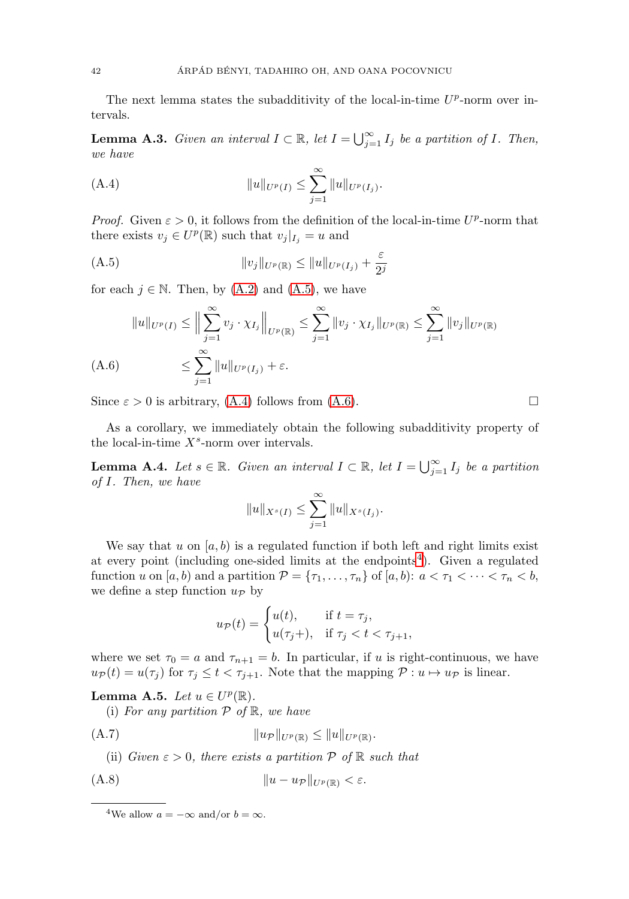The next lemma states the subadditivity of the local-in-time $U^p$-norm over intervals.

**Lemma A.3.** *Given an interval $I \subset \mathbb{R}$, let $I = \bigcup_{j=1}^\infty I_j$ be a partition of $I$. Then, we have*

$$\|u\|_{U^p(I)} \le \sum_{j=1}^\infty \|u\|_{U^p(I_j)}. \tag{A.4}$$

*Proof.* Given $\varepsilon > 0$, it follows from the definition of the local-in-time $U^p$-norm that there exists $v_j \in U^p(\mathbb{R})$ such that $v_j|_{I_j} = u$ and

$$\|v_j\|_{U^p(\mathbb{R})} \le \|u\|_{U^p(I_j)} + \frac{\varepsilon}{2^j} \tag{A.5}$$

for each $j \in \mathbb{N}$. Then, by (A.2) and (A.5), we have

$$\begin{aligned}
\|u\|_{U^p(I)} &\le \Big\| \sum_{j=1}^\infty v_j \cdot \chi_{I_j} \Big\|_{U^p(\mathbb{R})} \le \sum_{j=1}^\infty \|v_j \cdot \chi_{I_j}\|_{U^p(\mathbb{R})} \le \sum_{j=1}^\infty \|v_j\|_{U^p(\mathbb{R})} \\
&\le \sum_{j=1}^\infty \|u\|_{U^p(I_j)} + \varepsilon.
\end{aligned} \tag{A.6}$$

Since $\varepsilon > 0$ is arbitrary, (A.4) follows from (A.6). $\square$

As a corollary, we immediately obtain the following subadditivity property of the local-in-time $X^s$-norm over intervals.

**Lemma A.4.** *Let $s \in \mathbb{R}$. Given an interval $I \subset \mathbb{R}$, let $I = \bigcup_{j=1}^\infty I_j$ be a partition of $I$. Then, we have*

$$\|u\|_{X^s(I)} \le \sum_{j=1}^\infty \|u\|_{X^s(I_j)}.$$

We say that $u$ on $[a, b)$ is a regulated function if both left and right limits exist at every point (including one-sided limits at the endpoints[4]). Given a regulated function $u$ on $[a, b)$ and a partition $\mathcal{P} = \{\tau_1, \dots, \tau_n\}$ of $[a, b)$: $a < \tau_1 < \dots < \tau_n < b$, we define a step function $u_{\mathcal{P}}$ by

$$u_{\mathcal{P}}(t) = \begin{cases} u(t), & \text{if } t = \tau_j, \\ u(\tau_j+), & \text{if } \tau_j < t < \tau_{j+1}, \end{cases}$$

where we set $\tau_0 = a$ and $\tau_{n+1} = b$. In particular, if $u$ is right-continuous, we have $u_{\mathcal{P}}(t) = u(\tau_j)$ for $\tau_j \le t < \tau_{j+1}$. Note that the mapping $\mathcal{P} : u \mapsto u_{\mathcal{P}}$ is linear.

**Lemma A.5.** *Let $u \in U^p(\mathbb{R})$.*

(i) *For any partition $\mathcal{P}$ of $\mathbb{R}$, we have*

$$\|u_{\mathcal{P}}\|_{U^p(\mathbb{R})} \le \|u\|_{U^p(\mathbb{R})}. \tag{A.7}$$

(ii) *Given $\varepsilon > 0$, there exists a partition $\mathcal{P}$ of $\mathbb{R}$ such that*

$$\|u - u_{\mathcal{P}}\|_{U^p(\mathbb{R})} < \varepsilon. \tag{A.8}$$

[4] We allow $a = -\infty$ and/or $b = \infty$.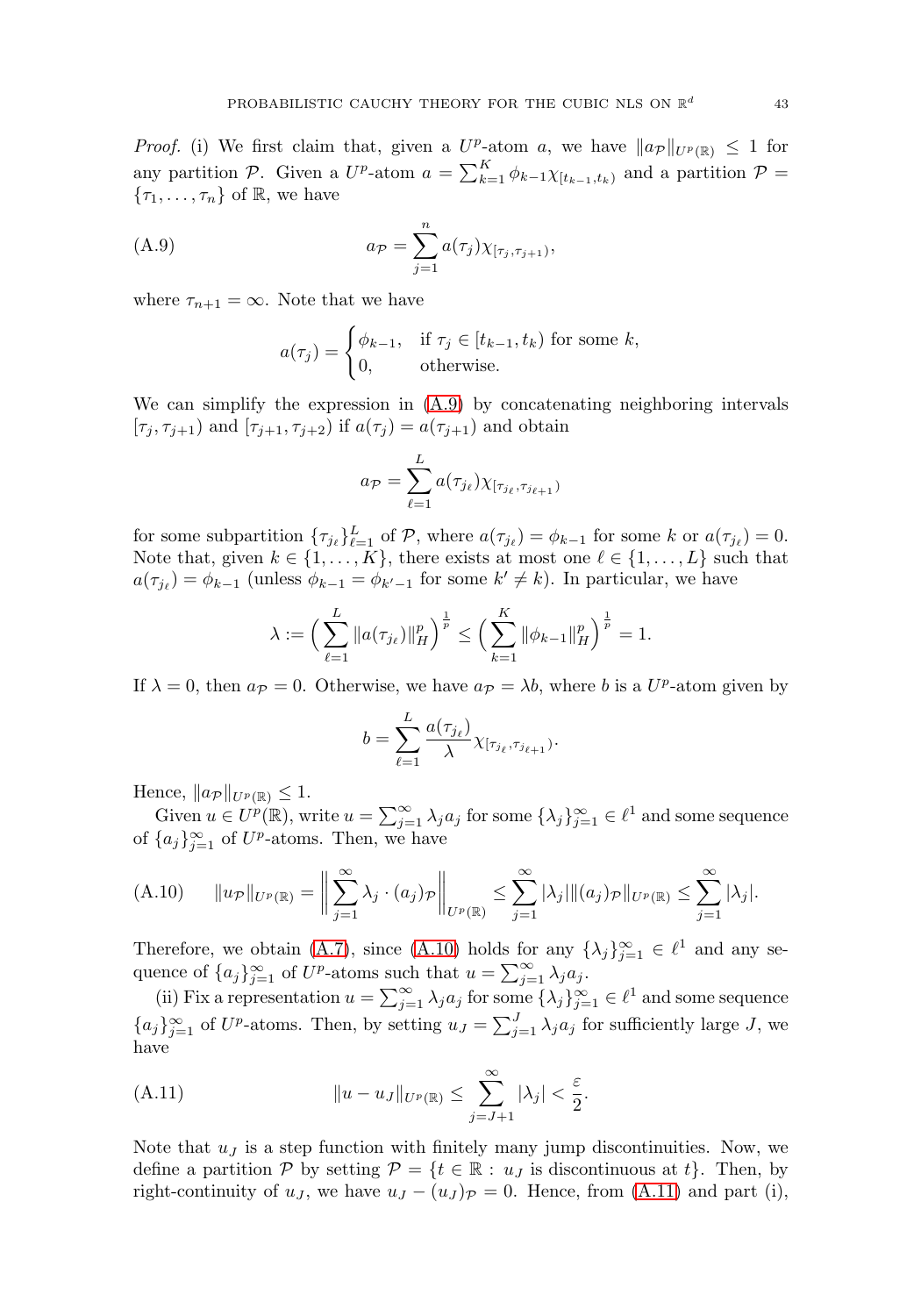*Proof.* (i) We first claim that, given a $U^p$-atom $a$, we have $\|a_{\mathcal{P}}\|_{U^p(\mathbb{R})} \leq 1$ for any partition $\mathcal{P}$. Given a $U^p$-atom $a = \sum_{k=1}^K \phi_{k-1}\chi_{[t_{k-1},t_k)}$ and a partition $\mathcal{P} = \{\tau_1, \dots, \tau_n\}$ of $\mathbb{R}$, we have

$$a_{\mathcal{P}} = \sum_{j=1}^n a(\tau_j)\chi_{[\tau_j,\tau_{j+1})}, \tag{A.9}$$

where $\tau_{n+1} = \infty$. Note that we have

$$a(\tau_j) = \begin{cases} \phi_{k-1}, & \text{if } \tau_j \in [t_{k-1}, t_k) \text{ for some } k, \\ 0, & \text{otherwise.} \end{cases}$$

We can simplify the expression in (A.9) by concatenating neighboring intervals $[\tau_j, \tau_{j+1})$ and $[\tau_{j+1}, \tau_{j+2})$ if $a(\tau_j) = a(\tau_{j+1})$ and obtain

$$a_{\mathcal{P}} = \sum_{\ell=1}^L a(\tau_{j_\ell})\chi_{[\tau_{j_\ell},\tau_{j_{\ell+1}})}$$

for some subpartition $\{\tau_{j_\ell}\}_{\ell=1}^L$ of $\mathcal{P}$, where $a(\tau_{j_\ell}) = \phi_{k-1}$ for some $k$ or $a(\tau_{j_\ell}) = 0$. Note that, given $k \in \{1, \dots, K\}$, there exists at most one $\ell \in \{1, \dots, L\}$ such that $a(\tau_{j_\ell}) = \phi_{k-1}$ (unless $\phi_{k-1} = \phi_{k'-1}$ for some $k' \neq k$). In particular, we have

$$\lambda := \Big(\sum_{\ell=1}^L \|a(\tau_{j_\ell})\|_H^p\Big)^{\frac{1}{p}} \leq \Big(\sum_{k=1}^K \|\phi_{k-1}\|_H^p\Big)^{\frac{1}{p}} = 1.$$

If $\lambda = 0$, then $a_{\mathcal{P}} = 0$. Otherwise, we have $a_{\mathcal{P}} = \lambda b$, where $b$ is a $U^p$-atom given by

$$b = \sum_{\ell=1}^L \frac{a(\tau_{j_\ell})}{\lambda}\chi_{[\tau_{j_\ell},\tau_{j_{\ell+1}})}.$$

Hence, $\|a_{\mathcal{P}}\|_{U^p(\mathbb{R})} \leq 1$.

Given $u \in U^p(\mathbb{R})$, write $u = \sum_{j=1}^\infty \lambda_j a_j$ for some $\{\lambda_j\}_{j=1}^\infty \in \ell^1$ and some sequence of $\{a_j\}_{j=1}^\infty$ of $U^p$-atoms. Then, we have

$$\|u_{\mathcal{P}}\|_{U^p(\mathbb{R})} = \Big\|\sum_{j=1}^\infty \lambda_j \cdot (a_j)_{\mathcal{P}}\Big\|_{U^p(\mathbb{R})} \leq \sum_{j=1}^\infty |\lambda_j| \|(a_j)_{\mathcal{P}}\|_{U^p(\mathbb{R})} \leq \sum_{j=1}^\infty |\lambda_j|. \tag{A.10}$$

Therefore, we obtain (A.7), since (A.10) holds for any $\{\lambda_j\}_{j=1}^\infty \in \ell^1$ and any sequence of $\{a_j\}_{j=1}^\infty$ of $U^p$-atoms such that $u = \sum_{j=1}^\infty \lambda_j a_j$.

(ii) Fix a representation $u = \sum_{j=1}^\infty \lambda_j a_j$ for some $\{\lambda_j\}_{j=1}^\infty \in \ell^1$ and some sequence $\{a_j\}_{j=1}^\infty$ of $U^p$-atoms. Then, by setting $u_J = \sum_{j=1}^J \lambda_j a_j$ for sufficiently large $J$, we have

$$\|u - u_J\|_{U^p(\mathbb{R})} \leq \sum_{j=J+1}^\infty |\lambda_j| < \frac{\varepsilon}{2}. \tag{A.11}$$

Note that $u_J$ is a step function with finitely many jump discontinuities. Now, we define a partition $\mathcal{P}$ by setting $\mathcal{P} = \{t \in \mathbb{R} : u_J \text{ is discontinuous at } t\}$. Then, by right-continuity of $u_J$, we have $u_J - (u_J)_{\mathcal{P}} = 0$. Hence, from (A.11) and part (i),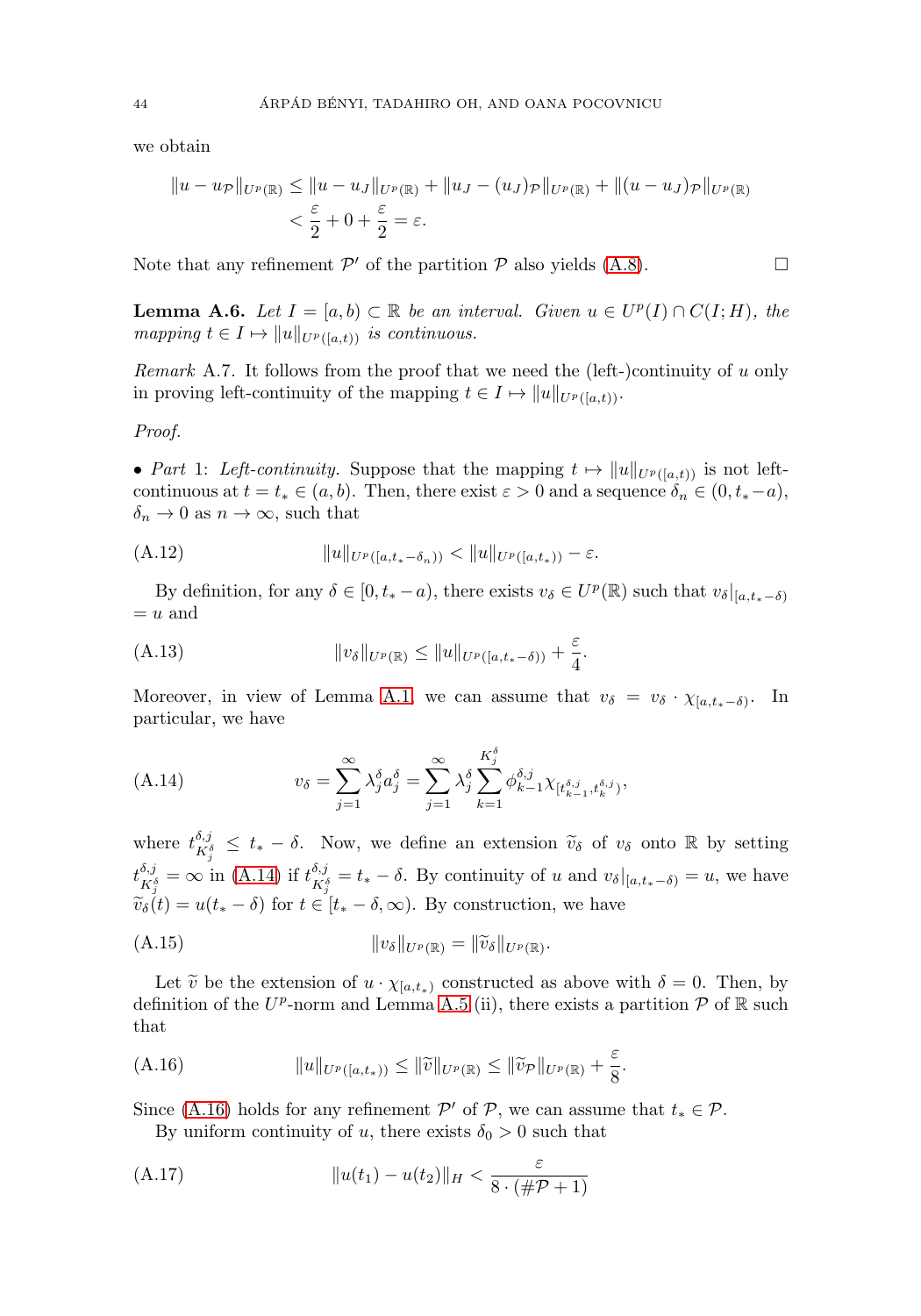we obtain

$$\|u - u_{\mathcal{P}}\|_{U^p(\mathbb{R})} \leq \|u - u_J\|_{U^p(\mathbb{R})} + \|u_J - (u_J)_{\mathcal{P}}\|_{U^p(\mathbb{R})} + \|(u - u_J)_{\mathcal{P}}\|_{U^p(\mathbb{R})}$$
$$< \frac{\varepsilon}{2} + 0 + \frac{\varepsilon}{2} = \varepsilon.$$

Note that any refinement $\mathcal{P}'$ of the partition $\mathcal{P}$ also yields (A.8). $\square$

**Lemma A.6.** *Let $I = [a, b) \subset \mathbb{R}$ be an interval. Given $u \in U^p(I) \cap C(I; H)$, the mapping $t \in I \mapsto \|u\|_{U^p([a,t))}$ is continuous.*

*Remark* A.7. It follows from the proof that we need the (left-)continuity of $u$ only in proving left-continuity of the mapping $t \in I \mapsto \|u\|_{U^p([a,t))}$.

*Proof.*

• *Part* 1: *Left-continuity.* Suppose that the mapping $t \mapsto \|u\|_{U^p([a,t))}$ is not left-continuous at $t = t_* \in (a, b)$. Then, there exist $\varepsilon > 0$ and a sequence $\delta_n \in (0, t_* - a)$, $\delta_n \to 0$ as $n \to \infty$, such that

$$\|u\|_{U^p([a,t_*-\delta_n))} < \|u\|_{U^p([a,t_*))} - \varepsilon. \tag{A.12}$$

By definition, for any $\delta \in [0, t_* - a)$, there exists $v_\delta \in U^p(\mathbb{R})$ such that $v_\delta|_{[a,t_*-\delta)} = u$ and

$$\|v_\delta\|_{U^p(\mathbb{R})} \leq \|u\|_{U^p([a,t_*-\delta))} + \frac{\varepsilon}{4}. \tag{A.13}$$

Moreover, in view of Lemma A.1 we can assume that $v_\delta = v_\delta \cdot \chi_{[a,t_*-\delta)}$. In particular, we have

$$v_\delta = \sum_{j=1}^{\infty} \lambda_j^\delta a_j^\delta = \sum_{j=1}^{\infty} \lambda_j^\delta \sum_{k=1}^{K_j^\delta} \phi_{k-1}^{\delta,j} \chi_{[t_{k-1}^{\delta,j}, t_k^{\delta,j})}, \tag{A.14}$$

where $t_{K_j^\delta}^{\delta,j} \leq t_* - \delta$. Now, we define an extension $\widetilde{v}_\delta$ of $v_\delta$ onto $\mathbb{R}$ by setting $t_{K_j^\delta}^{\delta,j} = \infty$ in (A.14) if $t_{K_j^\delta}^{\delta,j} = t_* - \delta$. By continuity of $u$ and $v_\delta|_{[a,t_*-\delta)} = u$, we have $\widetilde{v}_\delta(t) = u(t_* - \delta)$ for $t \in [t_* - \delta, \infty)$. By construction, we have

$$\|v_\delta\|_{U^p(\mathbb{R})} = \|\widetilde{v}_\delta\|_{U^p(\mathbb{R})}. \tag{A.15}$$

Let $\widetilde{v}$ be the extension of $u \cdot \chi_{[a,t_*)}$ constructed as above with $\delta = 0$. Then, by definition of the $U^p$-norm and Lemma A.5 (ii), there exists a partition $\mathcal{P}$ of $\mathbb{R}$ such that

$$\|u\|_{U^p([a,t_*))} \leq \|\widetilde{v}\|_{U^p(\mathbb{R})} \leq \|\widetilde{v}_{\mathcal{P}}\|_{U^p(\mathbb{R})} + \frac{\varepsilon}{8}. \tag{A.16}$$

Since (A.16) holds for any refinement $\mathcal{P}'$ of $\mathcal{P}$, we can assume that $t_* \in \mathcal{P}$.

By uniform continuity of $u$, there exists $\delta_0 > 0$ such that

$$\|u(t_1) - u(t_2)\|_H < \frac{\varepsilon}{8 \cdot (\#\mathcal{P} + 1)} \tag{A.17}$$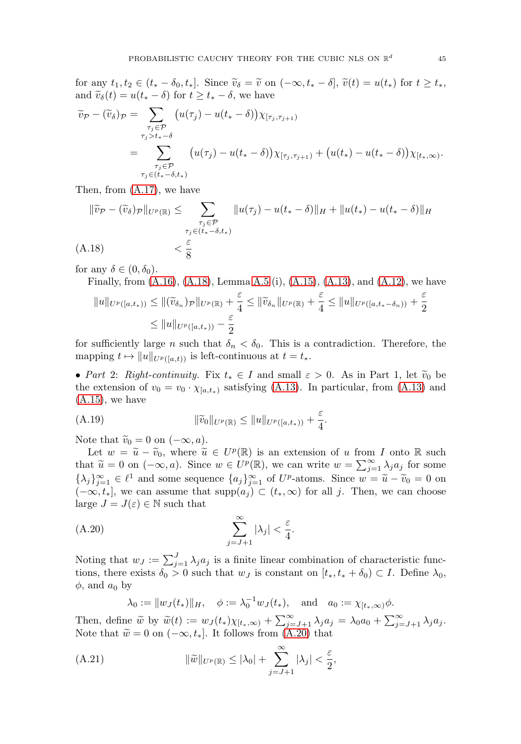for any $t_1, t_2 \in (t_* - \delta_0, t_*]$. Since $\widetilde{v}_\delta = \widetilde{v}$ on $(-\infty, t_* - \delta]$, $\widetilde{v}(t) = u(t_*)$ for $t \geq t_*$, and $\widetilde{v}_\delta(t) = u(t_* - \delta)$ for $t \geq t_* - \delta$, we have

$$
\begin{aligned}
\widetilde{v}_{\mathcal{P}} - (\widetilde{v}_\delta)_{\mathcal{P}} &= \sum_{\substack{\tau_j \in \mathcal{P} \\ \tau_j > t_* - \delta}} \big(u(\tau_j) - u(t_* - \delta)\big)\chi_{[\tau_j, \tau_{j+1})} \\
&= \sum_{\substack{\tau_j \in \mathcal{P} \\ \tau_j \in (t_* - \delta, t_*)}} \big(u(\tau_j) - u(t_* - \delta)\big)\chi_{[\tau_j, \tau_{j+1})} + \big(u(t_*) - u(t_* - \delta)\big)\chi_{[t_*, \infty)}.
\end{aligned}
$$

Then, from (A.17), we have

$$
\begin{aligned}
\|\widetilde{v}_{\mathcal{P}} - (\widetilde{v}_\delta)_{\mathcal{P}}\|_{U^p(\mathbb{R})} &\leq \sum_{\substack{\tau_j \in \mathcal{P} \\ \tau_j \in (t_* - \delta, t_*)}} \|u(\tau_j) - u(t_* - \delta)\|_H + \|u(t_*) - u(t_* - \delta)\|_H \\
&< \frac{\varepsilon}{8} \qquad\qquad\qquad\qquad\qquad\qquad\qquad\qquad\qquad\qquad\qquad\qquad \text{(A.18)}
\end{aligned}
$$

for any $\delta \in (0, \delta_0)$.

Finally, from (A.16), (A.18), Lemma A.5 (i), (A.15), (A.13), and (A.12), we have

$$
\begin{aligned}
\|u\|_{U^p([a,t_*))} &\leq \|(\widetilde{v}_{\delta_n})_{\mathcal{P}}\|_{U^p(\mathbb{R})} + \frac{\varepsilon}{4} \leq \|\widetilde{v}_{\delta_n}\|_{U^p(\mathbb{R})} + \frac{\varepsilon}{4} \leq \|u\|_{U^p([a, t_* - \delta_n))} + \frac{\varepsilon}{2} \\
&\leq \|u\|_{U^p([a,t_*))} - \frac{\varepsilon}{2}
\end{aligned}
$$

for sufficiently large $n$ such that $\delta_n < \delta_0$. This is a contradiction. Therefore, the mapping $t \mapsto \|u\|_{U^p([a,t))}$ is left-continuous at $t = t_*$.

• *Part 2: Right-continuity.* Fix $t_* \in I$ and small $\varepsilon > 0$. As in Part 1, let $\widetilde{v}_0$ be the extension of $v_0 = v_0 \cdot \chi_{[a,t_*)}$ satisfying (A.13). In particular, from (A.13) and (A.15), we have

$$
\|\widetilde{v}_0\|_{U^p(\mathbb{R})} \leq \|u\|_{U^p([a,t_*))} + \frac{\varepsilon}{4}. \tag{A.19}
$$

Note that $\widetilde{v}_0 = 0$ on $(-\infty, a)$.

Let $w = \widetilde{u} - \widetilde{v}_0$, where $\widetilde{u} \in U^p(\mathbb{R})$ is an extension of $u$ from $I$ onto $\mathbb{R}$ such that $\widetilde{u} = 0$ on $(-\infty, a)$. Since $w \in U^p(\mathbb{R})$, we can write $w = \sum_{j=1}^\infty \lambda_j a_j$ for some $\{\lambda_j\}_{j=1}^\infty \in \ell^1$ and some sequence $\{a_j\}_{j=1}^\infty$ of $U^p$-atoms. Since $w = \widetilde{u} - \widetilde{v}_0 = 0$ on $(-\infty, t_*]$, we can assume that $\operatorname{supp}(a_j) \subset (t_*, \infty)$ for all $j$. Then, we can choose large $J = J(\varepsilon) \in \mathbb{N}$ such that

$$
\sum_{j=J+1}^\infty |\lambda_j| < \frac{\varepsilon}{4}. \tag{A.20}
$$

Noting that $w_J := \sum_{j=1}^J \lambda_j a_j$ is a finite linear combination of characteristic functions, there exists $\delta_0 > 0$ such that $w_J$ is constant on $[t_*, t_* + \delta_0) \subset I$. Define $\lambda_0$, $\phi$, and $a_0$ by

$$
\lambda_0 := \|w_J(t_*)\|_H, \quad \phi := \lambda_0^{-1} w_J(t_*), \quad \text{and} \quad a_0 := \chi_{[t_*,\infty)}\phi.
$$

Then, define $\widetilde{w}$ by $\widetilde{w}(t) := w_J(t_*)\chi_{[t_*,\infty)} + \sum_{j=J+1}^\infty \lambda_j a_j = \lambda_0 a_0 + \sum_{j=J+1}^\infty \lambda_j a_j$. Note that $\widetilde{w} = 0$ on $(-\infty, t_*]$. It follows from (A.20) that

$$
\|\widetilde{w}\|_{U^p(\mathbb{R})} \leq |\lambda_0| + \sum_{j=J+1}^\infty |\lambda_j| < \frac{\varepsilon}{2}, \tag{A.21}
$$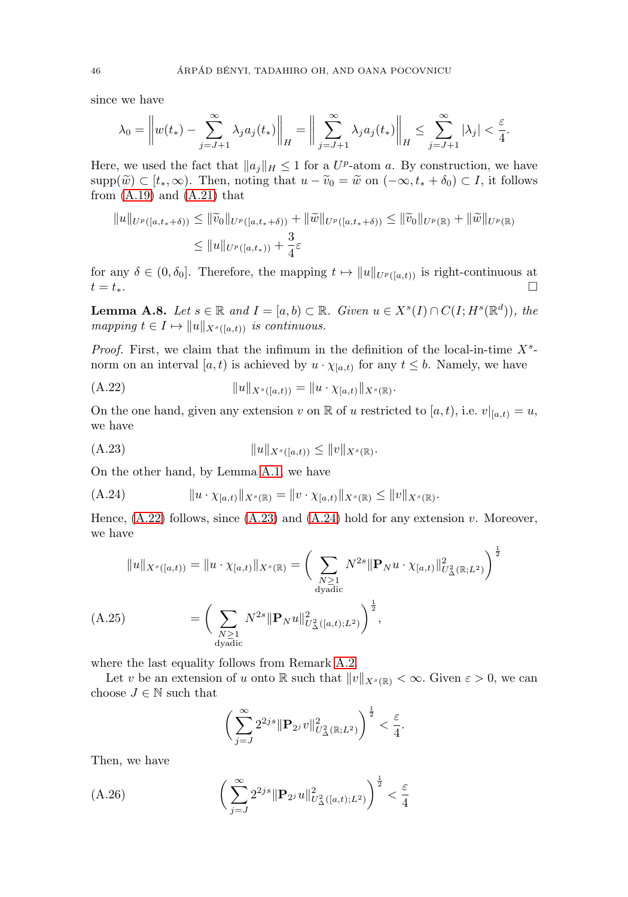since we have

$$\lambda_0 = \bigg\| w(t_*) - \sum_{j=J+1}^{\infty} \lambda_j a_j(t_*) \bigg\|_H = \bigg\| \sum_{j=J+1}^{\infty} \lambda_j a_j(t_*) \bigg\|_H \leq \sum_{j=J+1}^{\infty} |\lambda_j| < \frac{\varepsilon}{4}.$$

Here, we used the fact that $\|a_j\|_H \leq 1$ for a $U^p$-atom $a$. By construction, we have $\operatorname{supp}(\widetilde{w}) \subset [t_*, \infty)$. Then, noting that $u - \widetilde{v}_0 = \widetilde{w}$ on $(-\infty, t_* + \delta_0) \subset I$, it follows from (A.19) and (A.21) that

$$\begin{aligned}
\|u\|_{U^p([a,t_*+\delta))} &\leq \|\widetilde{v}_0\|_{U^p([a,t_*+\delta))} + \|\widetilde{w}\|_{U^p([a,t_*+\delta))} \leq \|\widetilde{v}_0\|_{U^p(\mathbb{R})} + \|\widetilde{w}\|_{U^p(\mathbb{R})} \\
&\leq \|u\|_{U^p([a,t_*))} + \frac{3}{4}\varepsilon
\end{aligned}$$

for any $\delta \in (0, \delta_0]$. Therefore, the mapping $t \mapsto \|u\|_{U^p([a,t))}$ is right-continuous at $t = t_*$. $\square$

**Lemma A.8.** *Let $s \in \mathbb{R}$ and $I = [a,b) \subset \mathbb{R}$. Given $u \in X^s(I) \cap C(I; H^s(\mathbb{R}^d))$, the mapping $t \in I \mapsto \|u\|_{X^s([a,t))}$ is continuous.*

*Proof.* First, we claim that the infimum in the definition of the local-in-time $X^s$-norm on an interval $[a,t)$ is achieved by $u \cdot \chi_{[a,t)}$ for any $t \leq b$. Namely, we have

$$\|u\|_{X^s([a,t))} = \|u \cdot \chi_{[a,t)}\|_{X^s(\mathbb{R})}. \tag{A.22}$$

On the one hand, given any extension $v$ on $\mathbb{R}$ of $u$ restricted to $[a,t)$, i.e. $v|_{[a,t)} = u$, we have

$$\|u\|_{X^s([a,t))} \leq \|v\|_{X^s(\mathbb{R})}. \tag{A.23}$$

On the other hand, by Lemma A.1, we have

$$\|u \cdot \chi_{[a,t)}\|_{X^s(\mathbb{R})} = \|v \cdot \chi_{[a,t)}\|_{X^s(\mathbb{R})} \leq \|v\|_{X^s(\mathbb{R})}. \tag{A.24}$$

Hence, (A.22) follows, since (A.23) and (A.24) hold for any extension $v$. Moreover, we have

$$\begin{aligned}
\|u\|_{X^s([a,t))} = \|u \cdot \chi_{[a,t)}\|_{X^s(\mathbb{R})} &= \bigg( \sum_{\substack{N \geq 1 \\ \text{dyadic}}} N^{2s} \|\mathbf{P}_N u \cdot \chi_{[a,t)}\|^2_{U^2_\Delta(\mathbb{R}; L^2)} \bigg)^{\frac{1}{2}} \\
&= \bigg( \sum_{\substack{N \geq 1 \\ \text{dyadic}}} N^{2s} \|\mathbf{P}_N u\|^2_{U^2_\Delta([a,t); L^2)} \bigg)^{\frac{1}{2}},
\end{aligned} \tag{A.25}$$

where the last equality follows from Remark A.2.

Let $v$ be an extension of $u$ onto $\mathbb{R}$ such that $\|v\|_{X^s(\mathbb{R})} < \infty$. Given $\varepsilon > 0$, we can choose $J \in \mathbb{N}$ such that

$$\bigg( \sum_{j=J}^{\infty} 2^{2js} \|\mathbf{P}_{2^j} v\|^2_{U^2_\Delta(\mathbb{R}; L^2)} \bigg)^{\frac{1}{2}} < \frac{\varepsilon}{4}.$$

Then, we have

$$\bigg( \sum_{j=J}^{\infty} 2^{2js} \|\mathbf{P}_{2^j} u\|^2_{U^2_\Delta([a,t); L^2)} \bigg)^{\frac{1}{2}} < \frac{\varepsilon}{4} \tag{A.26}$$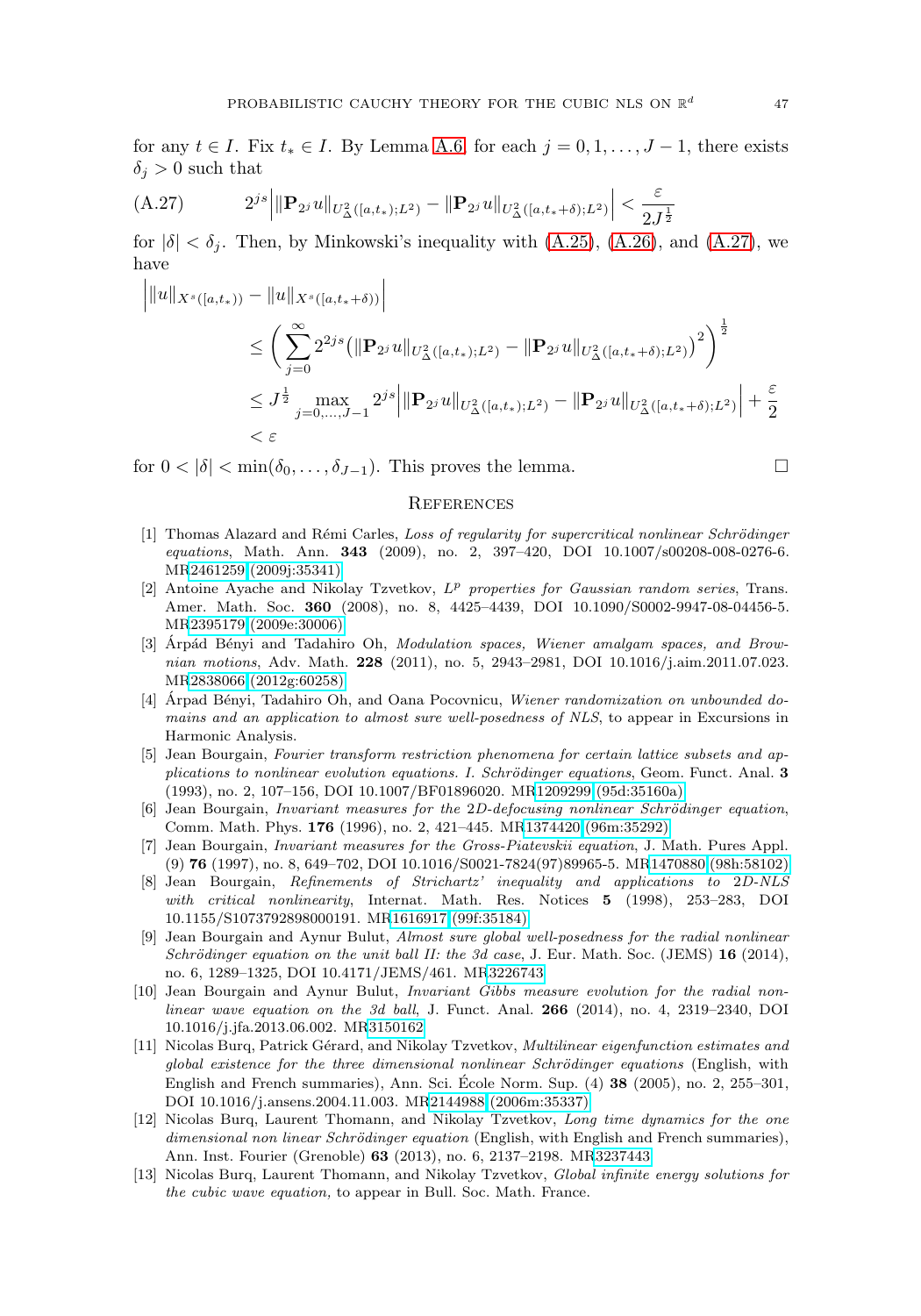for any $t \in I$. Fix $t_* \in I$. By Lemma A.6, for each $j = 0, 1, \dots, J-1$, there exists $\delta_j > 0$ such that

$$2^{js} \Big| \|\mathbf{P}_{2^j} u\|_{U^2_\Delta([a,t_*);L^2)} - \|\mathbf{P}_{2^j} u\|_{U^2_\Delta([a,t_*+\delta);L^2)} \Big| < \frac{\varepsilon}{2J^{\frac{1}{2}}} \tag{A.27}$$

for $|\delta| < \delta_j$. Then, by Minkowski's inequality with (A.25), (A.26), and (A.27), we have

$$\begin{aligned}
&\Big| \|u\|_{X^s([a,t_*))} - \|u\|_{X^s([a,t_*+\delta))} \Big| \\
&\qquad \leq \bigg( \sum_{j=0}^\infty 2^{2js} \big( \|\mathbf{P}_{2^j} u\|_{U^2_\Delta([a,t_*);L^2)} - \|\mathbf{P}_{2^j} u\|_{U^2_\Delta([a,t_*+\delta);L^2)} \big)^2 \bigg)^{\frac{1}{2}} \\
&\qquad \leq J^{\frac{1}{2}} \max_{j=0,\dots,J-1} 2^{js} \Big| \|\mathbf{P}_{2^j} u\|_{U^2_\Delta([a,t_*);L^2)} - \|\mathbf{P}_{2^j} u\|_{U^2_\Delta([a,t_*+\delta);L^2)} \Big| + \frac{\varepsilon}{2} \\
&\qquad < \varepsilon
\end{aligned}$$

for $0 < |\delta| < \min(\delta_0, \dots, \delta_{J-1})$. This proves the lemma. □

## References

[1] Thomas Alazard and Rémi Carles, *Loss of regularity for supercritical nonlinear Schrödinger equations*, Math. Ann. **343** (2009), no. 2, 397–420, DOI 10.1007/s00208-008-0276-6. MR2461259 (2009j:35341)

[2] Antoine Ayache and Nikolay Tzvetkov, *$L^p$ properties for Gaussian random series*, Trans. Amer. Math. Soc. **360** (2008), no. 8, 4425–4439, DOI 10.1090/S0002-9947-08-04456-5. MR2395179 (2009e:30006)

[3] Árpád Bényi and Tadahiro Oh, *Modulation spaces, Wiener amalgam spaces, and Brownian motions*, Adv. Math. **228** (2011), no. 5, 2943–2981, DOI 10.1016/j.aim.2011.07.023. MR2838066 (2012g:60258)

[4] Árpad Bényi, Tadahiro Oh, and Oana Pocovnicu, *Wiener randomization on unbounded domains and an application to almost sure well-posedness of NLS*, to appear in Excursions in Harmonic Analysis.

[5] Jean Bourgain, *Fourier transform restriction phenomena for certain lattice subsets and applications to nonlinear evolution equations. I. Schrödinger equations*, Geom. Funct. Anal. **3** (1993), no. 2, 107–156, DOI 10.1007/BF01896020. MR1209299 (95d:35160a)

[6] Jean Bourgain, *Invariant measures for the 2D-defocusing nonlinear Schrödinger equation*, Comm. Math. Phys. **176** (1996), no. 2, 421–445. MR1374420 (96m:35292)

[7] Jean Bourgain, *Invariant measures for the Gross-Piatevskii equation*, J. Math. Pures Appl. (9) **76** (1997), no. 8, 649–702, DOI 10.1016/S0021-7824(97)89965-5. MR1470880 (98h:58102)

[8] Jean Bourgain, *Refinements of Strichartz' inequality and applications to 2D-NLS with critical nonlinearity*, Internat. Math. Res. Notices **5** (1998), 253–283, DOI 10.1155/S1073792898000191. MR1616917 (99f:35184)

[9] Jean Bourgain and Aynur Bulut, *Almost sure global well-posedness for the radial nonlinear Schrödinger equation on the unit ball II: the 3d case*, J. Eur. Math. Soc. (JEMS) **16** (2014), no. 6, 1289–1325, DOI 10.4171/JEMS/461. MR3226743

[10] Jean Bourgain and Aynur Bulut, *Invariant Gibbs measure evolution for the radial nonlinear wave equation on the 3d ball*, J. Funct. Anal. **266** (2014), no. 4, 2319–2340, DOI 10.1016/j.jfa.2013.06.002. MR3150162

[11] Nicolas Burq, Patrick Gérard, and Nikolay Tzvetkov, *Multilinear eigenfunction estimates and global existence for the three dimensional nonlinear Schrödinger equations* (English, with English and French summaries), Ann. Sci. École Norm. Sup. (4) **38** (2005), no. 2, 255–301, DOI 10.1016/j.ansens.2004.11.003. MR2144988 (2006m:35337)

[12] Nicolas Burq, Laurent Thomann, and Nikolay Tzvetkov, *Long time dynamics for the one dimensional non linear Schrödinger equation* (English, with English and French summaries), Ann. Inst. Fourier (Grenoble) **63** (2013), no. 6, 2137–2198. MR3237443

[13] Nicolas Burq, Laurent Thomann, and Nikolay Tzvetkov, *Global infinite energy solutions for the cubic wave equation,* to appear in Bull. Soc. Math. France.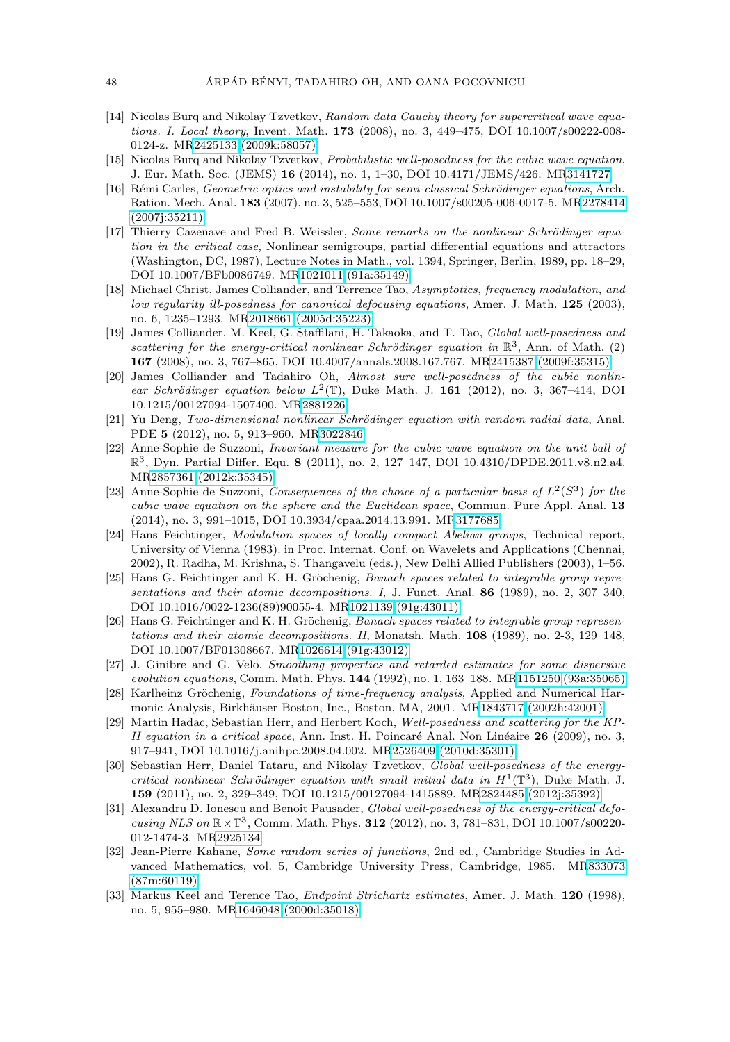[14] Nicolas Burq and Nikolay Tzvetkov, *Random data Cauchy theory for supercritical wave equations. I. Local theory*, Invent. Math. **173** (2008), no. 3, 449–475, DOI 10.1007/s00222-008-0124-z. MR2425133 (2009k:58057)

[15] Nicolas Burq and Nikolay Tzvetkov, *Probabilistic well-posedness for the cubic wave equation*, J. Eur. Math. Soc. (JEMS) **16** (2014), no. 1, 1–30, DOI 10.4171/JEMS/426. MR3141727

[16] Rémi Carles, *Geometric optics and instability for semi-classical Schrödinger equations*, Arch. Ration. Mech. Anal. **183** (2007), no. 3, 525–553, DOI 10.1007/s00205-006-0017-5. MR2278414 (2007j:35211)

[17] Thierry Cazenave and Fred B. Weissler, *Some remarks on the nonlinear Schrödinger equation in the critical case*, Nonlinear semigroups, partial differential equations and attractors (Washington, DC, 1987), Lecture Notes in Math., vol. 1394, Springer, Berlin, 1989, pp. 18–29, DOI 10.1007/BFb0086749. MR1021011 (91a:35149)

[18] Michael Christ, James Colliander, and Terrence Tao, *Asymptotics, frequency modulation, and low regularity ill-posedness for canonical defocusing equations*, Amer. J. Math. **125** (2003), no. 6, 1235–1293. MR2018661 (2005d:35223)

[19] James Colliander, M. Keel, G. Staffilani, H. Takaoka, and T. Tao, *Global well-posedness and scattering for the energy-critical nonlinear Schrödinger equation in* $\mathbb{R}^3$, Ann. of Math. (2) **167** (2008), no. 3, 767–865, DOI 10.4007/annals.2008.167.767. MR2415387 (2009f:35315)

[20] James Colliander and Tadahiro Oh, *Almost sure well-posedness of the cubic nonlinear Schrödinger equation below* $L^2(\mathbb{T})$, Duke Math. J. **161** (2012), no. 3, 367–414, DOI 10.1215/00127094-1507400. MR2881226

[21] Yu Deng, *Two-dimensional nonlinear Schrödinger equation with random radial data*, Anal. PDE **5** (2012), no. 5, 913–960. MR3022846

[22] Anne-Sophie de Suzzoni, *Invariant measure for the cubic wave equation on the unit ball of* $\mathbb{R}^3$, Dyn. Partial Differ. Equ. **8** (2011), no. 2, 127–147, DOI 10.4310/DPDE.2011.v8.n2.a4. MR2857361 (2012k:35345)

[23] Anne-Sophie de Suzzoni, *Consequences of the choice of a particular basis of* $L^2(S^3)$ *for the cubic wave equation on the sphere and the Euclidean space*, Commun. Pure Appl. Anal. **13** (2014), no. 3, 991–1015, DOI 10.3934/cpaa.2014.13.991. MR3177685

[24] Hans Feichtinger, *Modulation spaces of locally compact Abelian groups*, Technical report, University of Vienna (1983). in Proc. Internat. Conf. on Wavelets and Applications (Chennai, 2002), R. Radha, M. Krishna, S. Thangavelu (eds.), New Delhi Allied Publishers (2003), 1–56.

[25] Hans G. Feichtinger and K. H. Gröchenig, *Banach spaces related to integrable group representations and their atomic decompositions. I*, J. Funct. Anal. **86** (1989), no. 2, 307–340, DOI 10.1016/0022-1236(89)90055-4. MR1021139 (91g:43011)

[26] Hans G. Feichtinger and K. H. Gröchenig, *Banach spaces related to integrable group representations and their atomic decompositions. II*, Monatsh. Math. **108** (1989), no. 2-3, 129–148, DOI 10.1007/BF01308667. MR1026614 (91g:43012)

[27] J. Ginibre and G. Velo, *Smoothing properties and retarded estimates for some dispersive evolution equations*, Comm. Math. Phys. **144** (1992), no. 1, 163–188. MR1151250 (93a:35065)

[28] Karlheinz Gröchenig, *Foundations of time-frequency analysis*, Applied and Numerical Harmonic Analysis, Birkhäuser Boston, Inc., Boston, MA, 2001. MR1843717 (2002h:42001)

[29] Martin Hadac, Sebastian Herr, and Herbert Koch, *Well-posedness and scattering for the KP-II equation in a critical space*, Ann. Inst. H. Poincaré Anal. Non Linéaire **26** (2009), no. 3, 917–941, DOI 10.1016/j.anihpc.2008.04.002. MR2526409 (2010d:35301)

[30] Sebastian Herr, Daniel Tataru, and Nikolay Tzvetkov, *Global well-posedness of the energy-critical nonlinear Schrödinger equation with small initial data in* $H^1(\mathbb{T}^3)$, Duke Math. J. **159** (2011), no. 2, 329–349, DOI 10.1215/00127094-1415889. MR2824485 (2012j:35392)

[31] Alexandru D. Ionescu and Benoit Pausader, *Global well-posedness of the energy-critical defocusing NLS on* $\mathbb{R}\times\mathbb{T}^3$, Comm. Math. Phys. **312** (2012), no. 3, 781–831, DOI 10.1007/s00220-012-1474-3. MR2925134

[32] Jean-Pierre Kahane, *Some random series of functions*, 2nd ed., Cambridge Studies in Advanced Mathematics, vol. 5, Cambridge University Press, Cambridge, 1985. MR833073 (87m:60119)

[33] Markus Keel and Terence Tao, *Endpoint Strichartz estimates*, Amer. J. Math. **120** (1998), no. 5, 955–980. MR1646048 (2000d:35018)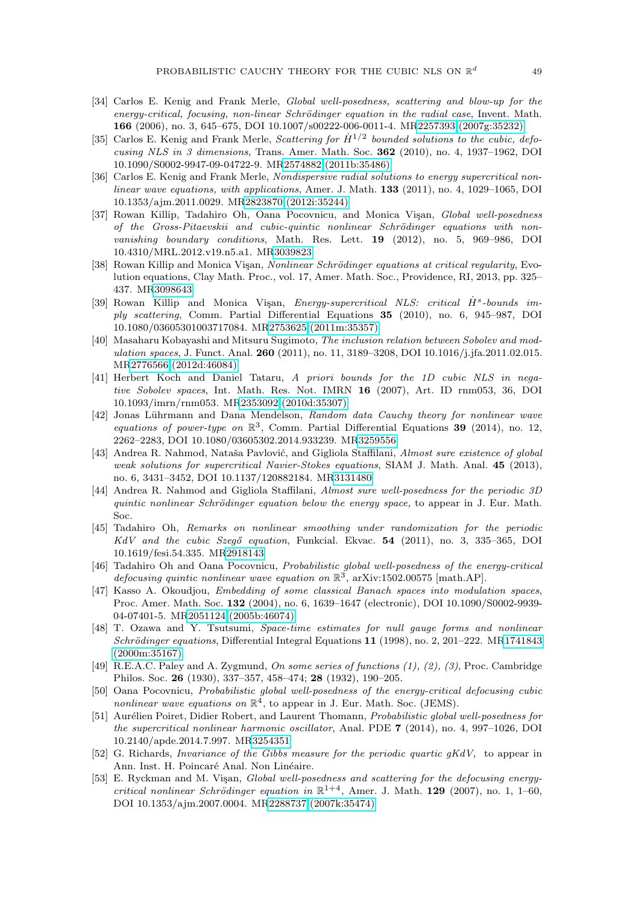[34] Carlos E. Kenig and Frank Merle, *Global well-posedness, scattering and blow-up for the energy-critical, focusing, non-linear Schrödinger equation in the radial case*, Invent. Math. **166** (2006), no. 3, 645–675, DOI 10.1007/s00222-006-0011-4. MR2257393 (2007g:35232)

[35] Carlos E. Kenig and Frank Merle, *Scattering for $\dot{H}^{1/2}$ bounded solutions to the cubic, defocusing NLS in 3 dimensions*, Trans. Amer. Math. Soc. **362** (2010), no. 4, 1937–1962, DOI 10.1090/S0002-9947-09-04722-9. MR2574882 (2011b:35486)

[36] Carlos E. Kenig and Frank Merle, *Nondispersive radial solutions to energy supercritical non-linear wave equations, with applications*, Amer. J. Math. **133** (2011), no. 4, 1029–1065, DOI 10.1353/ajm.2011.0029. MR2823870 (2012i:35244)

[37] Rowan Killip, Tadahiro Oh, Oana Pocovnicu, and Monica Vişan, *Global well-posedness of the Gross-Pitaevskii and cubic-quintic nonlinear Schrödinger equations with non-vanishing boundary conditions*, Math. Res. Lett. **19** (2012), no. 5, 969–986, DOI 10.4310/MRL.2012.v19.n5.a1. MR3039823

[38] Rowan Killip and Monica Vişan, *Nonlinear Schrödinger equations at critical regularity*, Evolution equations, Clay Math. Proc., vol. 17, Amer. Math. Soc., Providence, RI, 2013, pp. 325–437. MR3098643

[39] Rowan Killip and Monica Vişan, *Energy-supercritical NLS: critical $\dot{H}^s$-bounds imply scattering*, Comm. Partial Differential Equations **35** (2010), no. 6, 945–987, DOI 10.1080/03605301003717084. MR2753625 (2011m:35357)

[40] Masaharu Kobayashi and Mitsuru Sugimoto, *The inclusion relation between Sobolev and modulation spaces*, J. Funct. Anal. **260** (2011), no. 11, 3189–3208, DOI 10.1016/j.jfa.2011.02.015. MR2776566 (2012d:46084)

[41] Herbert Koch and Daniel Tataru, *A priori bounds for the 1D cubic NLS in negative Sobolev spaces*, Int. Math. Res. Not. IMRN **16** (2007), Art. ID rnm053, 36, DOI 10.1093/imrn/rnm053. MR2353092 (2010d:35307)

[42] Jonas Lührmann and Dana Mendelson, *Random data Cauchy theory for nonlinear wave equations of power-type on $\mathbb{R}^3$*, Comm. Partial Differential Equations **39** (2014), no. 12, 2262–2283, DOI 10.1080/03605302.2014.933239. MR3259556

[43] Andrea R. Nahmod, Nataša Pavlović, and Gigliola Staffilani, *Almost sure existence of global weak solutions for supercritical Navier-Stokes equations*, SIAM J. Math. Anal. **45** (2013), no. 6, 3431–3452, DOI 10.1137/120882184. MR3131480

[44] Andrea R. Nahmod and Gigliola Staffilani, *Almost sure well-posedness for the periodic 3D quintic nonlinear Schrödinger equation below the energy space,* to appear in J. Eur. Math. Soc.

[45] Tadahiro Oh, *Remarks on nonlinear smoothing under randomization for the periodic KdV and the cubic Szegő equation*, Funkcial. Ekvac. **54** (2011), no. 3, 335–365, DOI 10.1619/fesi.54.335. MR2918143

[46] Tadahiro Oh and Oana Pocovnicu, *Probabilistic global well-posedness of the energy-critical defocusing quintic nonlinear wave equation on $\mathbb{R}^3$*, arXiv:1502.00575 [math.AP].

[47] Kasso A. Okoudjou, *Embedding of some classical Banach spaces into modulation spaces*, Proc. Amer. Math. Soc. **132** (2004), no. 6, 1639–1647 (electronic), DOI 10.1090/S0002-9939-04-07401-5. MR2051124 (2005b:46074)

[48] T. Ozawa and Y. Tsutsumi, *Space-time estimates for null gauge forms and nonlinear Schrödinger equations*, Differential Integral Equations **11** (1998), no. 2, 201–222. MR1741843 (2000m:35167)

[49] R.E.A.C. Paley and A. Zygmund, *On some series of functions (1), (2), (3)*, Proc. Cambridge Philos. Soc. **26** (1930), 337–357, 458–474; **28** (1932), 190–205.

[50] Oana Pocovnicu, *Probabilistic global well-posedness of the energy-critical defocusing cubic nonlinear wave equations on $\mathbb{R}^4$*, to appear in J. Eur. Math. Soc. (JEMS).

[51] Aurélien Poiret, Didier Robert, and Laurent Thomann, *Probabilistic global well-posedness for the supercritical nonlinear harmonic oscillator*, Anal. PDE **7** (2014), no. 4, 997–1026, DOI 10.2140/apde.2014.7.997. MR3254351

[52] G. Richards, *Invariance of the Gibbs measure for the periodic quartic gKdV,* to appear in Ann. Inst. H. Poincaré Anal. Non Linéaire.

[53] E. Ryckman and M. Vişan, *Global well-posedness and scattering for the defocusing energy-critical nonlinear Schrödinger equation in $\mathbb{R}^{1+4}$*, Amer. J. Math. **129** (2007), no. 1, 1–60, DOI 10.1353/ajm.2007.0004. MR2288737 (2007k:35474)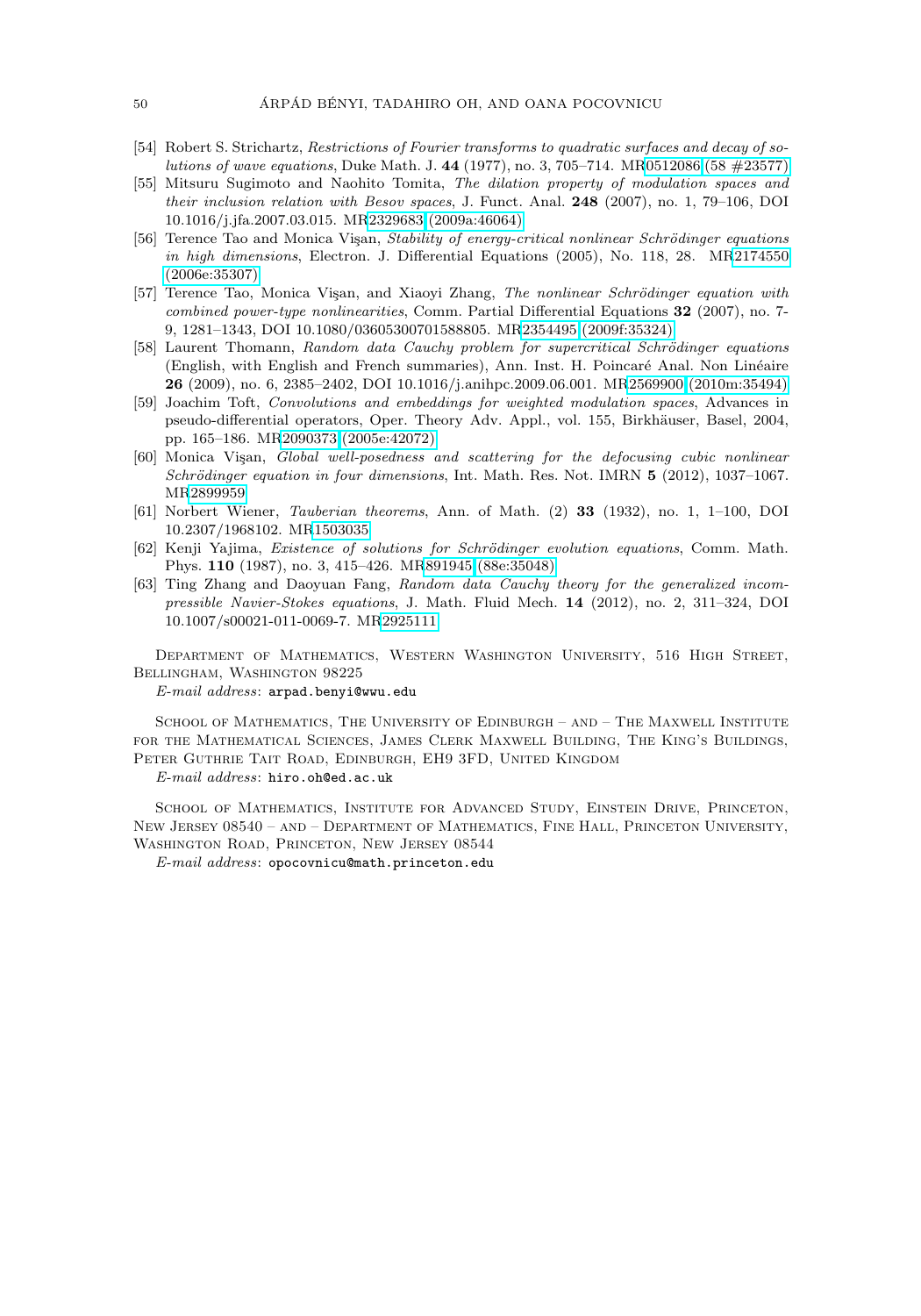[54] Robert S. Strichartz, *Restrictions of Fourier transforms to quadratic surfaces and decay of solutions of wave equations*, Duke Math. J. **44** (1977), no. 3, 705–714. MR0512086 (58 #23577)

[55] Mitsuru Sugimoto and Naohito Tomita, *The dilation property of modulation spaces and their inclusion relation with Besov spaces*, J. Funct. Anal. **248** (2007), no. 1, 79–106, DOI 10.1016/j.jfa.2007.03.015. MR2329683 (2009a:46064)

[56] Terence Tao and Monica Vişan, *Stability of energy-critical nonlinear Schrödinger equations in high dimensions*, Electron. J. Differential Equations (2005), No. 118, 28. MR2174550 (2006e:35307)

[57] Terence Tao, Monica Vişan, and Xiaoyi Zhang, *The nonlinear Schrödinger equation with combined power-type nonlinearities*, Comm. Partial Differential Equations **32** (2007), no. 7-9, 1281–1343, DOI 10.1080/03605300701588805. MR2354495 (2009f:35324)

[58] Laurent Thomann, *Random data Cauchy problem for supercritical Schrödinger equations* (English, with English and French summaries), Ann. Inst. H. Poincaré Anal. Non Linéaire **26** (2009), no. 6, 2385–2402, DOI 10.1016/j.anihpc.2009.06.001. MR2569900 (2010m:35494)

[59] Joachim Toft, *Convolutions and embeddings for weighted modulation spaces*, Advances in pseudo-differential operators, Oper. Theory Adv. Appl., vol. 155, Birkhäuser, Basel, 2004, pp. 165–186. MR2090373 (2005e:42072)

[60] Monica Vişan, *Global well-posedness and scattering for the defocusing cubic nonlinear Schrödinger equation in four dimensions*, Int. Math. Res. Not. IMRN **5** (2012), 1037–1067. MR2899959

[61] Norbert Wiener, *Tauberian theorems*, Ann. of Math. (2) **33** (1932), no. 1, 1–100, DOI 10.2307/1968102. MR1503035

[62] Kenji Yajima, *Existence of solutions for Schrödinger evolution equations*, Comm. Math. Phys. **110** (1987), no. 3, 415–426. MR891945 (88e:35048)

[63] Ting Zhang and Daoyuan Fang, *Random data Cauchy theory for the generalized incompressible Navier-Stokes equations*, J. Math. Fluid Mech. **14** (2012), no. 2, 311–324, DOI 10.1007/s00021-011-0069-7. MR2925111

Department of Mathematics, Western Washington University, 516 High Street, Bellingham, Washington 98225

*E-mail address*: arpad.benyi@wwu.edu

School of Mathematics, The University of Edinburgh – and – The Maxwell Institute for the Mathematical Sciences, James Clerk Maxwell Building, The King's Buildings, Peter Guthrie Tait Road, Edinburgh, EH9 3FD, United Kingdom

*E-mail address*: hiro.oh@ed.ac.uk

School of Mathematics, Institute for Advanced Study, Einstein Drive, Princeton, New Jersey 08540 – and – Department of Mathematics, Fine Hall, Princeton University, Washington Road, Princeton, New Jersey 08544

*E-mail address*: opocovnicu@math.princeton.edu